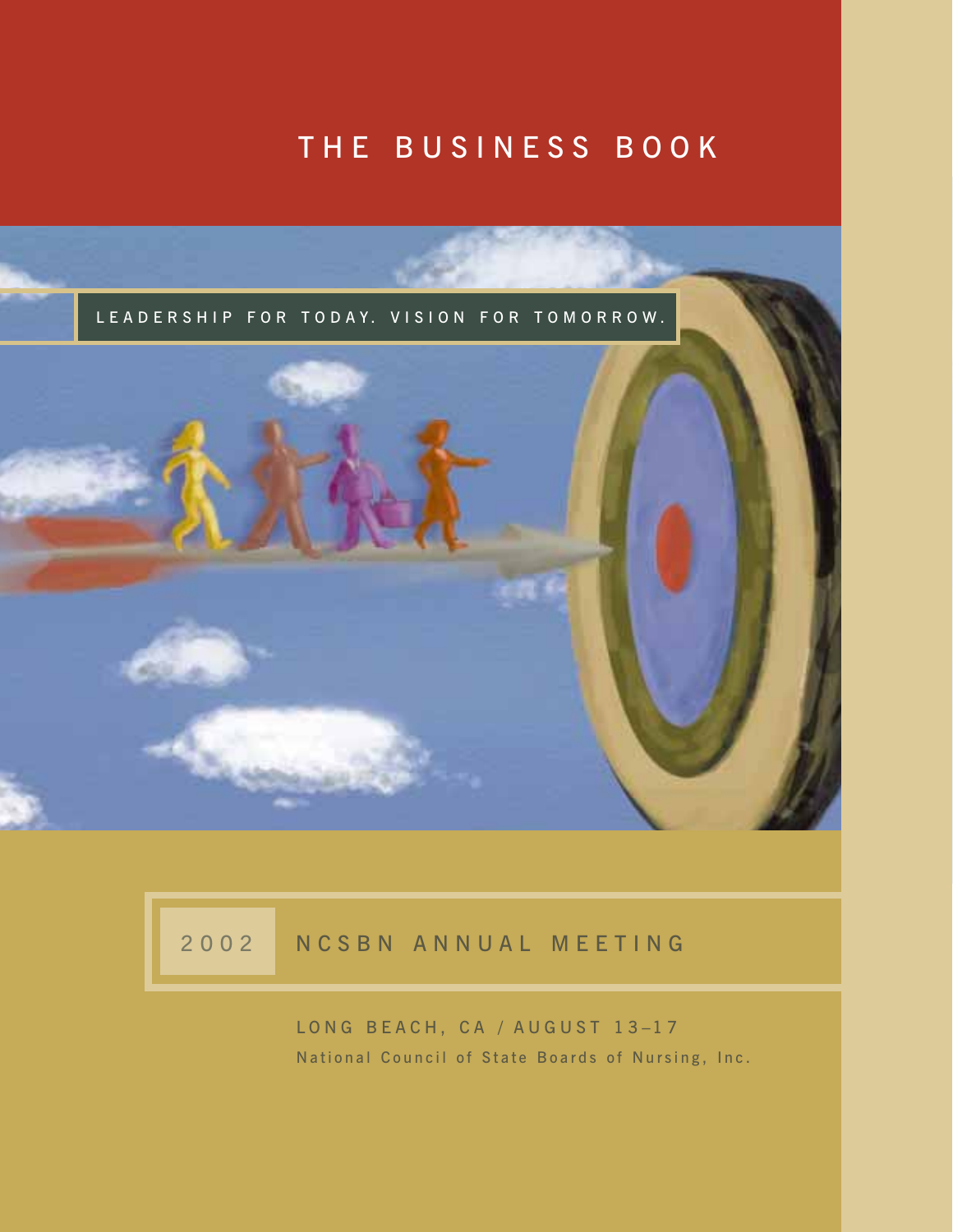# THE BUSINESS BOOK

LEADERSHIP FOR TODAY. VISION FOR TOMORROW.

## 2002 NCSBN ANNUAL MEETING

LONG BEACH, CA / AUGUST 13–17

National Council of State Boards of Nursing, Inc.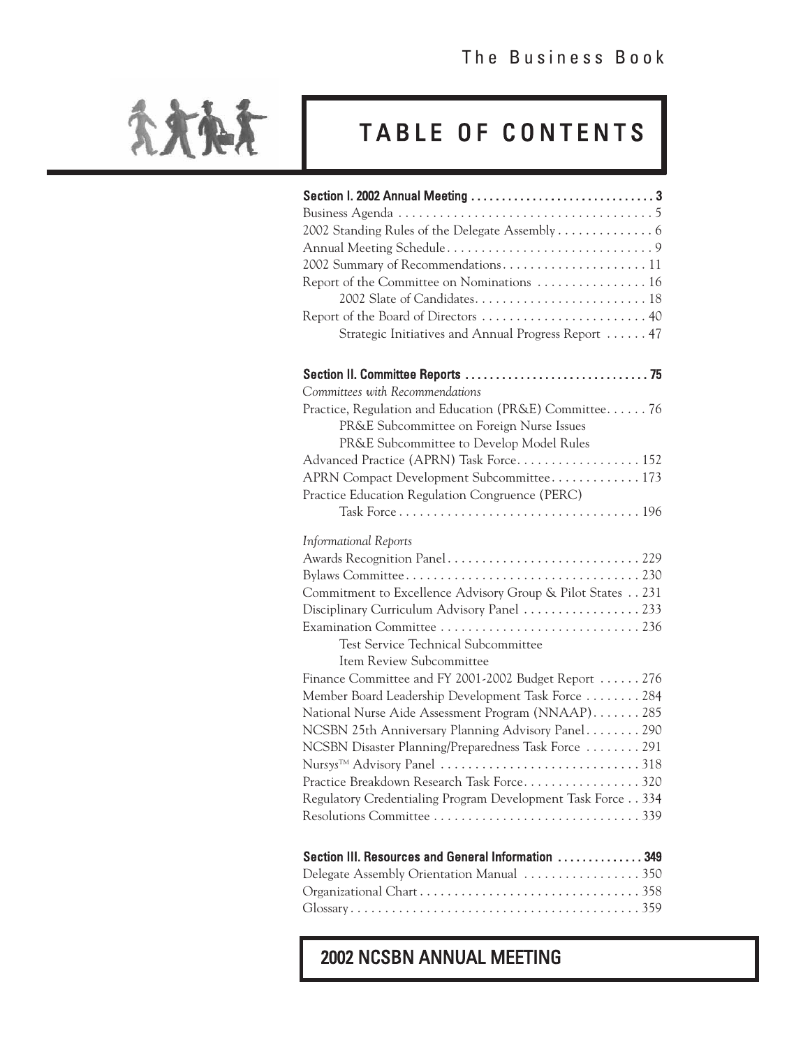# TABLE OF CONTENTS

**Section I. 2002 Annual Meeting** . . . . . . . . . . . . . . . . . . . . . . . . . . . . . . 3

Business Agenda . . . . . . . . . . . . . . . . . . . . . . . . . . . . . . . . . . . . . 5

2002 Standing Rules of the Delegate Assembly . . . . . . . . . . . . . . 6

Annual Meeting Schedule . . . . . . . . . . . . . . . . . . . . . . . . . . . . . . 9

2002 Summary of Recommendations . . . . . . . . . . . . . . . . . . . . . 11

Report of the Committee on Nominations . . . . . . . . . . . . . . . . 16

- 2002 Slate of Candidates . . . . . . . . . . . . . . . . . . . . . . . . . 18

Report of the Board of Directors . . . . . . . . . . . . . . . . . . . . . . . . 40

- Strategic Initiatives and Annual Progress Report . . . . . . 47

**Section II. Committee Reports** . . . . . . . . . . . . . . . . . . . . . . . . . . . . . 75

*Committees with Recommendations*

Practice, Regulation and Education (PR&E) Committee . . . . . . 76

- PR&E Subcommittee on Foreign Nurse Issues
- PR&E Subcommittee to Develop Model Rules

Advanced Practice (APRN) Task Force . . . . . . . . . . . . . . . . . . 152

APRN Compact Development Subcommittee . . . . . . . . . . . . . 173

Practice Education Regulation Congruence (PERC) Task Force . . . . . . . . . . . . . . . . . . . . . . . . . . . . . . . . . . . 196

*Informational Reports*

Awards Recognition Panel . . . . . . . . . . . . . . . . . . . . . . . . . . . . 229

Bylaws Committee . . . . . . . . . . . . . . . . . . . . . . . . . . . . . . . . . . 230

Commitment to Excellence Advisory Group & Pilot States . . 231

Disciplinary Curriculum Advisory Panel . . . . . . . . . . . . . . . . . 233

Examination Committee . . . . . . . . . . . . . . . . . . . . . . . . . . . . . 236

- Test Service Technical Subcommittee
- Item Review Subcommittee

Finance Committee and FY 2001-2002 Budget Report . . . . . . 276

Member Board Leadership Development Task Force . . . . . . . . 284

National Nurse Aide Assessment Program (NNAAP) . . . . . . . 285

NCSBN 25th Anniversary Planning Advisory Panel . . . . . . . . 290

NCSBN Disaster Planning/Preparedness Task Force . . . . . . . . 291

Nursys™ Advisory Panel . . . . . . . . . . . . . . . . . . . . . . . . . . . . . 318

Practice Breakdown Research Task Force . . . . . . . . . . . . . . . . . 320

Regulatory Credentialing Program Development Task Force . . 334

Resolutions Committee . . . . . . . . . . . . . . . . . . . . . . . . . . . . . . 339

**Section III. Resources and General Information** . . . . . . . . . . . . . . 349

Delegate Assembly Orientation Manual . . . . . . . . . . . . . . . . . 350

Organizational Chart . . . . . . . . . . . . . . . . . . . . . . . . . . . . . . . . 358

Glossary . . . . . . . . . . . . . . . . . . . . . . . . . . . . . . . . . . . . . . . . . . 359

**2002 NCSBN ANNUAL MEETING**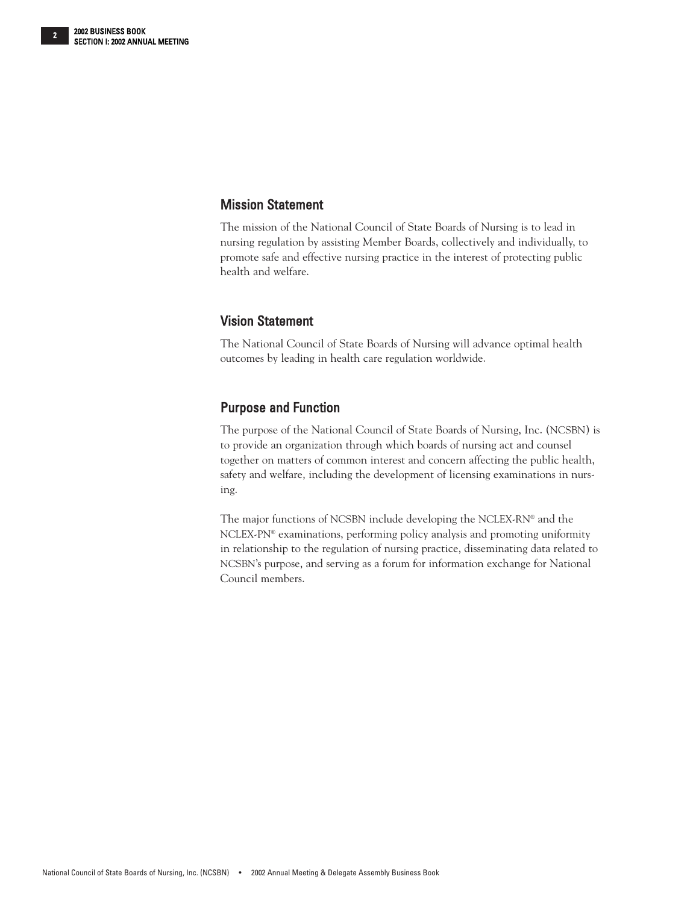## Mission Statement

The mission of the National Council of State Boards of Nursing is to lead in nursing regulation by assisting Member Boards, collectively and individually, to promote safe and effective nursing practice in the interest of protecting public health and welfare.

## Vision Statement

The National Council of State Boards of Nursing will advance optimal health outcomes by leading in health care regulation worldwide.

## Purpose and Function

The purpose of the National Council of State Boards of Nursing, Inc. (NCSBN) is to provide an organization through which boards of nursing act and counsel together on matters of common interest and concern affecting the public health, safety and welfare, including the development of licensing examinations in nursing.

The major functions of NCSBN include developing the NCLEX-RN® and the NCLEX-PN® examinations, performing policy analysis and promoting uniformity in relationship to the regulation of nursing practice, disseminating data related to NCSBN's purpose, and serving as a forum for information exchange for National Council members.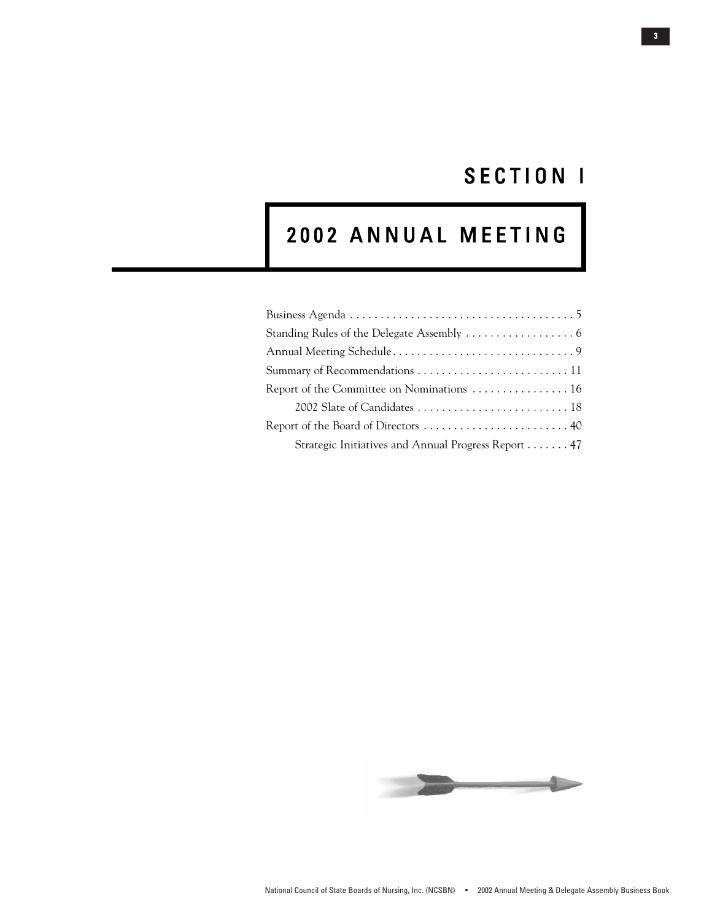# SECTION I

# 2002 ANNUAL MEETING

Business Agenda . . . . . . . . . . . . . . . . . . . . . . . . . . . . . . . . . . . . . 5
Standing Rules of the Delegate Assembly . . . . . . . . . . . . . . . . . . 6
Annual Meeting Schedule . . . . . . . . . . . . . . . . . . . . . . . . . . . . . . 9
Summary of Recommendations . . . . . . . . . . . . . . . . . . . . . . . . . 11
Report of the Committee on Nominations . . . . . . . . . . . . . . . . 16
    2002 Slate of Candidates . . . . . . . . . . . . . . . . . . . . . . . . . 18
Report of the Board of Directors . . . . . . . . . . . . . . . . . . . . . . . . 40
    Strategic Initiatives and Annual Progress Report . . . . . . . 47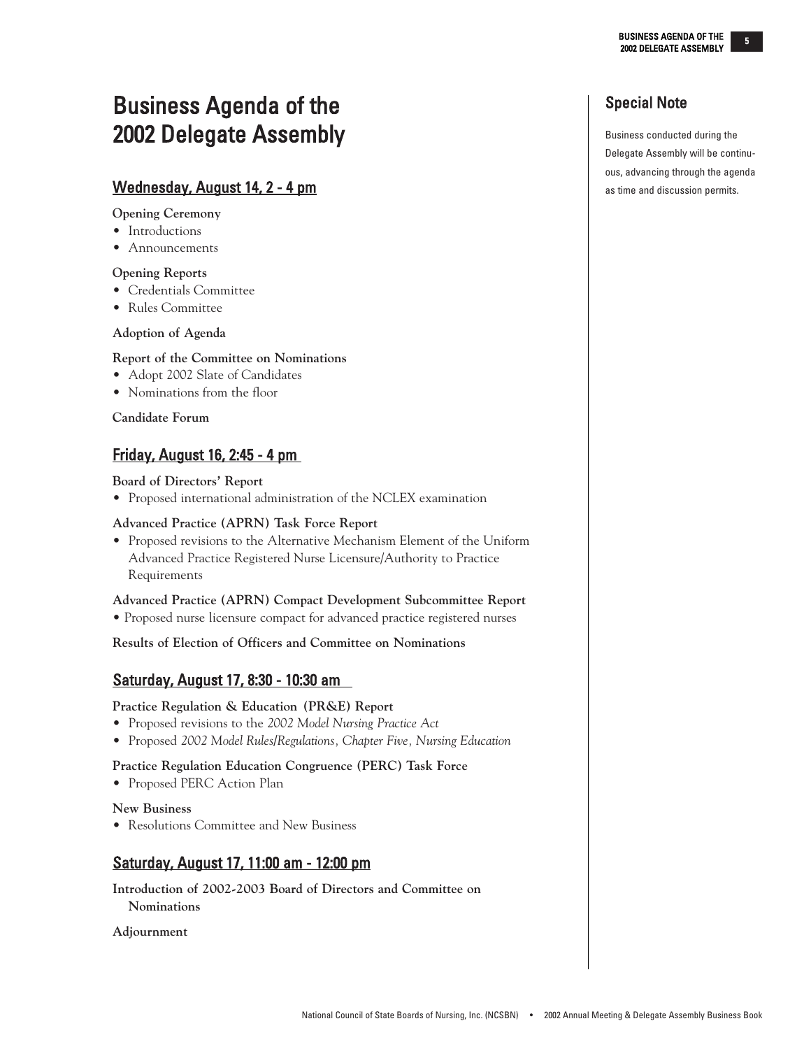# Business Agenda of the 2002 Delegate Assembly

## Wednesday, August 14, 2 - 4 pm

**Opening Ceremony**
- Introductions
- Announcements

**Opening Reports**
- Credentials Committee
- Rules Committee

**Adoption of Agenda**

**Report of the Committee on Nominations**
- Adopt 2002 Slate of Candidates
- Nominations from the floor

**Candidate Forum**

## Friday, August 16, 2:45 - 4 pm

**Board of Directors' Report**
- Proposed international administration of the NCLEX examination

**Advanced Practice (APRN) Task Force Report**
- Proposed revisions to the Alternative Mechanism Element of the Uniform Advanced Practice Registered Nurse Licensure/Authority to Practice Requirements

**Advanced Practice (APRN) Compact Development Subcommittee Report**
- Proposed nurse licensure compact for advanced practice registered nurses

**Results of Election of Officers and Committee on Nominations**

## Saturday, August 17, 8:30 - 10:30 am

**Practice Regulation & Education (PR&E) Report**
- Proposed revisions to the *2002 Model Nursing Practice Act*
- Proposed *2002 Model Rules/Regulations, Chapter Five, Nursing Education*

**Practice Regulation Education Congruence (PERC) Task Force**
- Proposed PERC Action Plan

**New Business**
- Resolutions Committee and New Business

## Saturday, August 17, 11:00 am - 12:00 pm

**Introduction of 2002-2003 Board of Directors and Committee on Nominations**

**Adjournment**

## Special Note

Business conducted during the Delegate Assembly will be continuous, advancing through the agenda as time and discussion permits.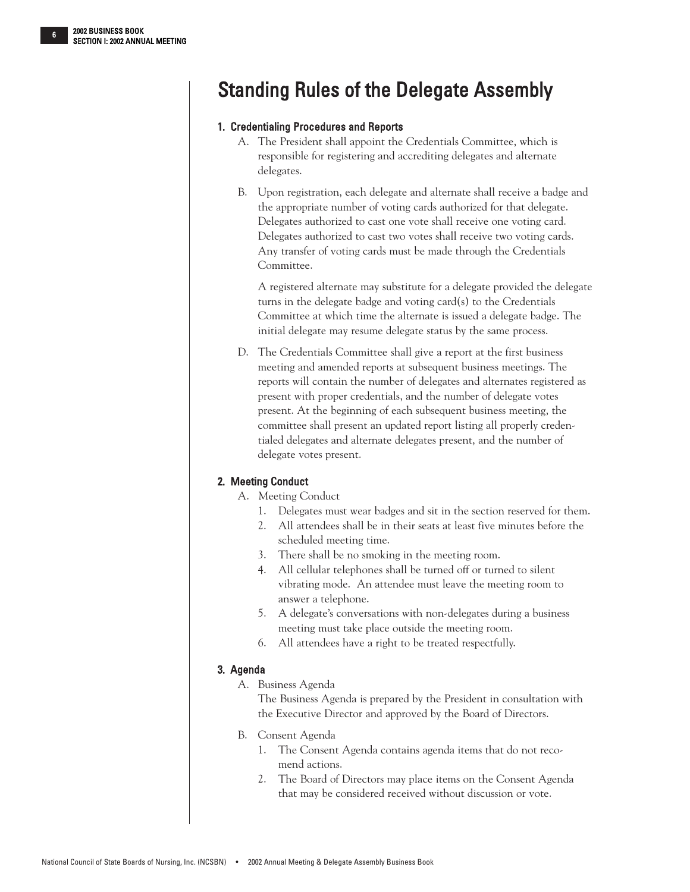# Standing Rules of the Delegate Assembly

## 1. Credentialing Procedures and Reports

A. The President shall appoint the Credentials Committee, which is responsible for registering and accrediting delegates and alternate delegates.

B. Upon registration, each delegate and alternate shall receive a badge and the appropriate number of voting cards authorized for that delegate. Delegates authorized to cast one vote shall receive one voting card. Delegates authorized to cast two votes shall receive two voting cards. Any transfer of voting cards must be made through the Credentials Committee.

A registered alternate may substitute for a delegate provided the delegate turns in the delegate badge and voting card(s) to the Credentials Committee at which time the alternate is issued a delegate badge. The initial delegate may resume delegate status by the same process.

D. The Credentials Committee shall give a report at the first business meeting and amended reports at subsequent business meetings. The reports will contain the number of delegates and alternates registered as present with proper credentials, and the number of delegate votes present. At the beginning of each subsequent business meeting, the committee shall present an updated report listing all properly credentialed delegates and alternate delegates present, and the number of delegate votes present.

## 2. Meeting Conduct

A. Meeting Conduct

1. Delegates must wear badges and sit in the section reserved for them.
2. All attendees shall be in their seats at least five minutes before the scheduled meeting time.
3. There shall be no smoking in the meeting room.
4. All cellular telephones shall be turned off or turned to silent vibrating mode. An attendee must leave the meeting room to answer a telephone.
5. A delegate's conversations with non-delegates during a business meeting must take place outside the meeting room.
6. All attendees have a right to be treated respectfully.

## 3. Agenda

A. Business Agenda

The Business Agenda is prepared by the President in consultation with the Executive Director and approved by the Board of Directors.

B. Consent Agenda

1. The Consent Agenda contains agenda items that do not recommend actions.
2. The Board of Directors may place items on the Consent Agenda that may be considered received without discussion or vote.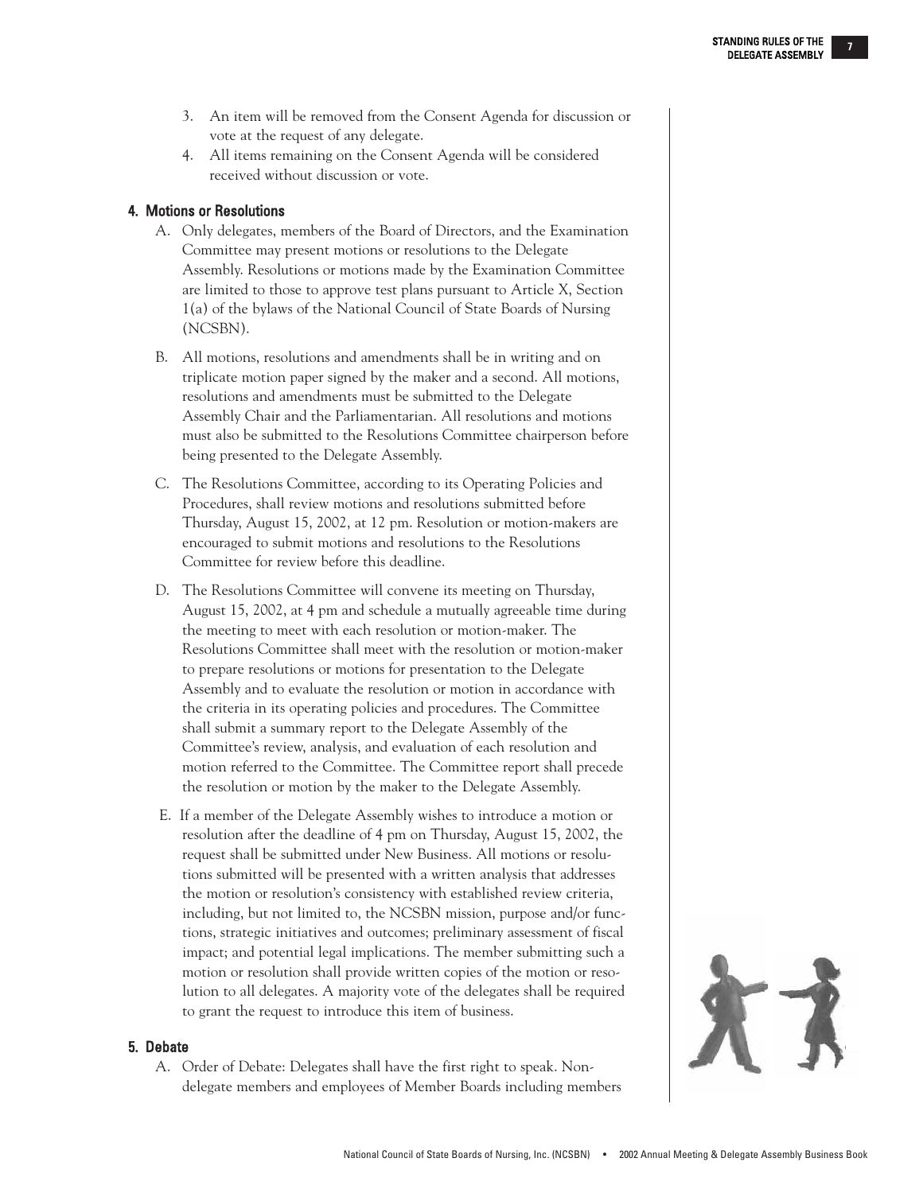3. An item will be removed from the Consent Agenda for discussion or vote at the request of any delegate.
4. All items remaining on the Consent Agenda will be considered received without discussion or vote.

## 4. Motions or Resolutions

A. Only delegates, members of the Board of Directors, and the Examination Committee may present motions or resolutions to the Delegate Assembly. Resolutions or motions made by the Examination Committee are limited to those to approve test plans pursuant to Article X, Section 1(a) of the bylaws of the National Council of State Boards of Nursing (NCSBN).

B. All motions, resolutions and amendments shall be in writing and on triplicate motion paper signed by the maker and a second. All motions, resolutions and amendments must be submitted to the Delegate Assembly Chair and the Parliamentarian. All resolutions and motions must also be submitted to the Resolutions Committee chairperson before being presented to the Delegate Assembly.

C. The Resolutions Committee, according to its Operating Policies and Procedures, shall review motions and resolutions submitted before Thursday, August 15, 2002, at 12 pm. Resolution or motion-makers are encouraged to submit motions and resolutions to the Resolutions Committee for review before this deadline.

D. The Resolutions Committee will convene its meeting on Thursday, August 15, 2002, at 4 pm and schedule a mutually agreeable time during the meeting to meet with each resolution or motion-maker. The Resolutions Committee shall meet with the resolution or motion-maker to prepare resolutions or motions for presentation to the Delegate Assembly and to evaluate the resolution or motion in accordance with the criteria in its operating policies and procedures. The Committee shall submit a summary report to the Delegate Assembly of the Committee's review, analysis, and evaluation of each resolution and motion referred to the Committee. The Committee report shall precede the resolution or motion by the maker to the Delegate Assembly.

E. If a member of the Delegate Assembly wishes to introduce a motion or resolution after the deadline of 4 pm on Thursday, August 15, 2002, the request shall be submitted under New Business. All motions or resolutions submitted will be presented with a written analysis that addresses the motion or resolution's consistency with established review criteria, including, but not limited to, the NCSBN mission, purpose and/or functions, strategic initiatives and outcomes; preliminary assessment of fiscal impact; and potential legal implications. The member submitting such a motion or resolution shall provide written copies of the motion or resolution to all delegates. A majority vote of the delegates shall be required to grant the request to introduce this item of business.

## 5. Debate

A. Order of Debate: Delegates shall have the first right to speak. Non-delegate members and employees of Member Boards including members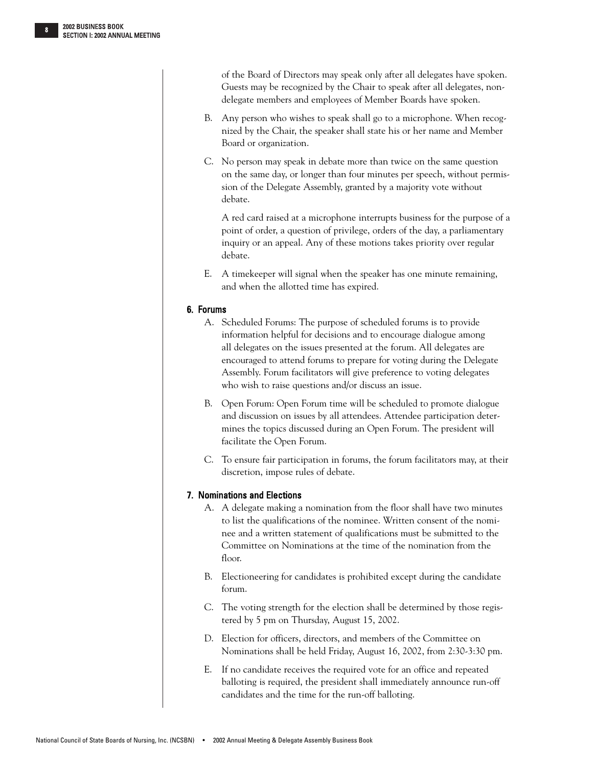of the Board of Directors may speak only after all delegates have spoken. Guests may be recognized by the Chair to speak after all delegates, non-delegate members and employees of Member Boards have spoken.

B. Any person who wishes to speak shall go to a microphone. When recognized by the Chair, the speaker shall state his or her name and Member Board or organization.

C. No person may speak in debate more than twice on the same question on the same day, or longer than four minutes per speech, without permission of the Delegate Assembly, granted by a majority vote without debate.

A red card raised at a microphone interrupts business for the purpose of a point of order, a question of privilege, orders of the day, a parliamentary inquiry or an appeal. Any of these motions takes priority over regular debate.

E. A timekeeper will signal when the speaker has one minute remaining, and when the allotted time has expired.

### 6. Forums

A. Scheduled Forums: The purpose of scheduled forums is to provide information helpful for decisions and to encourage dialogue among all delegates on the issues presented at the forum. All delegates are encouraged to attend forums to prepare for voting during the Delegate Assembly. Forum facilitators will give preference to voting delegates who wish to raise questions and/or discuss an issue.

B. Open Forum: Open Forum time will be scheduled to promote dialogue and discussion on issues by all attendees. Attendee participation determines the topics discussed during an Open Forum. The president will facilitate the Open Forum.

C. To ensure fair participation in forums, the forum facilitators may, at their discretion, impose rules of debate.

### 7. Nominations and Elections

A. A delegate making a nomination from the floor shall have two minutes to list the qualifications of the nominee. Written consent of the nominee and a written statement of qualifications must be submitted to the Committee on Nominations at the time of the nomination from the floor.

B. Electioneering for candidates is prohibited except during the candidate forum.

C. The voting strength for the election shall be determined by those registered by 5 pm on Thursday, August 15, 2002.

D. Election for officers, directors, and members of the Committee on Nominations shall be held Friday, August 16, 2002, from 2:30-3:30 pm.

E. If no candidate receives the required vote for an office and repeated balloting is required, the president shall immediately announce run-off candidates and the time for the run-off balloting.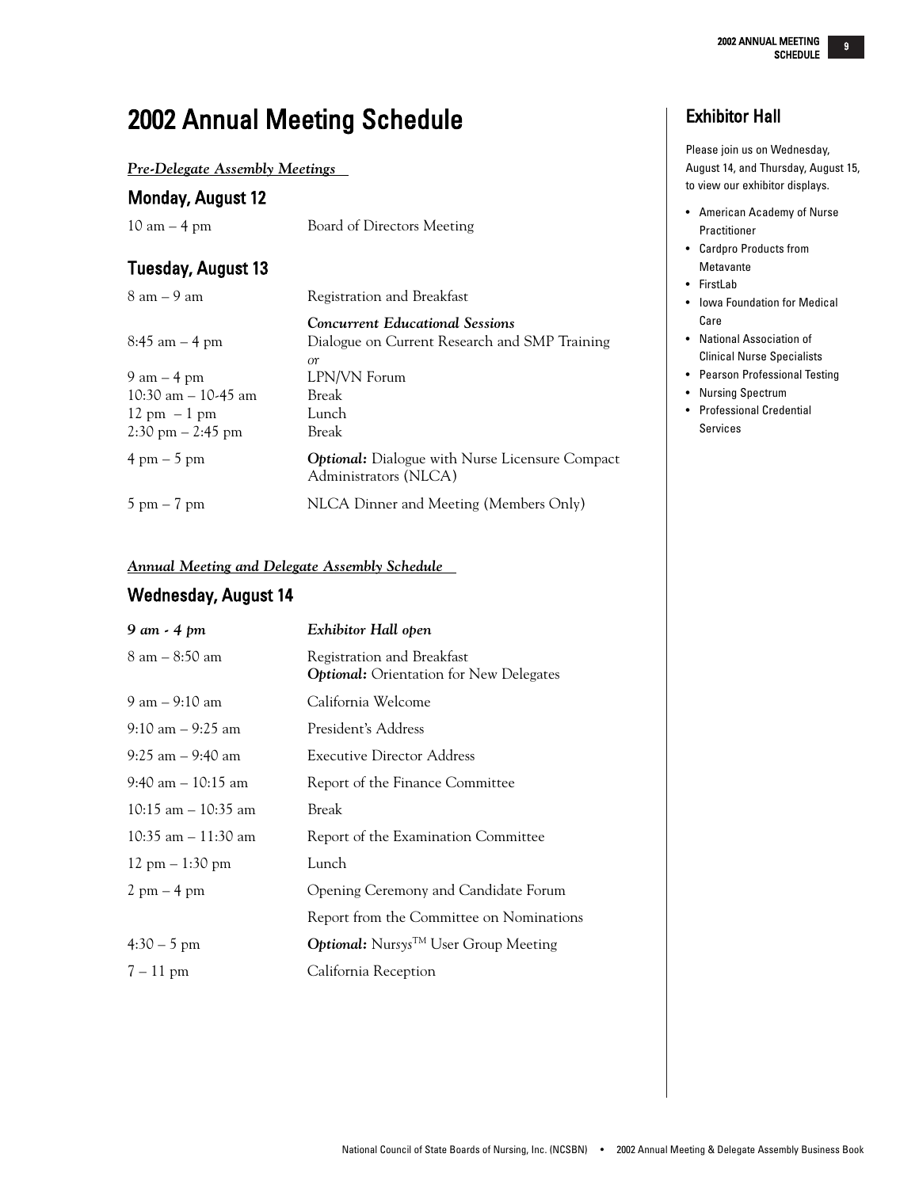# 2002 Annual Meeting Schedule

***Pre-Delegate Assembly Meetings***

## Monday, August 12

| | |
|---|---|
| 10 am – 4 pm | Board of Directors Meeting |

## Tuesday, August 13

| | |
|---|---|
| 8 am – 9 am | Registration and Breakfast |
| | ***Concurrent Educational Sessions*** |
| 8:45 am – 4 pm | Dialogue on Current Research and SMP Training |
| | *or* |
| 9 am – 4 pm | LPN/VN Forum |
| 10:30 am – 10-45 am | Break |
| 12 pm – 1 pm | Lunch |
| 2:30 pm – 2:45 pm | Break |
| 4 pm – 5 pm | ***Optional:*** Dialogue with Nurse Licensure Compact Administrators (NLCA) |
| 5 pm – 7 pm | NLCA Dinner and Meeting (Members Only) |

***Annual Meeting and Delegate Assembly Schedule***

## Wednesday, August 14

| | |
|---|---|
| ***9 am - 4 pm*** | ***Exhibitor Hall open*** |
| 8 am – 8:50 am | Registration and Breakfast<br>***Optional:*** Orientation for New Delegates |
| 9 am – 9:10 am | California Welcome |
| 9:10 am – 9:25 am | President's Address |
| 9:25 am – 9:40 am | Executive Director Address |
| 9:40 am – 10:15 am | Report of the Finance Committee |
| 10:15 am – 10:35 am | Break |
| 10:35 am – 11:30 am | Report of the Examination Committee |
| 12 pm – 1:30 pm | Lunch |
| 2 pm – 4 pm | Opening Ceremony and Candidate Forum |
| | Report from the Committee on Nominations |
| 4:30 – 5 pm | ***Optional:*** Nursys™ User Group Meeting |
| 7 – 11 pm | California Reception |

## Exhibitor Hall

Please join us on Wednesday, August 14, and Thursday, August 15, to view our exhibitor displays.

- American Academy of Nurse Practitioner
- Cardpro Products from Metavante
- FirstLab
- Iowa Foundation for Medical Care
- National Association of Clinical Nurse Specialists
- Pearson Professional Testing
- Nursing Spectrum
- Professional Credential Services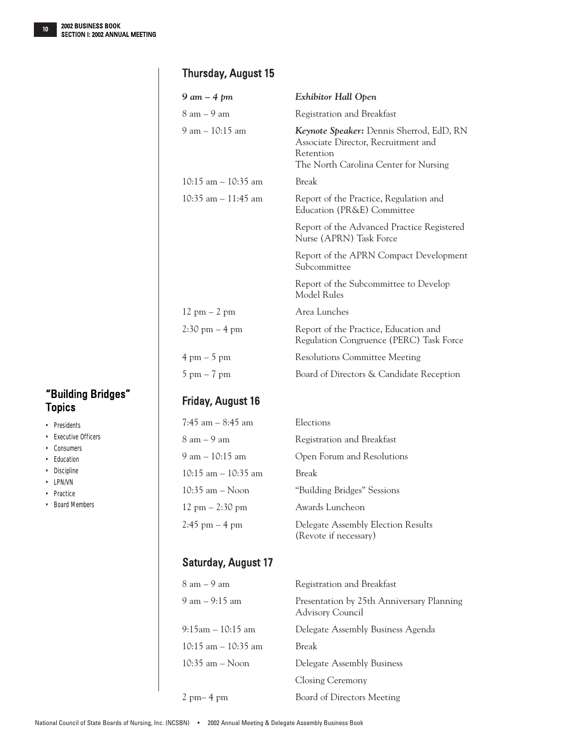## Thursday, August 15

| | |
|---|---|
| *9 am – 4 pm* | *Exhibitor Hall Open* |
| 8 am – 9 am | Registration and Breakfast |
| 9 am – 10:15 am | ***Keynote Speaker:*** Dennis Sherrod, EdD, RN<br>Associate Director, Recruitment and Retention<br>The North Carolina Center for Nursing |
| 10:15 am – 10:35 am | Break |
| 10:35 am – 11:45 am | Report of the Practice, Regulation and Education (PR&E) Committee |
| | Report of the Advanced Practice Registered Nurse (APRN) Task Force |
| | Report of the APRN Compact Development Subcommittee |
| | Report of the Subcommittee to Develop Model Rules |
| 12 pm – 2 pm | Area Lunches |
| 2:30 pm – 4 pm | Report of the Practice, Education and Regulation Congruence (PERC) Task Force |
| 4 pm – 5 pm | Resolutions Committee Meeting |
| 5 pm – 7 pm | Board of Directors & Candidate Reception |

## Friday, August 16

| | |
|---|---|
| 7:45 am – 8:45 am | Elections |
| 8 am – 9 am | Registration and Breakfast |
| 9 am – 10:15 am | Open Forum and Resolutions |
| 10:15 am – 10:35 am | Break |
| 10:35 am – Noon | "Building Bridges" Sessions |
| 12 pm – 2:30 pm | Awards Luncheon |
| 2:45 pm – 4 pm | Delegate Assembly Election Results (Revote if necessary) |

### "Building Bridges" Topics

- Presidents
- Executive Officers
- Consumers
- Education
- Discipline
- LPN/VN
- Practice
- Board Members

## Saturday, August 17

| | |
|---|---|
| 8 am – 9 am | Registration and Breakfast |
| 9 am – 9:15 am | Presentation by 25th Anniversary Planning Advisory Council |
| 9:15am – 10:15 am | Delegate Assembly Business Agenda |
| 10:15 am – 10:35 am | Break |
| 10:35 am – Noon | Delegate Assembly Business |
| | Closing Ceremony |
| 2 pm– 4 pm | Board of Directors Meeting |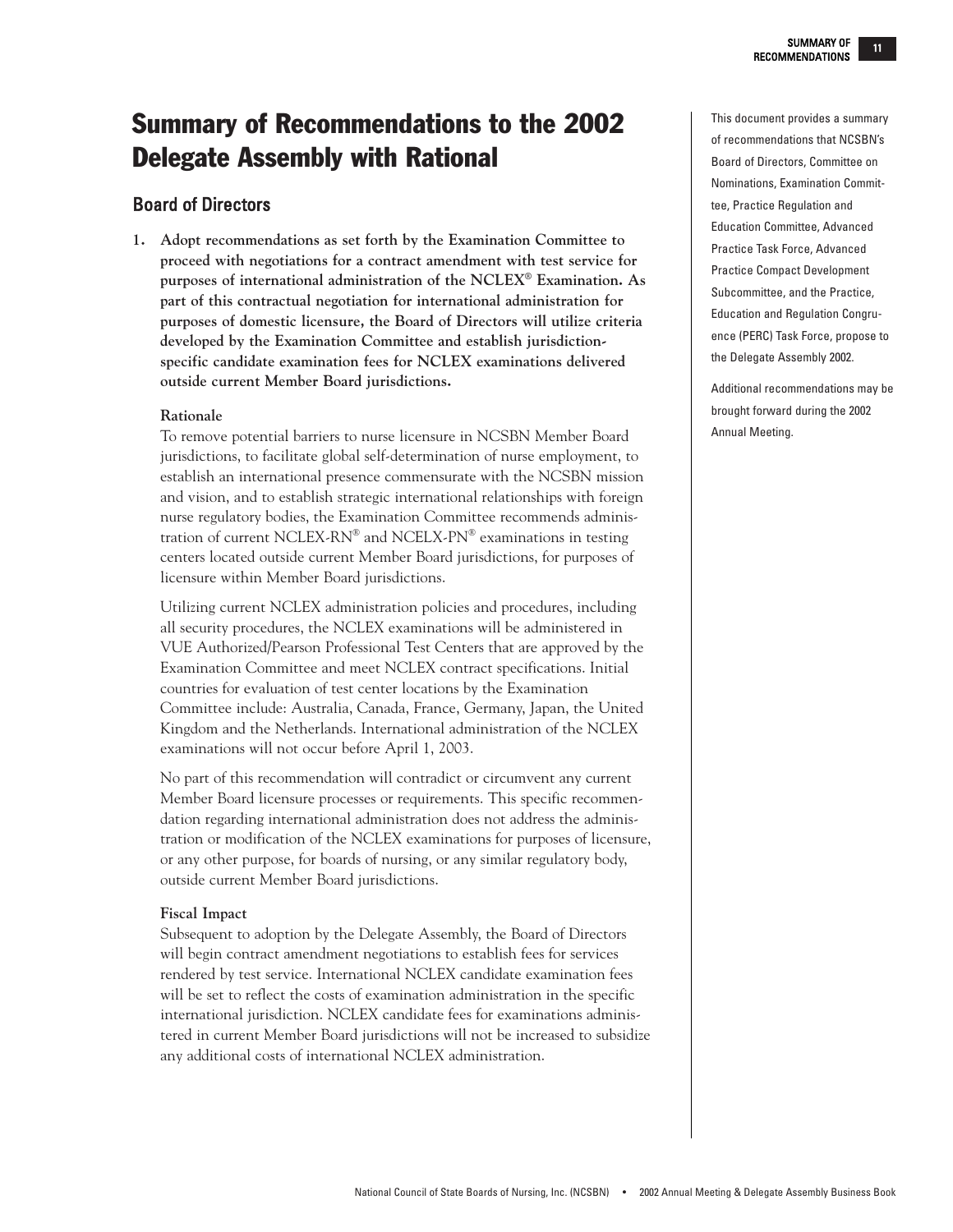# Summary of Recommendations to the 2002 Delegate Assembly with Rational

This document provides a summary of recommendations that NCSBN's Board of Directors, Committee on Nominations, Examination Committee, Practice Regulation and Education Committee, Advanced Practice Task Force, Advanced Practice Compact Development Subcommittee, and the Practice, Education and Regulation Congruence (PERC) Task Force, propose to the Delegate Assembly 2002.

Additional recommendations may be brought forward during the 2002 Annual Meeting.

## Board of Directors

1. **Adopt recommendations as set forth by the Examination Committee to proceed with negotiations for a contract amendment with test service for purposes of international administration of the NCLEX® Examination. As part of this contractual negotiation for international administration for purposes of domestic licensure, the Board of Directors will utilize criteria developed by the Examination Committee and establish jurisdiction-specific candidate examination fees for NCLEX examinations delivered outside current Member Board jurisdictions.**

   **Rationale**

   To remove potential barriers to nurse licensure in NCSBN Member Board jurisdictions, to facilitate global self-determination of nurse employment, to establish an international presence commensurate with the NCSBN mission and vision, and to establish strategic international relationships with foreign nurse regulatory bodies, the Examination Committee recommends administration of current NCLEX-RN® and NCELX-PN® examinations in testing centers located outside current Member Board jurisdictions, for purposes of licensure within Member Board jurisdictions.

   Utilizing current NCLEX administration policies and procedures, including all security procedures, the NCLEX examinations will be administered in VUE Authorized/Pearson Professional Test Centers that are approved by the Examination Committee and meet NCLEX contract specifications. Initial countries for evaluation of test center locations by the Examination Committee include: Australia, Canada, France, Germany, Japan, the United Kingdom and the Netherlands. International administration of the NCLEX examinations will not occur before April 1, 2003.

   No part of this recommendation will contradict or circumvent any current Member Board licensure processes or requirements. This specific recommendation regarding international administration does not address the administration or modification of the NCLEX examinations for purposes of licensure, or any other purpose, for boards of nursing, or any similar regulatory body, outside current Member Board jurisdictions.

   **Fiscal Impact**

   Subsequent to adoption by the Delegate Assembly, the Board of Directors will begin contract amendment negotiations to establish fees for services rendered by test service. International NCLEX candidate examination fees will be set to reflect the costs of examination administration in the specific international jurisdiction. NCLEX candidate fees for examinations administered in current Member Board jurisdictions will not be increased to subsidize any additional costs of international NCLEX administration.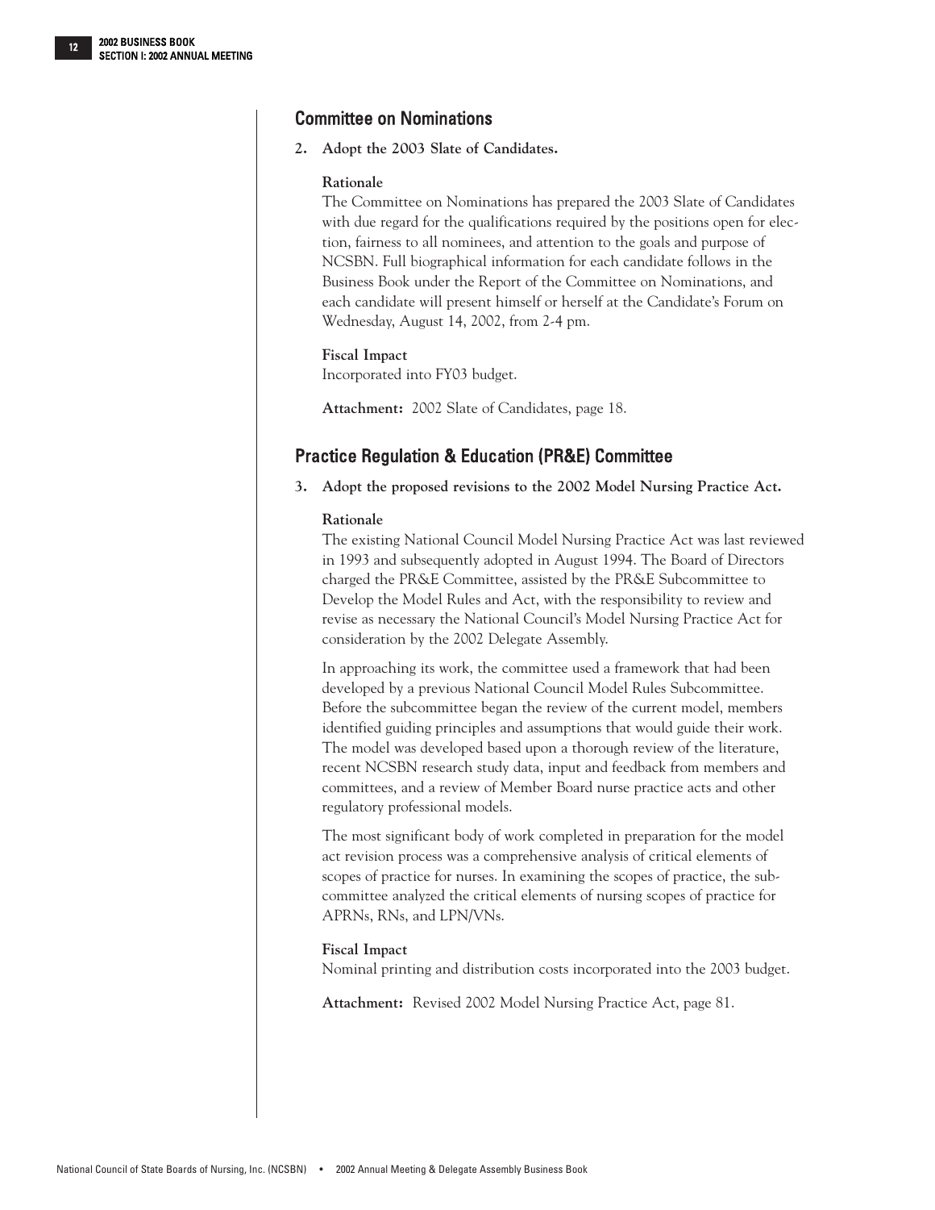## Committee on Nominations

**2. Adopt the 2003 Slate of Candidates.**

**Rationale**

The Committee on Nominations has prepared the 2003 Slate of Candidates with due regard for the qualifications required by the positions open for election, fairness to all nominees, and attention to the goals and purpose of NCSBN. Full biographical information for each candidate follows in the Business Book under the Report of the Committee on Nominations, and each candidate will present himself or herself at the Candidate's Forum on Wednesday, August 14, 2002, from 2-4 pm.

**Fiscal Impact**

Incorporated into FY03 budget.

**Attachment:** 2002 Slate of Candidates, page 18.

## Practice Regulation & Education (PR&E) Committee

**3. Adopt the proposed revisions to the 2002 Model Nursing Practice Act.**

**Rationale**

The existing National Council Model Nursing Practice Act was last reviewed in 1993 and subsequently adopted in August 1994. The Board of Directors charged the PR&E Committee, assisted by the PR&E Subcommittee to Develop the Model Rules and Act, with the responsibility to review and revise as necessary the National Council's Model Nursing Practice Act for consideration by the 2002 Delegate Assembly.

In approaching its work, the committee used a framework that had been developed by a previous National Council Model Rules Subcommittee. Before the subcommittee began the review of the current model, members identified guiding principles and assumptions that would guide their work. The model was developed based upon a thorough review of the literature, recent NCSBN research study data, input and feedback from members and committees, and a review of Member Board nurse practice acts and other regulatory professional models.

The most significant body of work completed in preparation for the model act revision process was a comprehensive analysis of critical elements of scopes of practice for nurses. In examining the scopes of practice, the subcommittee analyzed the critical elements of nursing scopes of practice for APRNs, RNs, and LPN/VNs.

**Fiscal Impact**

Nominal printing and distribution costs incorporated into the 2003 budget.

**Attachment:** Revised 2002 Model Nursing Practice Act, page 81.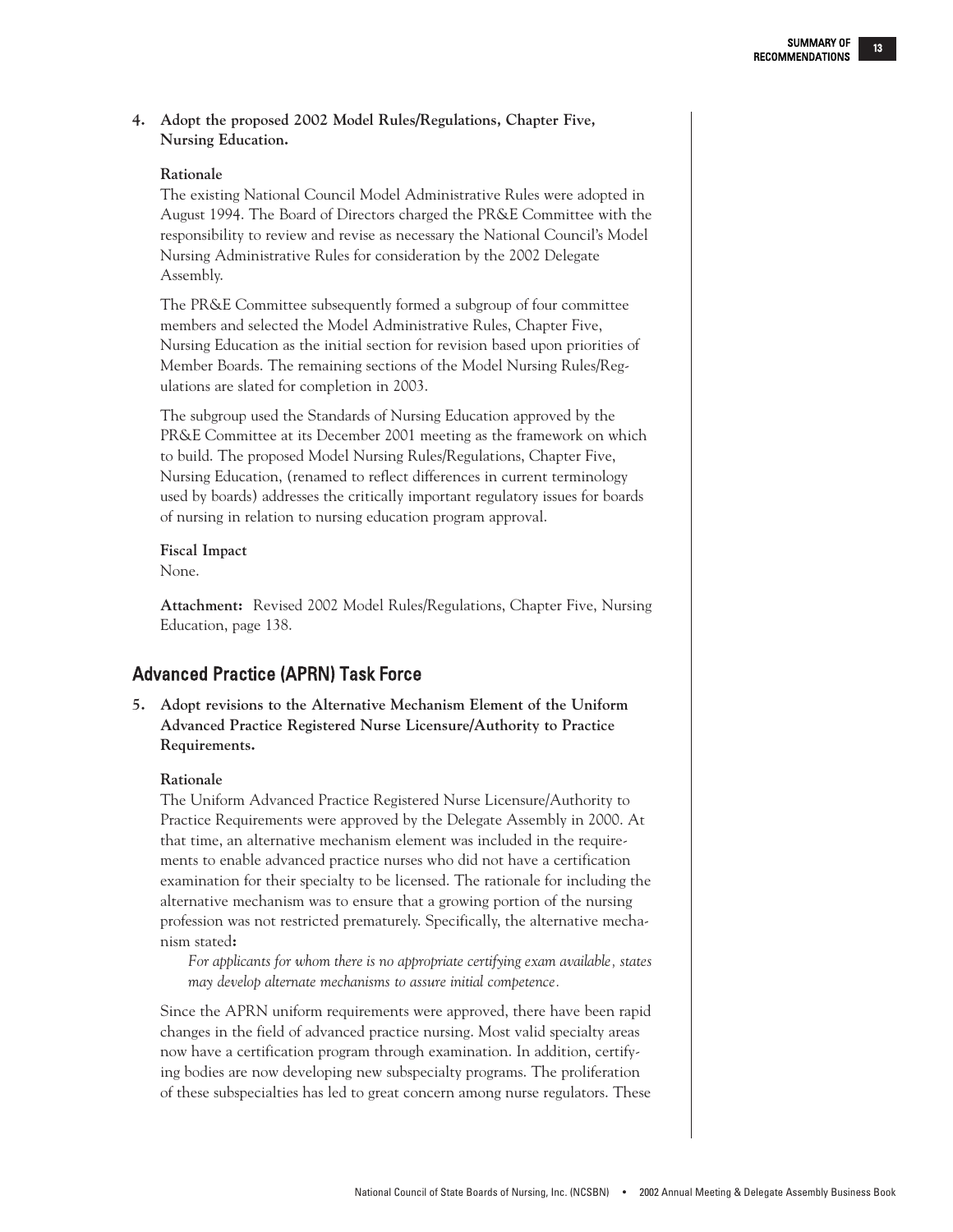**4. Adopt the proposed 2002 Model Rules/Regulations, Chapter Five, Nursing Education.**

**Rationale**

The existing National Council Model Administrative Rules were adopted in August 1994. The Board of Directors charged the PR&E Committee with the responsibility to review and revise as necessary the National Council's Model Nursing Administrative Rules for consideration by the 2002 Delegate Assembly.

The PR&E Committee subsequently formed a subgroup of four committee members and selected the Model Administrative Rules, Chapter Five, Nursing Education as the initial section for revision based upon priorities of Member Boards. The remaining sections of the Model Nursing Rules/Regulations are slated for completion in 2003.

The subgroup used the Standards of Nursing Education approved by the PR&E Committee at its December 2001 meeting as the framework on which to build. The proposed Model Nursing Rules/Regulations, Chapter Five, Nursing Education, (renamed to reflect differences in current terminology used by boards) addresses the critically important regulatory issues for boards of nursing in relation to nursing education program approval.

**Fiscal Impact**

None.

**Attachment:** Revised 2002 Model Rules/Regulations, Chapter Five, Nursing Education, page 138.

## Advanced Practice (APRN) Task Force

**5. Adopt revisions to the Alternative Mechanism Element of the Uniform Advanced Practice Registered Nurse Licensure/Authority to Practice Requirements.**

**Rationale**

The Uniform Advanced Practice Registered Nurse Licensure/Authority to Practice Requirements were approved by the Delegate Assembly in 2000. At that time, an alternative mechanism element was included in the requirements to enable advanced practice nurses who did not have a certification examination for their specialty to be licensed. The rationale for including the alternative mechanism was to ensure that a growing portion of the nursing profession was not restricted prematurely. Specifically, the alternative mechanism stated**:**

*For applicants for whom there is no appropriate certifying exam available, states may develop alternate mechanisms to assure initial competence.*

Since the APRN uniform requirements were approved, there have been rapid changes in the field of advanced practice nursing. Most valid specialty areas now have a certification program through examination. In addition, certifying bodies are now developing new subspecialty programs. The proliferation of these subspecialties has led to great concern among nurse regulators. These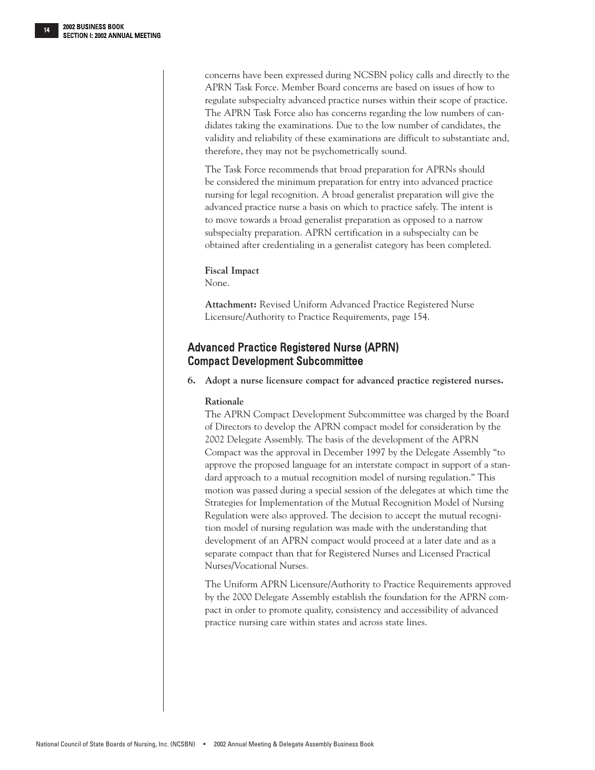concerns have been expressed during NCSBN policy calls and directly to the APRN Task Force. Member Board concerns are based on issues of how to regulate subspecialty advanced practice nurses within their scope of practice. The APRN Task Force also has concerns regarding the low numbers of candidates taking the examinations. Due to the low number of candidates, the validity and reliability of these examinations are difficult to substantiate and, therefore, they may not be psychometrically sound.

The Task Force recommends that broad preparation for APRNs should be considered the minimum preparation for entry into advanced practice nursing for legal recognition. A broad generalist preparation will give the advanced practice nurse a basis on which to practice safely. The intent is to move towards a broad generalist preparation as opposed to a narrow subspecialty preparation. APRN certification in a subspecialty can be obtained after credentialing in a generalist category has been completed.

**Fiscal Impact**
None.

**Attachment:** Revised Uniform Advanced Practice Registered Nurse Licensure/Authority to Practice Requirements, page 154.

## Advanced Practice Registered Nurse (APRN) Compact Development Subcommittee

**6. Adopt a nurse licensure compact for advanced practice registered nurses.**

**Rationale**
The APRN Compact Development Subcommittee was charged by the Board of Directors to develop the APRN compact model for consideration by the 2002 Delegate Assembly. The basis of the development of the APRN Compact was the approval in December 1997 by the Delegate Assembly "to approve the proposed language for an interstate compact in support of a standard approach to a mutual recognition model of nursing regulation." This motion was passed during a special session of the delegates at which time the Strategies for Implementation of the Mutual Recognition Model of Nursing Regulation were also approved. The decision to accept the mutual recognition model of nursing regulation was made with the understanding that development of an APRN compact would proceed at a later date and as a separate compact than that for Registered Nurses and Licensed Practical Nurses/Vocational Nurses.

The Uniform APRN Licensure/Authority to Practice Requirements approved by the 2000 Delegate Assembly establish the foundation for the APRN compact in order to promote quality, consistency and accessibility of advanced practice nursing care within states and across state lines.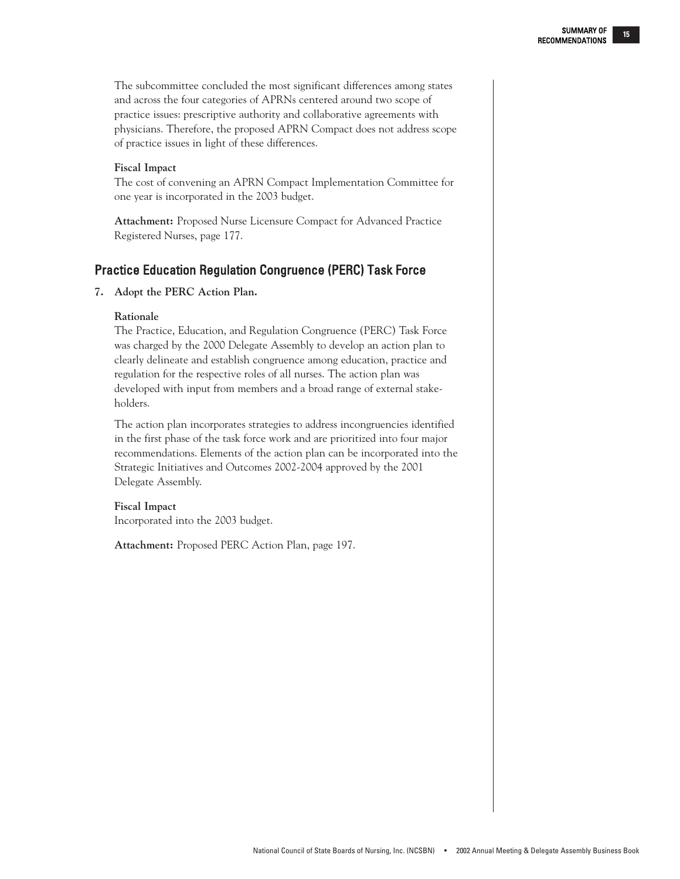The subcommittee concluded the most significant differences among states and across the four categories of APRNs centered around two scope of practice issues: prescriptive authority and collaborative agreements with physicians. Therefore, the proposed APRN Compact does not address scope of practice issues in light of these differences.

**Fiscal Impact**

The cost of convening an APRN Compact Implementation Committee for one year is incorporated in the 2003 budget.

**Attachment:** Proposed Nurse Licensure Compact for Advanced Practice Registered Nurses, page 177.

## Practice Education Regulation Congruence (PERC) Task Force

**7. Adopt the PERC Action Plan.**

**Rationale**

The Practice, Education, and Regulation Congruence (PERC) Task Force was charged by the 2000 Delegate Assembly to develop an action plan to clearly delineate and establish congruence among education, practice and regulation for the respective roles of all nurses. The action plan was developed with input from members and a broad range of external stakeholders.

The action plan incorporates strategies to address incongruencies identified in the first phase of the task force work and are prioritized into four major recommendations. Elements of the action plan can be incorporated into the Strategic Initiatives and Outcomes 2002-2004 approved by the 2001 Delegate Assembly.

**Fiscal Impact**

Incorporated into the 2003 budget.

**Attachment:** Proposed PERC Action Plan, page 197.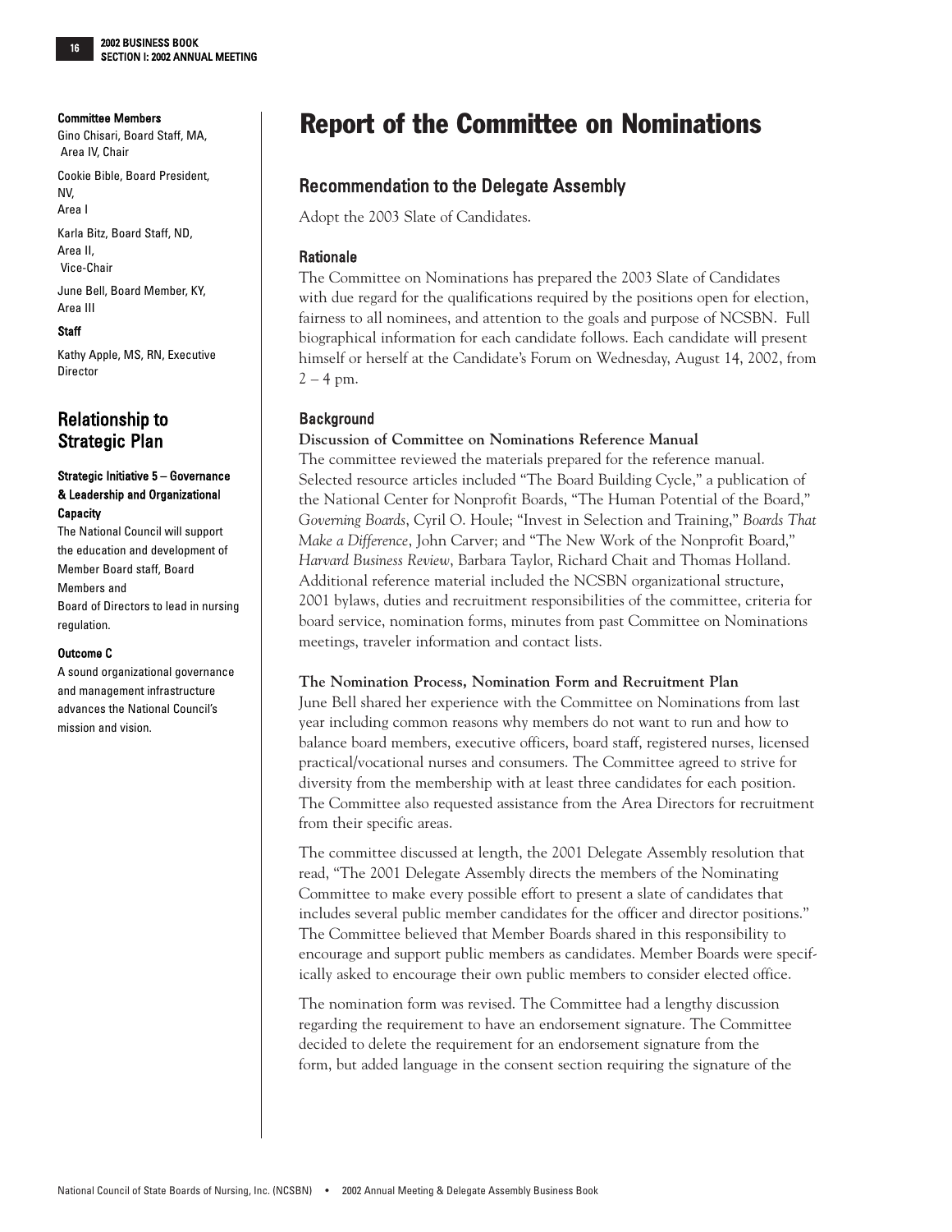# Report of the Committee on Nominations

**Committee Members**

Gino Chisari, Board Staff, MA, Area IV, Chair

Cookie Bible, Board President, NV, Area I

Karla Bitz, Board Staff, ND, Area II, Vice-Chair

June Bell, Board Member, KY, Area III

**Staff**

Kathy Apple, MS, RN, Executive Director

## Relationship to Strategic Plan

**Strategic Initiative 5 – Governance & Leadership and Organizational Capacity**

The National Council will support the education and development of Member Board staff, Board Members and Board of Directors to lead in nursing regulation.

**Outcome C**

A sound organizational governance and management infrastructure advances the National Council's mission and vision.

## Recommendation to the Delegate Assembly

Adopt the 2003 Slate of Candidates.

### Rationale

The Committee on Nominations has prepared the 2003 Slate of Candidates with due regard for the qualifications required by the positions open for election, fairness to all nominees, and attention to the goals and purpose of NCSBN. Full biographical information for each candidate follows. Each candidate will present himself or herself at the Candidate's Forum on Wednesday, August 14, 2002, from 2 – 4 pm.

### Background

**Discussion of Committee on Nominations Reference Manual**

The committee reviewed the materials prepared for the reference manual. Selected resource articles included "The Board Building Cycle," a publication of the National Center for Nonprofit Boards, "The Human Potential of the Board," *Governing Boards*, Cyril O. Houle; "Invest in Selection and Training," *Boards That Make a Difference*, John Carver; and "The New Work of the Nonprofit Board," *Harvard Business Review*, Barbara Taylor, Richard Chait and Thomas Holland. Additional reference material included the NCSBN organizational structure, 2001 bylaws, duties and recruitment responsibilities of the committee, criteria for board service, nomination forms, minutes from past Committee on Nominations meetings, traveler information and contact lists.

**The Nomination Process, Nomination Form and Recruitment Plan**

June Bell shared her experience with the Committee on Nominations from last year including common reasons why members do not want to run and how to balance board members, executive officers, board staff, registered nurses, licensed practical/vocational nurses and consumers. The Committee agreed to strive for diversity from the membership with at least three candidates for each position. The Committee also requested assistance from the Area Directors for recruitment from their specific areas.

The committee discussed at length, the 2001 Delegate Assembly resolution that read, "The 2001 Delegate Assembly directs the members of the Nominating Committee to make every possible effort to present a slate of candidates that includes several public member candidates for the officer and director positions." The Committee believed that Member Boards shared in this responsibility to encourage and support public members as candidates. Member Boards were specifically asked to encourage their own public members to consider elected office.

The nomination form was revised. The Committee had a lengthy discussion regarding the requirement to have an endorsement signature. The Committee decided to delete the requirement for an endorsement signature from the form, but added language in the consent section requiring the signature of the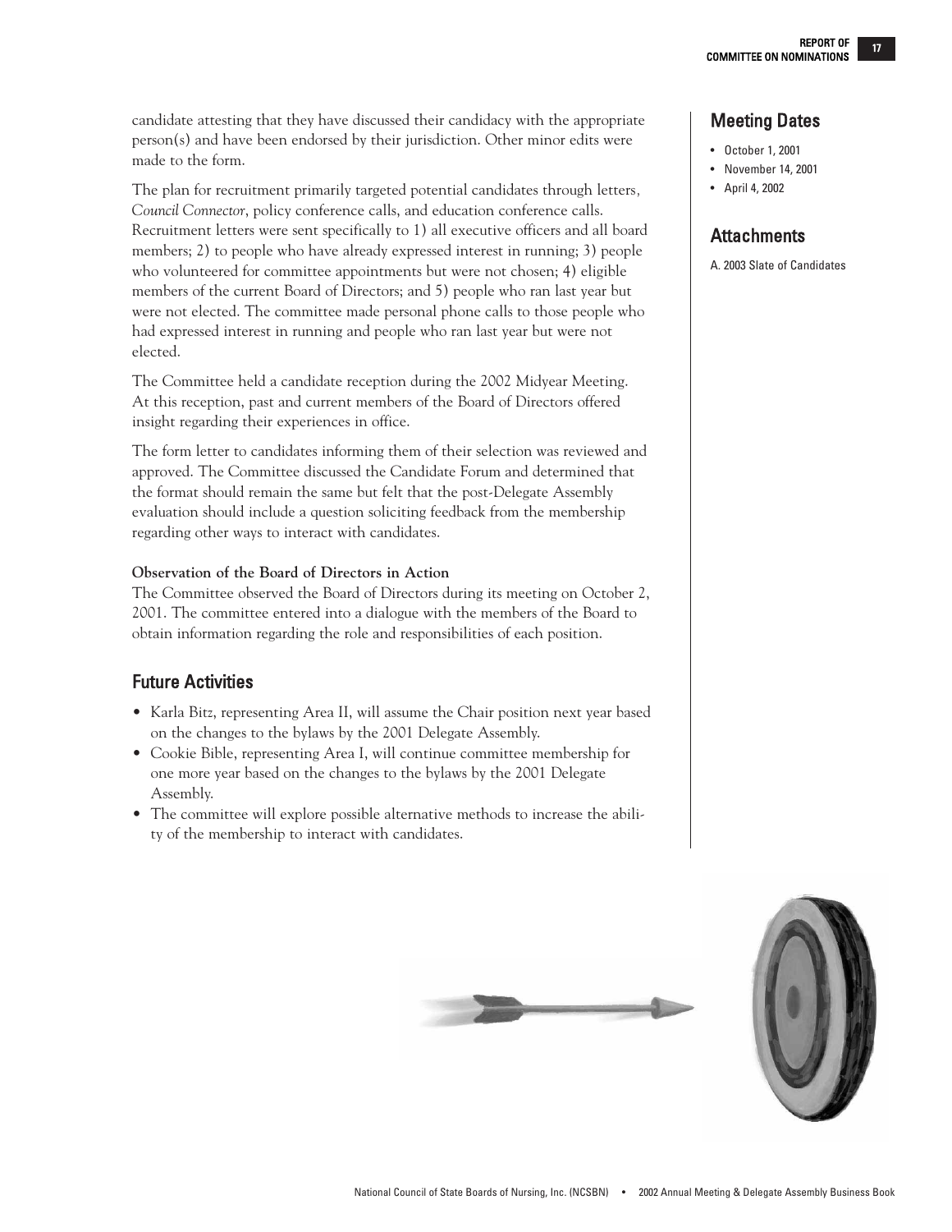candidate attesting that they have discussed their candidacy with the appropriate person(s) and have been endorsed by their jurisdiction. Other minor edits were made to the form.

The plan for recruitment primarily targeted potential candidates through letters, *Council Connector*, policy conference calls, and education conference calls. Recruitment letters were sent specifically to 1) all executive officers and all board members; 2) to people who have already expressed interest in running; 3) people who volunteered for committee appointments but were not chosen; 4) eligible members of the current Board of Directors; and 5) people who ran last year but were not elected. The committee made personal phone calls to those people who had expressed interest in running and people who ran last year but were not elected.

The Committee held a candidate reception during the 2002 Midyear Meeting. At this reception, past and current members of the Board of Directors offered insight regarding their experiences in office.

The form letter to candidates informing them of their selection was reviewed and approved. The Committee discussed the Candidate Forum and determined that the format should remain the same but felt that the post-Delegate Assembly evaluation should include a question soliciting feedback from the membership regarding other ways to interact with candidates.

**Observation of the Board of Directors in Action**

The Committee observed the Board of Directors during its meeting on October 2, 2001. The committee entered into a dialogue with the members of the Board to obtain information regarding the role and responsibilities of each position.

## Future Activities

- Karla Bitz, representing Area II, will assume the Chair position next year based on the changes to the bylaws by the 2001 Delegate Assembly.
- Cookie Bible, representing Area I, will continue committee membership for one more year based on the changes to the bylaws by the 2001 Delegate Assembly.
- The committee will explore possible alternative methods to increase the ability of the membership to interact with candidates.

## Meeting Dates

- October 1, 2001
- November 14, 2001
- April 4, 2002

## Attachments

A. 2003 Slate of Candidates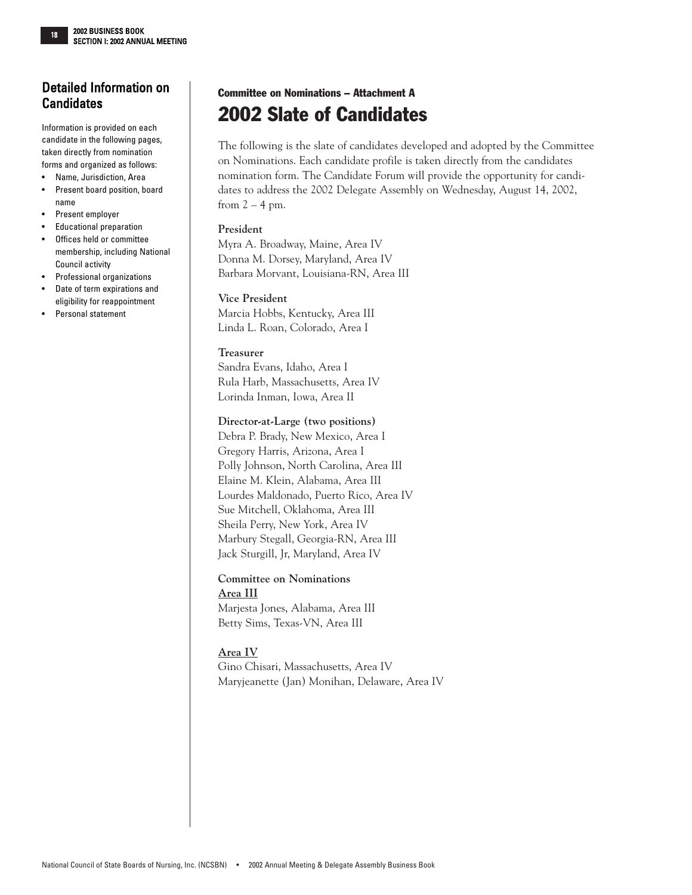## Detailed Information on Candidates

Information is provided on each candidate in the following pages, taken directly from nomination forms and organized as follows:

- Name, Jurisdiction, Area
- Present board position, board name
- Present employer
- Educational preparation
- Offices held or committee membership, including National Council activity
- Professional organizations
- Date of term expirations and eligibility for reappointment
- Personal statement

### Committee on Nominations – Attachment A

# 2002 Slate of Candidates

The following is the slate of candidates developed and adopted by the Committee on Nominations. Each candidate profile is taken directly from the candidates nomination form. The Candidate Forum will provide the opportunity for candidates to address the 2002 Delegate Assembly on Wednesday, August 14, 2002, from 2 – 4 pm.

**President**
Myra A. Broadway, Maine, Area IV
Donna M. Dorsey, Maryland, Area IV
Barbara Morvant, Louisiana-RN, Area III

**Vice President**
Marcia Hobbs, Kentucky, Area III
Linda L. Roan, Colorado, Area I

**Treasurer**
Sandra Evans, Idaho, Area I
Rula Harb, Massachusetts, Area IV
Lorinda Inman, Iowa, Area II

**Director-at-Large (two positions)**
Debra P. Brady, New Mexico, Area I
Gregory Harris, Arizona, Area I
Polly Johnson, North Carolina, Area III
Elaine M. Klein, Alabama, Area III
Lourdes Maldonado, Puerto Rico, Area IV
Sue Mitchell, Oklahoma, Area III
Sheila Perry, New York, Area IV
Marbury Stegall, Georgia-RN, Area III
Jack Sturgill, Jr, Maryland, Area IV

**Committee on Nominations**

**Area III**
Marjesta Jones, Alabama, Area III
Betty Sims, Texas-VN, Area III

**Area IV**
Gino Chisari, Massachusetts, Area IV
Maryjeanette (Jan) Monihan, Delaware, Area IV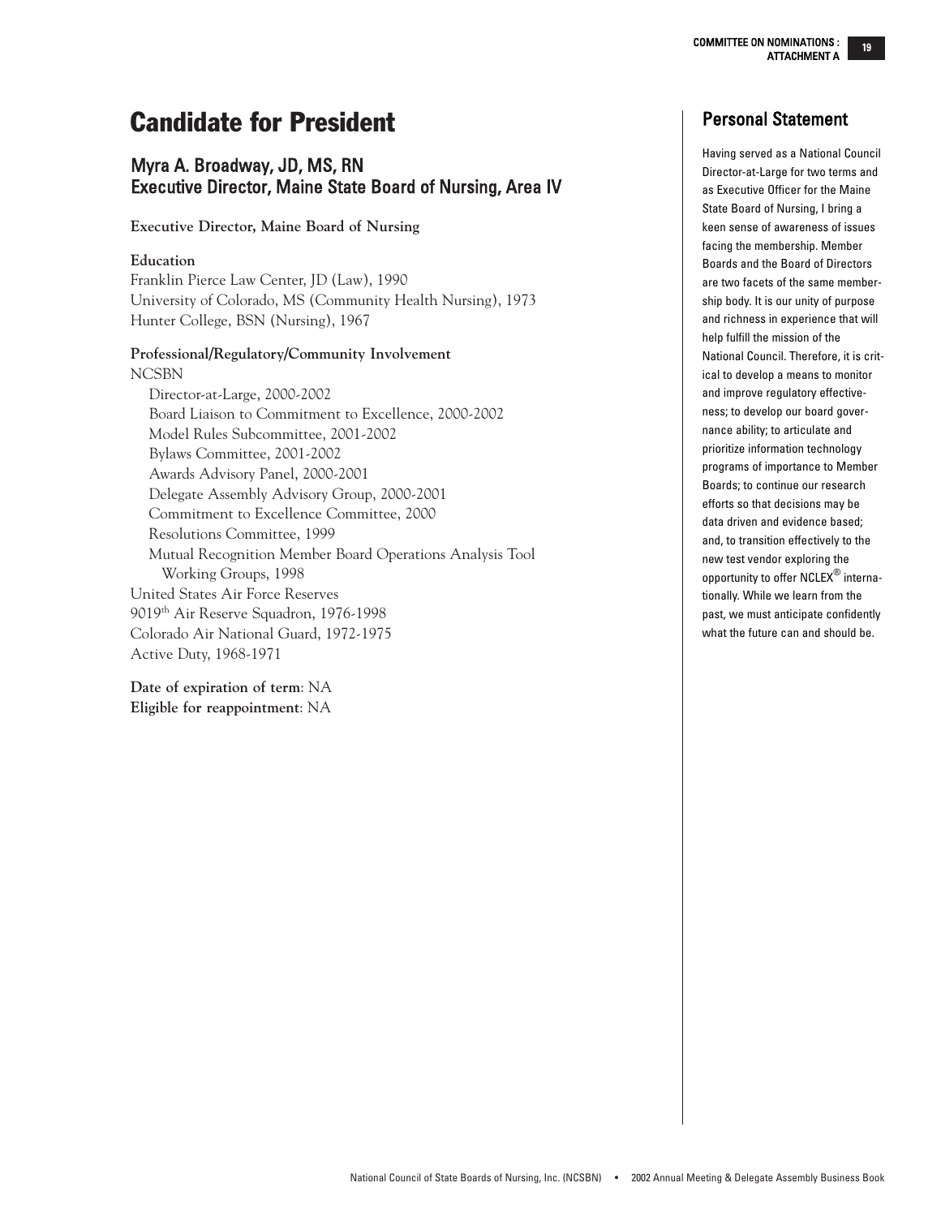# Candidate for President

## Myra A. Broadway, JD, MS, RN
## Executive Director, Maine State Board of Nursing, Area IV

**Executive Director, Maine Board of Nursing**

**Education**

Franklin Pierce Law Center, JD (Law), 1990
University of Colorado, MS (Community Health Nursing), 1973
Hunter College, BSN (Nursing), 1967

**Professional/Regulatory/Community Involvement**

NCSBN

- Director-at-Large, 2000-2002
- Board Liaison to Commitment to Excellence, 2000-2002
- Model Rules Subcommittee, 2001-2002
- Bylaws Committee, 2001-2002
- Awards Advisory Panel, 2000-2001
- Delegate Assembly Advisory Group, 2000-2001
- Commitment to Excellence Committee, 2000
- Resolutions Committee, 1999
- Mutual Recognition Member Board Operations Analysis Tool Working Groups, 1998

United States Air Force Reserves
9019th Air Reserve Squadron, 1976-1998
Colorado Air National Guard, 1972-1975
Active Duty, 1968-1971

**Date of expiration of term**: NA
**Eligible for reappointment**: NA

## Personal Statement

Having served as a National Council Director-at-Large for two terms and as Executive Officer for the Maine State Board of Nursing, I bring a keen sense of awareness of issues facing the membership. Member Boards and the Board of Directors are two facets of the same membership body. It is our unity of purpose and richness in experience that will help fulfill the mission of the National Council. Therefore, it is critical to develop a means to monitor and improve regulatory effectiveness; to develop our board governance ability; to articulate and prioritize information technology programs of importance to Member Boards; to continue our research efforts so that decisions may be data driven and evidence based; and, to transition effectively to the new test vendor exploring the opportunity to offer NCLEX® internationally. While we learn from the past, we must anticipate confidently what the future can and should be.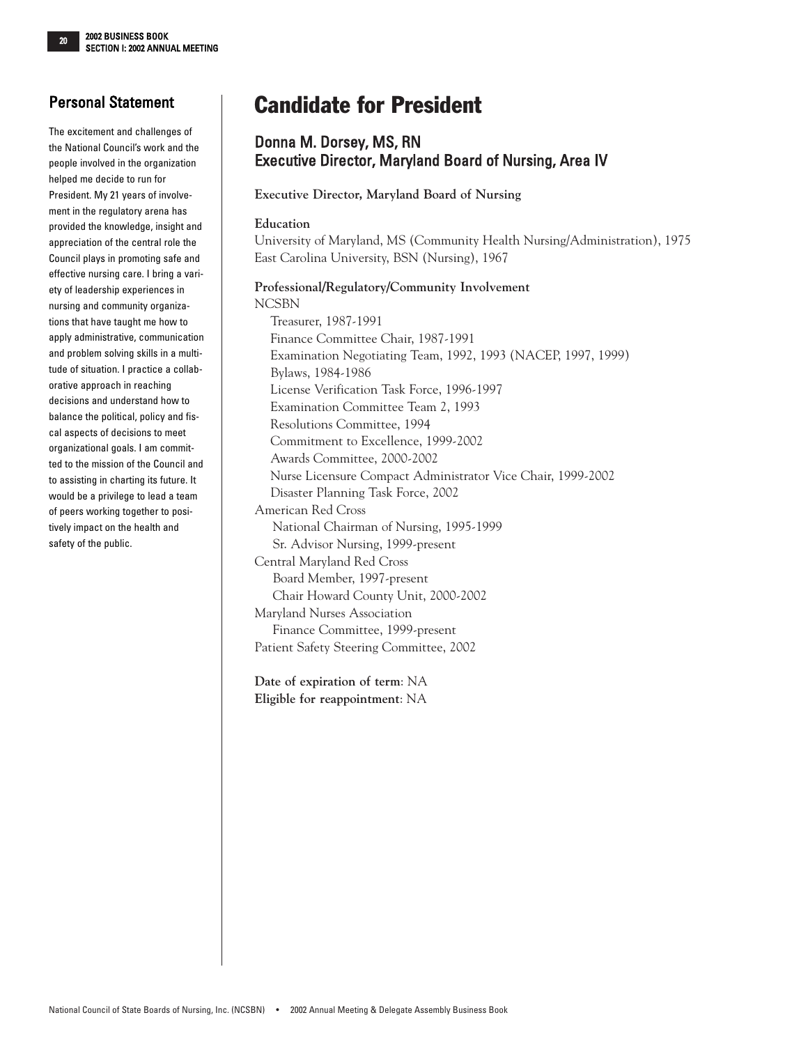## Personal Statement

The excitement and challenges of the National Council's work and the people involved in the organization helped me decide to run for President. My 21 years of involvement in the regulatory arena has provided the knowledge, insight and appreciation of the central role the Council plays in promoting safe and effective nursing care. I bring a variety of leadership experiences in nursing and community organizations that have taught me how to apply administrative, communication and problem solving skills in a multitude of situation. I practice a collaborative approach in reaching decisions and understand how to balance the political, policy and fiscal aspects of decisions to meet organizational goals. I am committed to the mission of the Council and to assisting in charting its future. It would be a privilege to lead a team of peers working together to positively impact on the health and safety of the public.

# Candidate for President

## Donna M. Dorsey, MS, RN
## Executive Director, Maryland Board of Nursing, Area IV

**Executive Director, Maryland Board of Nursing**

**Education**

University of Maryland, MS (Community Health Nursing/Administration), 1975
East Carolina University, BSN (Nursing), 1967

**Professional/Regulatory/Community Involvement**

NCSBN
- Treasurer, 1987-1991
- Finance Committee Chair, 1987-1991
- Examination Negotiating Team, 1992, 1993 (NACEP, 1997, 1999)
- Bylaws, 1984-1986
- License Verification Task Force, 1996-1997
- Examination Committee Team 2, 1993
- Resolutions Committee, 1994
- Commitment to Excellence, 1999-2002
- Awards Committee, 2000-2002
- Nurse Licensure Compact Administrator Vice Chair, 1999-2002
- Disaster Planning Task Force, 2002

American Red Cross
- National Chairman of Nursing, 1995-1999
- Sr. Advisor Nursing, 1999-present

Central Maryland Red Cross
- Board Member, 1997-present
- Chair Howard County Unit, 2000-2002

Maryland Nurses Association
- Finance Committee, 1999-present

Patient Safety Steering Committee, 2002

**Date of expiration of term**: NA
**Eligible for reappointment**: NA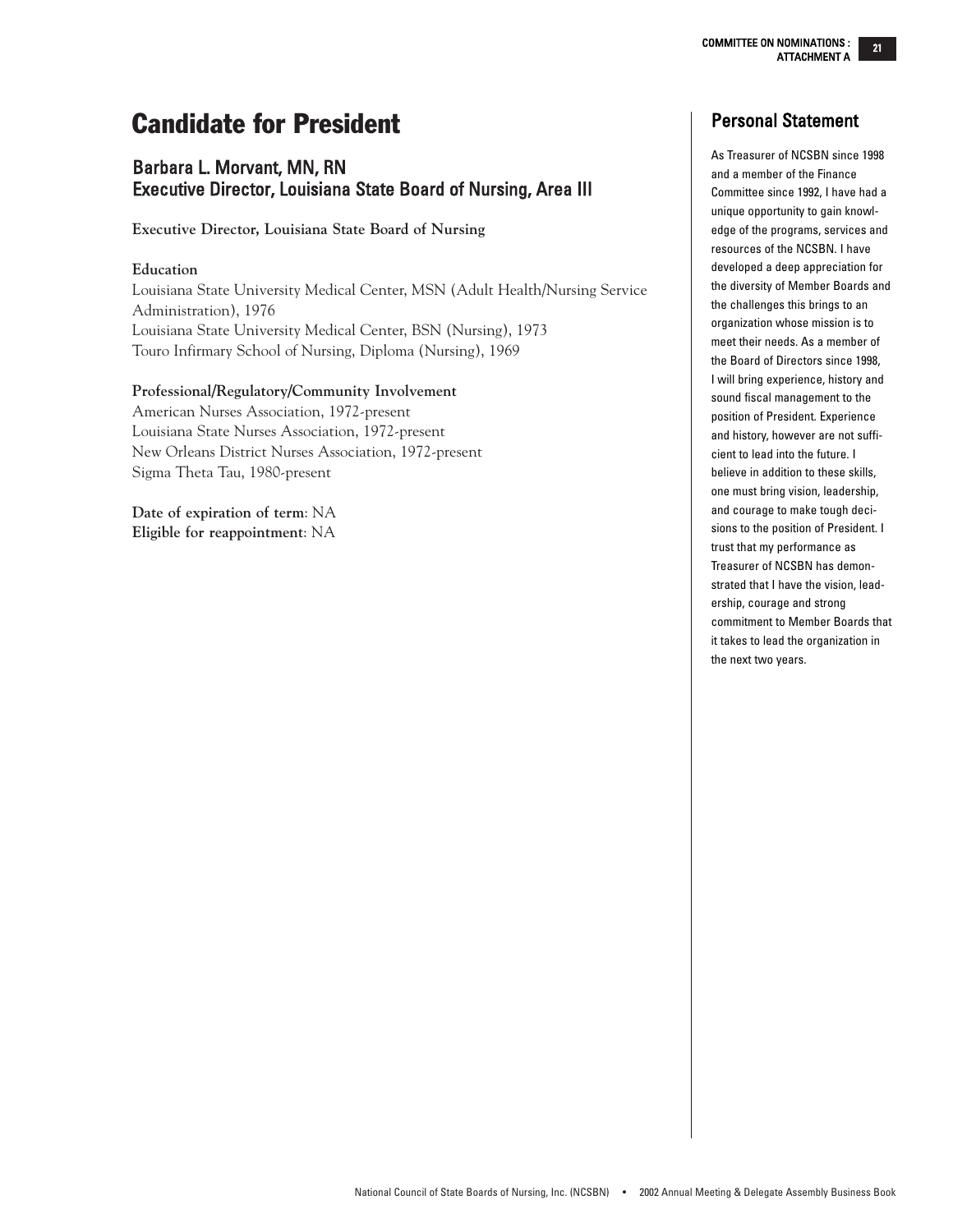# Candidate for President

## Barbara L. Morvant, MN, RN
## Executive Director, Louisiana State Board of Nursing, Area III

**Executive Director, Louisiana State Board of Nursing**

**Education**

Louisiana State University Medical Center, MSN (Adult Health/Nursing Service Administration), 1976
Louisiana State University Medical Center, BSN (Nursing), 1973
Touro Infirmary School of Nursing, Diploma (Nursing), 1969

**Professional/Regulatory/Community Involvement**

American Nurses Association, 1972-present
Louisiana State Nurses Association, 1972-present
New Orleans District Nurses Association, 1972-present
Sigma Theta Tau, 1980-present

**Date of expiration of term**: NA
**Eligible for reappointment**: NA

## Personal Statement

As Treasurer of NCSBN since 1998 and a member of the Finance Committee since 1992, I have had a unique opportunity to gain knowledge of the programs, services and resources of the NCSBN. I have developed a deep appreciation for the diversity of Member Boards and the challenges this brings to an organization whose mission is to meet their needs. As a member of the Board of Directors since 1998, I will bring experience, history and sound fiscal management to the position of President. Experience and history, however are not sufficient to lead into the future. I believe in addition to these skills, one must bring vision, leadership, and courage to make tough decisions to the position of President. I trust that my performance as Treasurer of NCSBN has demonstrated that I have the vision, leadership, courage and strong commitment to Member Boards that it takes to lead the organization in the next two years.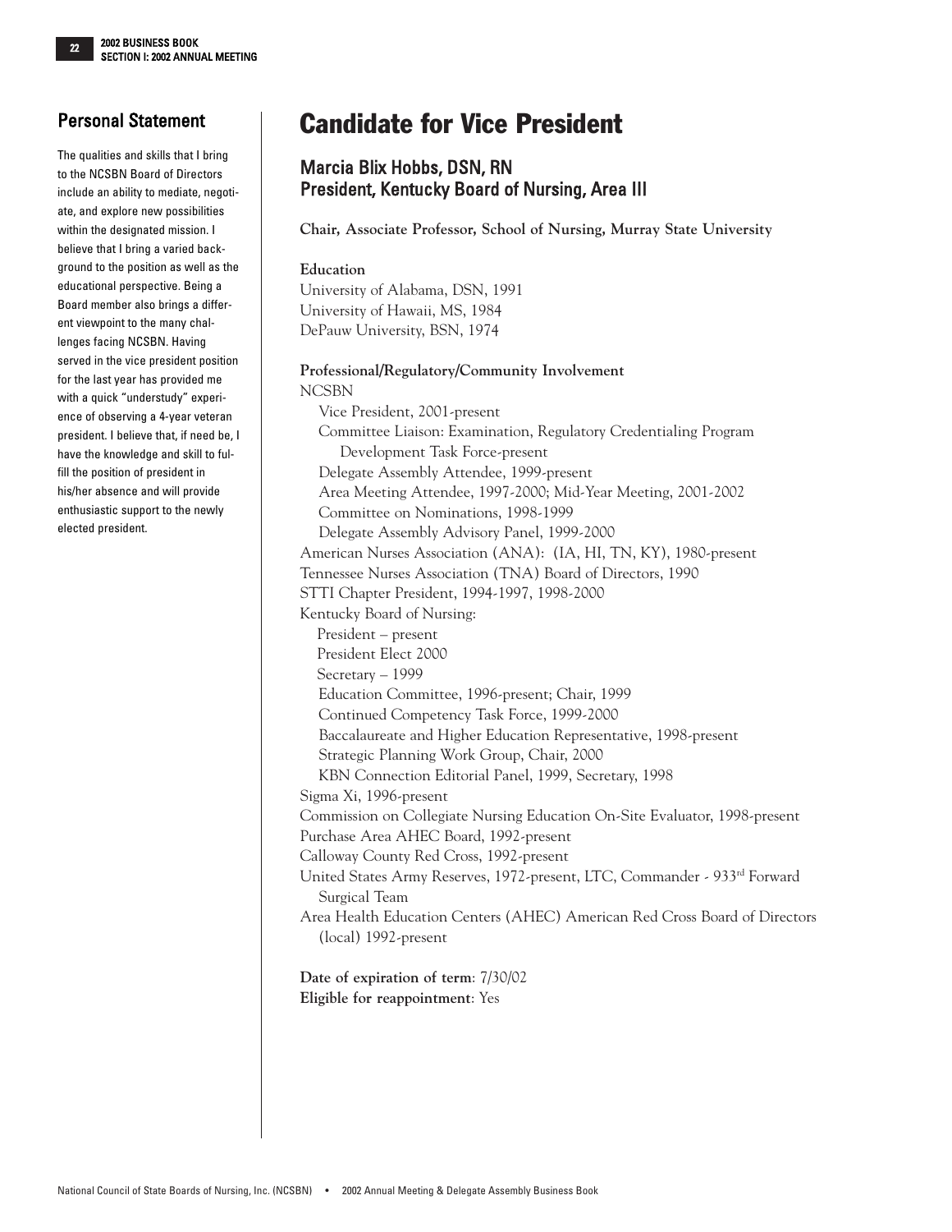## Personal Statement

The qualities and skills that I bring to the NCSBN Board of Directors include an ability to mediate, negotiate, and explore new possibilities within the designated mission. I believe that I bring a varied background to the position as well as the educational perspective. Being a Board member also brings a different viewpoint to the many challenges facing NCSBN. Having served in the vice president position for the last year has provided me with a quick "understudy" experience of observing a 4-year veteran president. I believe that, if need be, I have the knowledge and skill to fulfill the position of president in his/her absence and will provide enthusiastic support to the newly elected president.

# Candidate for Vice President

### Marcia Blix Hobbs, DSN, RN
### President, Kentucky Board of Nursing, Area III

**Chair, Associate Professor, School of Nursing, Murray State University**

**Education**

University of Alabama, DSN, 1991
University of Hawaii, MS, 1984
DePauw University, BSN, 1974

**Professional/Regulatory/Community Involvement**

NCSBN
- Vice President, 2001-present
- Committee Liaison: Examination, Regulatory Credentialing Program Development Task Force-present
- Delegate Assembly Attendee, 1999-present
- Area Meeting Attendee, 1997-2000; Mid-Year Meeting, 2001-2002
- Committee on Nominations, 1998-1999
- Delegate Assembly Advisory Panel, 1999-2000

American Nurses Association (ANA): (IA, HI, TN, KY), 1980-present
Tennessee Nurses Association (TNA) Board of Directors, 1990
STTI Chapter President, 1994-1997, 1998-2000
Kentucky Board of Nursing:
- President – present
- President Elect 2000
- Secretary – 1999
- Education Committee, 1996-present; Chair, 1999
- Continued Competency Task Force, 1999-2000
- Baccalaureate and Higher Education Representative, 1998-present
- Strategic Planning Work Group, Chair, 2000
- KBN Connection Editorial Panel, 1999, Secretary, 1998

Sigma Xi, 1996-present
Commission on Collegiate Nursing Education On-Site Evaluator, 1998-present
Purchase Area AHEC Board, 1992-present
Calloway County Red Cross, 1992-present
United States Army Reserves, 1972-present, LTC, Commander - 933rd Forward Surgical Team
Area Health Education Centers (AHEC) American Red Cross Board of Directors (local) 1992-present

**Date of expiration of term**: 7/30/02
**Eligible for reappointment**: Yes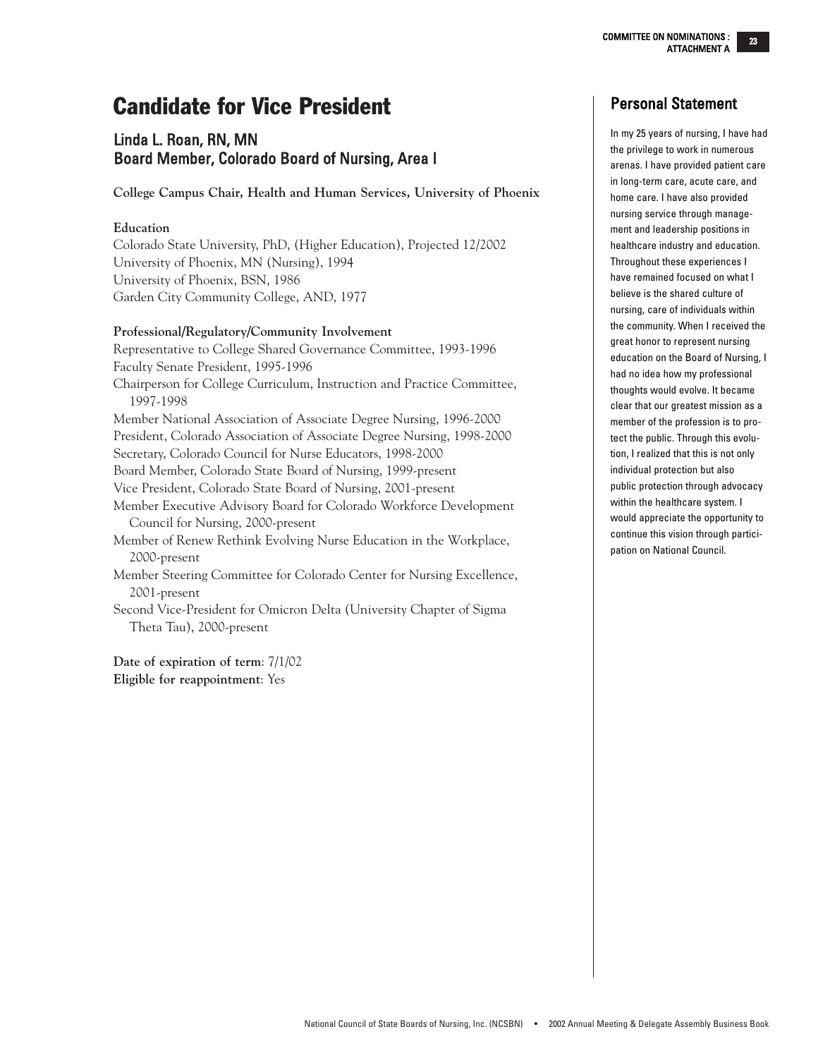# Candidate for Vice President

## Linda L. Roan, RN, MN
## Board Member, Colorado Board of Nursing, Area I

**College Campus Chair, Health and Human Services, University of Phoenix**

**Education**

Colorado State University, PhD, (Higher Education), Projected 12/2002
University of Phoenix, MN (Nursing), 1994
University of Phoenix, BSN, 1986
Garden City Community College, AND, 1977

**Professional/Regulatory/Community Involvement**

Representative to College Shared Governance Committee, 1993-1996
Faculty Senate President, 1995-1996
Chairperson for College Curriculum, Instruction and Practice Committee, 1997-1998
Member National Association of Associate Degree Nursing, 1996-2000
President, Colorado Association of Associate Degree Nursing, 1998-2000
Secretary, Colorado Council for Nurse Educators, 1998-2000
Board Member, Colorado State Board of Nursing, 1999-present
Vice President, Colorado State Board of Nursing, 2001-present
Member Executive Advisory Board for Colorado Workforce Development Council for Nursing, 2000-present
Member of Renew Rethink Evolving Nurse Education in the Workplace, 2000-present
Member Steering Committee for Colorado Center for Nursing Excellence, 2001-present
Second Vice-President for Omicron Delta (University Chapter of Sigma Theta Tau), 2000-present

**Date of expiration of term**: 7/1/02
**Eligible for reappointment**: Yes

## Personal Statement

In my 25 years of nursing, I have had the privilege to work in numerous arenas. I have provided patient care in long-term care, acute care, and home care. I have also provided nursing service through management and leadership positions in healthcare industry and education. Throughout these experiences I have remained focused on what I believe is the shared culture of nursing, care of individuals within the community. When I received the great honor to represent nursing education on the Board of Nursing, I had no idea how my professional thoughts would evolve. It became clear that our greatest mission as a member of the profession is to protect the public. Through this evolution, I realized that this is not only individual protection but also public protection through advocacy within the healthcare system. I would appreciate the opportunity to continue this vision through participation on National Council.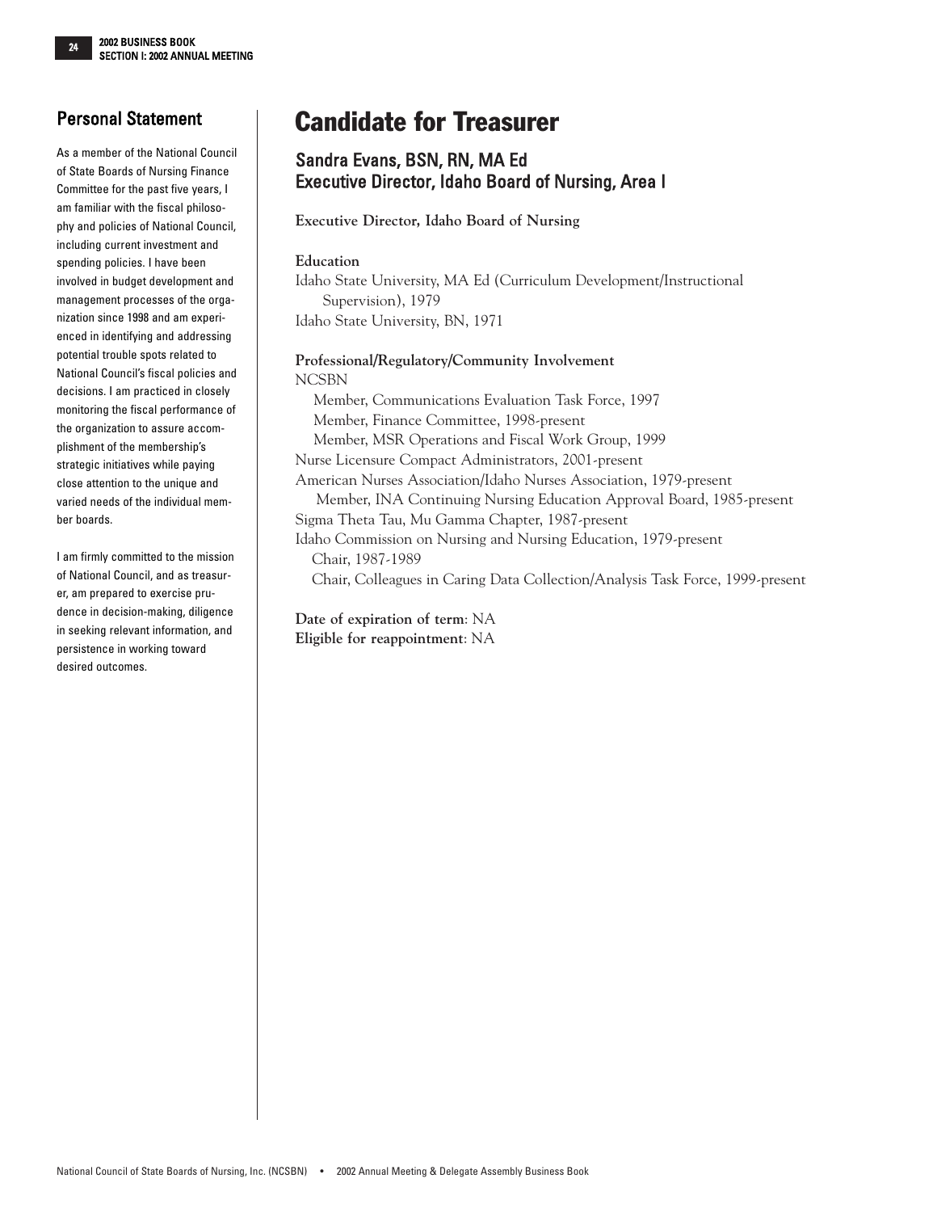# Candidate for Treasurer

## Sandra Evans, BSN, RN, MA Ed
## Executive Director, Idaho Board of Nursing, Area I

**Executive Director, Idaho Board of Nursing**

**Education**

Idaho State University, MA Ed (Curriculum Development/Instructional Supervision), 1979
Idaho State University, BN, 1971

**Professional/Regulatory/Community Involvement**

NCSBN
- Member, Communications Evaluation Task Force, 1997
- Member, Finance Committee, 1998-present
- Member, MSR Operations and Fiscal Work Group, 1999

Nurse Licensure Compact Administrators, 2001-present

American Nurses Association/Idaho Nurses Association, 1979-present
- Member, INA Continuing Nursing Education Approval Board, 1985-present

Sigma Theta Tau, Mu Gamma Chapter, 1987-present

Idaho Commission on Nursing and Nursing Education, 1979-present
- Chair, 1987-1989
- Chair, Colleagues in Caring Data Collection/Analysis Task Force, 1999-present

**Date of expiration of term**: NA
**Eligible for reappointment**: NA

## Personal Statement

As a member of the National Council of State Boards of Nursing Finance Committee for the past five years, I am familiar with the fiscal philosophy and policies of National Council, including current investment and spending policies. I have been involved in budget development and management processes of the organization since 1998 and am experienced in identifying and addressing potential trouble spots related to National Council's fiscal policies and decisions. I am practiced in closely monitoring the fiscal performance of the organization to assure accomplishment of the membership's strategic initiatives while paying close attention to the unique and varied needs of the individual member boards.

I am firmly committed to the mission of National Council, and as treasurer, am prepared to exercise prudence in decision-making, diligence in seeking relevant information, and persistence in working toward desired outcomes.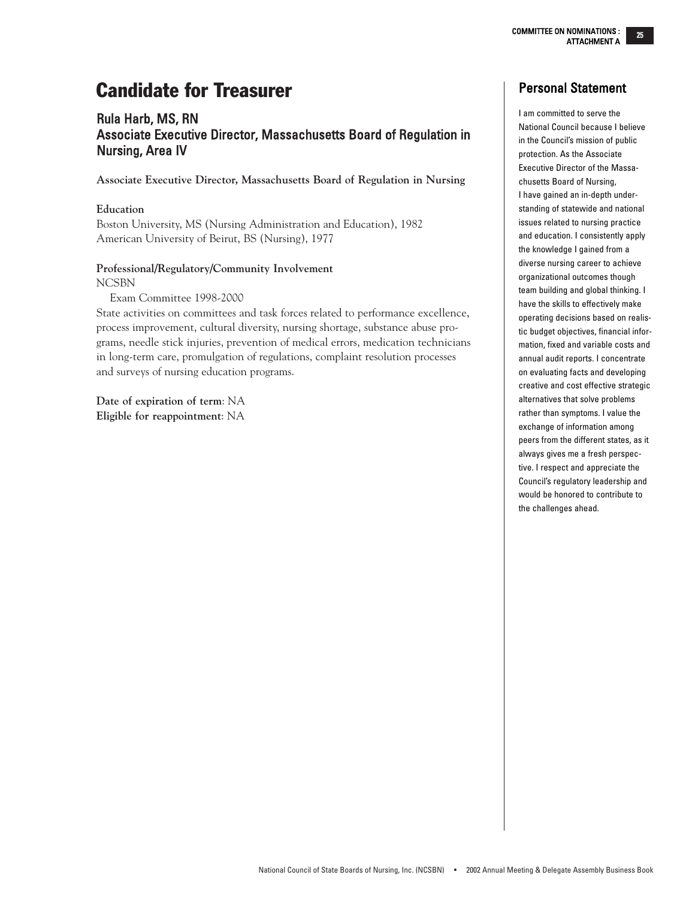# Candidate for Treasurer

## Rula Harb, MS, RN
## Associate Executive Director, Massachusetts Board of Regulation in Nursing, Area IV

**Associate Executive Director, Massachusetts Board of Regulation in Nursing**

**Education**

Boston University, MS (Nursing Administration and Education), 1982
American University of Beirut, BS (Nursing), 1977

**Professional/Regulatory/Community Involvement**

NCSBN

Exam Committee 1998-2000

State activities on committees and task forces related to performance excellence, process improvement, cultural diversity, nursing shortage, substance abuse programs, needle stick injuries, prevention of medical errors, medication technicians in long-term care, promulgation of regulations, complaint resolution processes and surveys of nursing education programs.

**Date of expiration of term**: NA
**Eligible for reappointment**: NA

## Personal Statement

I am committed to serve the National Council because I believe in the Council's mission of public protection. As the Associate Executive Director of the Massachusetts Board of Nursing, I have gained an in-depth understanding of statewide and national issues related to nursing practice and education. I consistently apply the knowledge I gained from a diverse nursing career to achieve organizational outcomes though team building and global thinking. I have the skills to effectively make operating decisions based on realistic budget objectives, financial information, fixed and variable costs and annual audit reports. I concentrate on evaluating facts and developing creative and cost effective strategic alternatives that solve problems rather than symptoms. I value the exchange of information among peers from the different states, as it always gives me a fresh perspective. I respect and appreciate the Council's regulatory leadership and would be honored to contribute to the challenges ahead.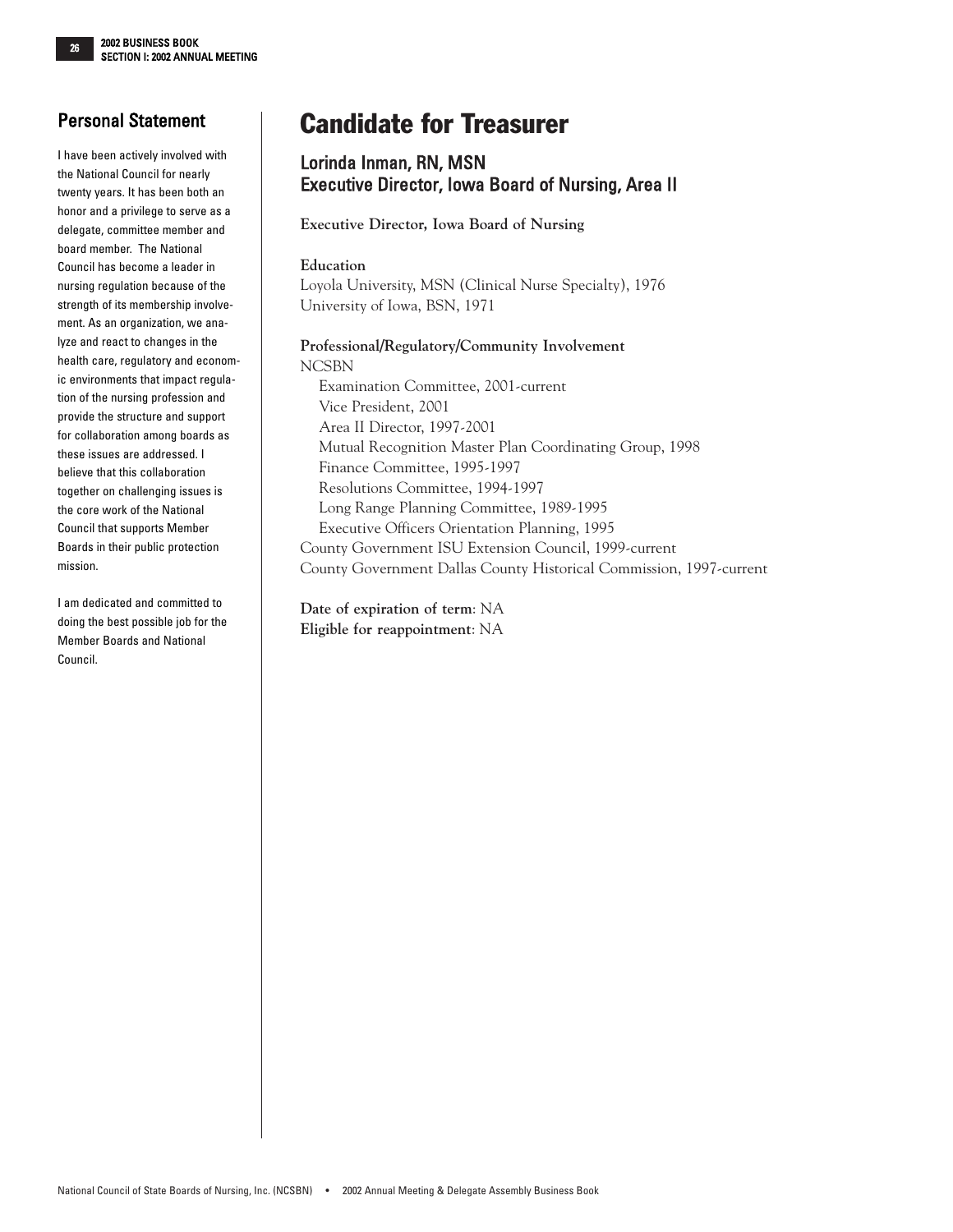# Candidate for Treasurer

## Lorinda Inman, RN, MSN
## Executive Director, Iowa Board of Nursing, Area II

**Executive Director, Iowa Board of Nursing**

**Education**

Loyola University, MSN (Clinical Nurse Specialty), 1976
University of Iowa, BSN, 1971

**Professional/Regulatory/Community Involvement**

NCSBN
- Examination Committee, 2001-current
- Vice President, 2001
- Area II Director, 1997-2001
- Mutual Recognition Master Plan Coordinating Group, 1998
- Finance Committee, 1995-1997
- Resolutions Committee, 1994-1997
- Long Range Planning Committee, 1989-1995
- Executive Officers Orientation Planning, 1995

County Government ISU Extension Council, 1999-current
County Government Dallas County Historical Commission, 1997-current

**Date of expiration of term**: NA
**Eligible for reappointment**: NA

### Personal Statement

I have been actively involved with the National Council for nearly twenty years. It has been both an honor and a privilege to serve as a delegate, committee member and board member. The National Council has become a leader in nursing regulation because of the strength of its membership involvement. As an organization, we analyze and react to changes in the health care, regulatory and economic environments that impact regulation of the nursing profession and provide the structure and support for collaboration among boards as these issues are addressed. I believe that this collaboration together on challenging issues is the core work of the National Council that supports Member Boards in their public protection mission.

I am dedicated and committed to doing the best possible job for the Member Boards and National Council.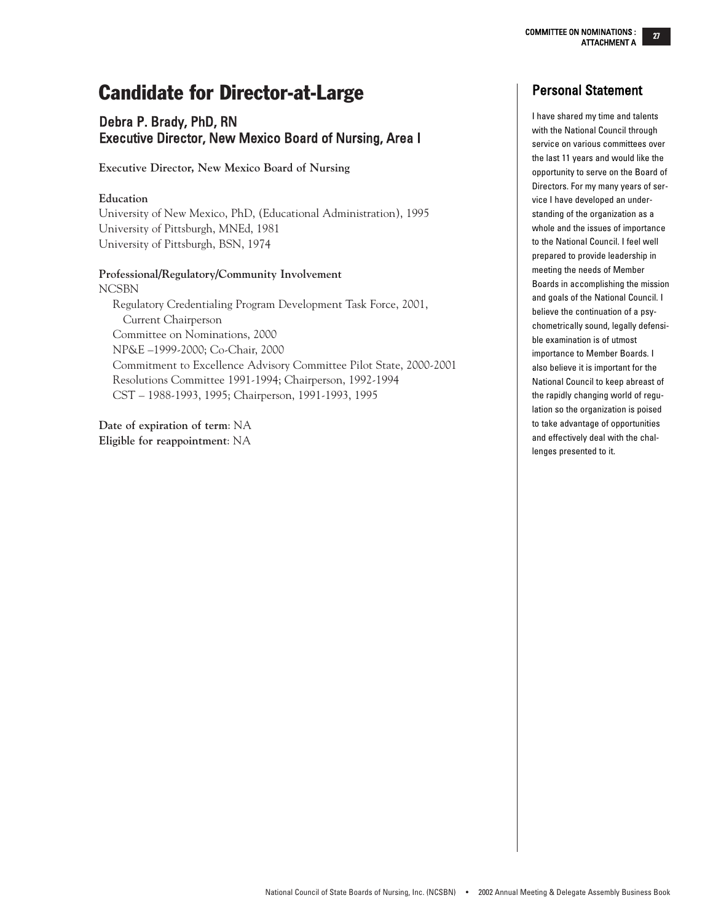# Candidate for Director-at-Large

## Debra P. Brady, PhD, RN
## Executive Director, New Mexico Board of Nursing, Area I

**Executive Director, New Mexico Board of Nursing**

**Education**

University of New Mexico, PhD, (Educational Administration), 1995
University of Pittsburgh, MNEd, 1981
University of Pittsburgh, BSN, 1974

**Professional/Regulatory/Community Involvement**

NCSBN

- Regulatory Credentialing Program Development Task Force, 2001, Current Chairperson
- Committee on Nominations, 2000
- NP&E –1999-2000; Co-Chair, 2000
- Commitment to Excellence Advisory Committee Pilot State, 2000-2001
- Resolutions Committee 1991-1994; Chairperson, 1992-1994
- CST – 1988-1993, 1995; Chairperson, 1991-1993, 1995

**Date of expiration of term**: NA
**Eligible for reappointment**: NA

## Personal Statement

I have shared my time and talents with the National Council through service on various committees over the last 11 years and would like the opportunity to serve on the Board of Directors. For my many years of service I have developed an understanding of the organization as a whole and the issues of importance to the National Council. I feel well prepared to provide leadership in meeting the needs of Member Boards in accomplishing the mission and goals of the National Council. I believe the continuation of a psychometrically sound, legally defensible examination is of utmost importance to Member Boards. I also believe it is important for the National Council to keep abreast of the rapidly changing world of regulation so the organization is poised to take advantage of opportunities and effectively deal with the challenges presented to it.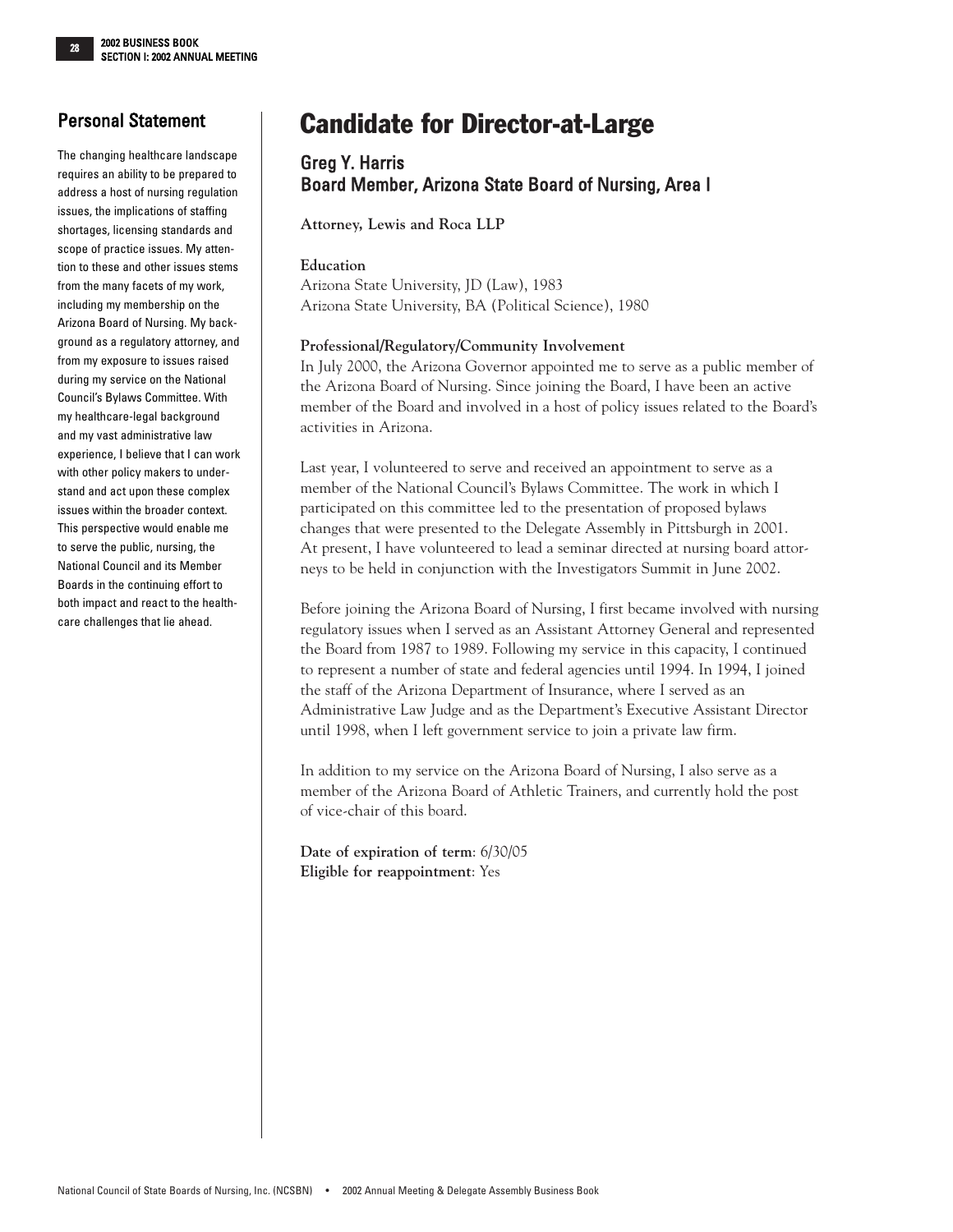# Candidate for Director-at-Large

## Greg Y. Harris
## Board Member, Arizona State Board of Nursing, Area I

**Attorney, Lewis and Roca LLP**

**Education**
Arizona State University, JD (Law), 1983
Arizona State University, BA (Political Science), 1980

**Professional/Regulatory/Community Involvement**
In July 2000, the Arizona Governor appointed me to serve as a public member of the Arizona Board of Nursing. Since joining the Board, I have been an active member of the Board and involved in a host of policy issues related to the Board's activities in Arizona.

Last year, I volunteered to serve and received an appointment to serve as a member of the National Council's Bylaws Committee. The work in which I participated on this committee led to the presentation of proposed bylaws changes that were presented to the Delegate Assembly in Pittsburgh in 2001. At present, I have volunteered to lead a seminar directed at nursing board attorneys to be held in conjunction with the Investigators Summit in June 2002.

Before joining the Arizona Board of Nursing, I first became involved with nursing regulatory issues when I served as an Assistant Attorney General and represented the Board from 1987 to 1989. Following my service in this capacity, I continued to represent a number of state and federal agencies until 1994. In 1994, I joined the staff of the Arizona Department of Insurance, where I served as an Administrative Law Judge and as the Department's Executive Assistant Director until 1998, when I left government service to join a private law firm.

In addition to my service on the Arizona Board of Nursing, I also serve as a member of the Arizona Board of Athletic Trainers, and currently hold the post of vice-chair of this board.

**Date of expiration of term**: 6/30/05
**Eligible for reappointment**: Yes

## Personal Statement

The changing healthcare landscape requires an ability to be prepared to address a host of nursing regulation issues, the implications of staffing shortages, licensing standards and scope of practice issues. My attention to these and other issues stems from the many facets of my work, including my membership on the Arizona Board of Nursing. My background as a regulatory attorney, and from my exposure to issues raised during my service on the National Council's Bylaws Committee. With my healthcare-legal background and my vast administrative law experience, I believe that I can work with other policy makers to understand and act upon these complex issues within the broader context. This perspective would enable me to serve the public, nursing, the National Council and its Member Boards in the continuing effort to both impact and react to the healthcare challenges that lie ahead.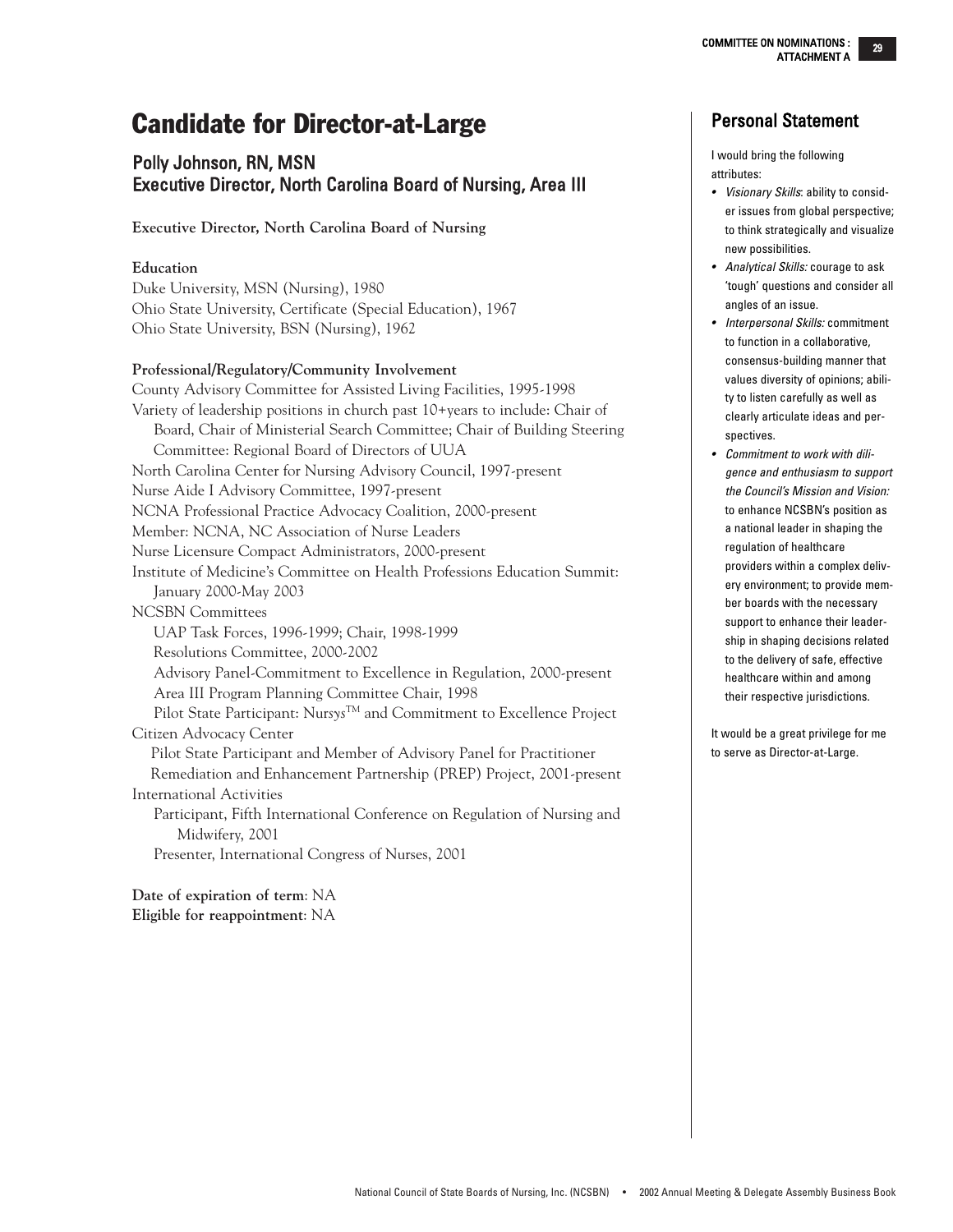# Candidate for Director-at-Large

## Polly Johnson, RN, MSN
## Executive Director, North Carolina Board of Nursing, Area III

**Executive Director, North Carolina Board of Nursing**

**Education**

Duke University, MSN (Nursing), 1980
Ohio State University, Certificate (Special Education), 1967
Ohio State University, BSN (Nursing), 1962

**Professional/Regulatory/Community Involvement**

County Advisory Committee for Assisted Living Facilities, 1995-1998
Variety of leadership positions in church past 10+years to include: Chair of Board, Chair of Ministerial Search Committee; Chair of Building Steering Committee: Regional Board of Directors of UUA
North Carolina Center for Nursing Advisory Council, 1997-present
Nurse Aide I Advisory Committee, 1997-present
NCNA Professional Practice Advocacy Coalition, 2000-present
Member: NCNA, NC Association of Nurse Leaders
Nurse Licensure Compact Administrators, 2000-present
Institute of Medicine's Committee on Health Professions Education Summit: January 2000-May 2003
NCSBN Committees
- UAP Task Forces, 1996-1999; Chair, 1998-1999
- Resolutions Committee, 2000-2002
- Advisory Panel-Commitment to Excellence in Regulation, 2000-present
- Area III Program Planning Committee Chair, 1998
- Pilot State Participant: Nur*sys*™ and Commitment to Excellence Project

Citizen Advocacy Center
- Pilot State Participant and Member of Advisory Panel for Practitioner Remediation and Enhancement Partnership (PREP) Project, 2001-present

International Activities
- Participant, Fifth International Conference on Regulation of Nursing and Midwifery, 2001
- Presenter, International Congress of Nurses, 2001

**Date of expiration of term**: NA
**Eligible for reappointment**: NA

## Personal Statement

I would bring the following attributes:

- *Visionary Skills*: ability to consider issues from global perspective; to think strategically and visualize new possibilities.
- *Analytical Skills:* courage to ask 'tough' questions and consider all angles of an issue.
- *Interpersonal Skills:* commitment to function in a collaborative, consensus-building manner that values diversity of opinions; ability to listen carefully as well as clearly articulate ideas and perspectives.
- *Commitment to work with diligence and enthusiasm to support the Council's Mission and Vision:* to enhance NCSBN's position as a national leader in shaping the regulation of healthcare providers within a complex delivery environment; to provide member boards with the necessary support to enhance their leadership in shaping decisions related to the delivery of safe, effective healthcare within and among their respective jurisdictions.

It would be a great privilege for me to serve as Director-at-Large.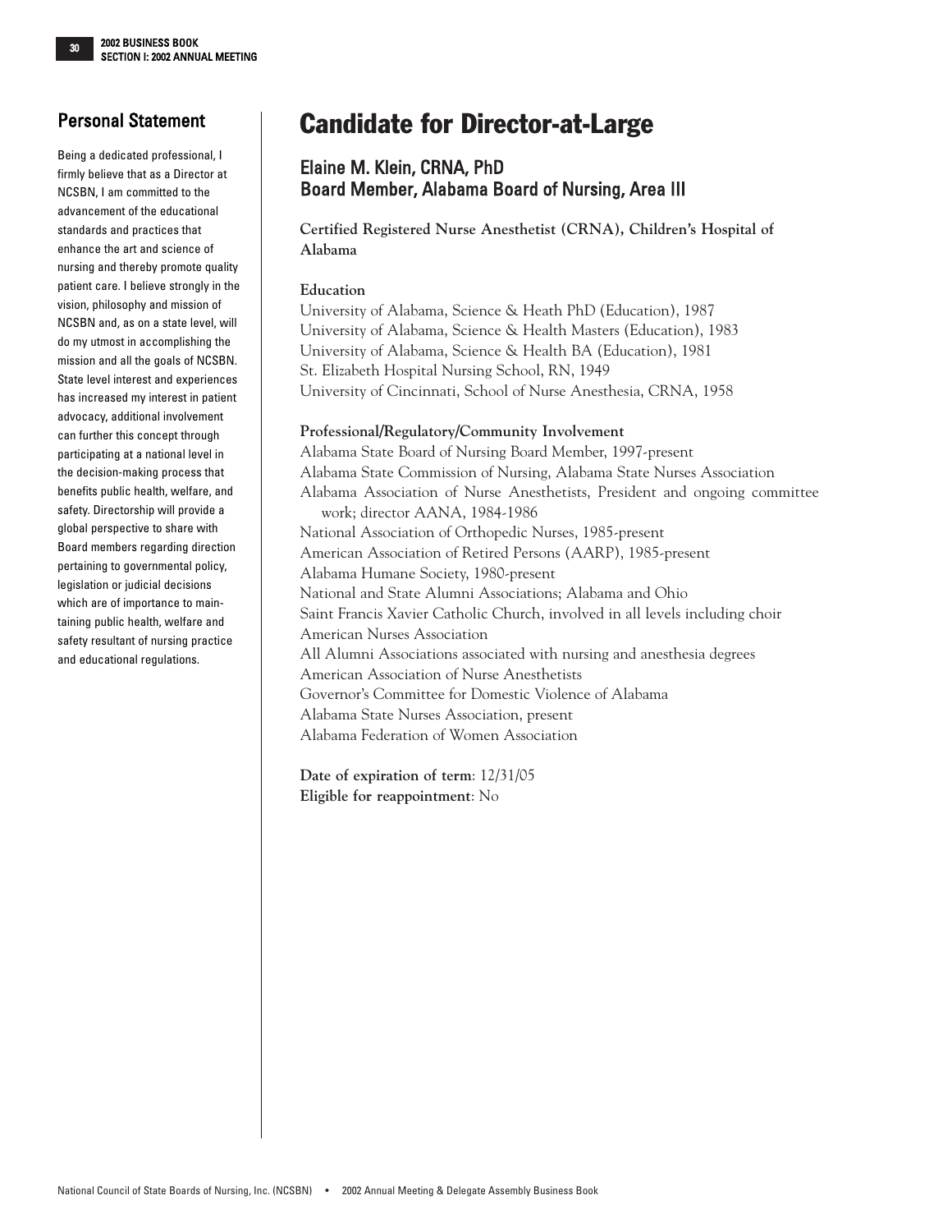# Candidate for Director-at-Large

## Elaine M. Klein, CRNA, PhD
## Board Member, Alabama Board of Nursing, Area III

**Certified Registered Nurse Anesthetist (CRNA), Children's Hospital of Alabama**

**Education**

University of Alabama, Science & Heath PhD (Education), 1987
University of Alabama, Science & Health Masters (Education), 1983
University of Alabama, Science & Health BA (Education), 1981
St. Elizabeth Hospital Nursing School, RN, 1949
University of Cincinnati, School of Nurse Anesthesia, CRNA, 1958

**Professional/Regulatory/Community Involvement**

Alabama State Board of Nursing Board Member, 1997-present
Alabama State Commission of Nursing, Alabama State Nurses Association
Alabama Association of Nurse Anesthetists, President and ongoing committee work; director AANA, 1984-1986
National Association of Orthopedic Nurses, 1985-present
American Association of Retired Persons (AARP), 1985-present
Alabama Humane Society, 1980-present
National and State Alumni Associations; Alabama and Ohio
Saint Francis Xavier Catholic Church, involved in all levels including choir
American Nurses Association
All Alumni Associations associated with nursing and anesthesia degrees
American Association of Nurse Anesthetists
Governor's Committee for Domestic Violence of Alabama
Alabama State Nurses Association, present
Alabama Federation of Women Association

**Date of expiration of term**: 12/31/05
**Eligible for reappointment**: No

## Personal Statement

Being a dedicated professional, I firmly believe that as a Director at NCSBN, I am committed to the advancement of the educational standards and practices that enhance the art and science of nursing and thereby promote quality patient care. I believe strongly in the vision, philosophy and mission of NCSBN and, as on a state level, will do my utmost in accomplishing the mission and all the goals of NCSBN. State level interest and experiences has increased my interest in patient advocacy, additional involvement can further this concept through participating at a national level in the decision-making process that benefits public health, welfare, and safety. Directorship will provide a global perspective to share with Board members regarding direction pertaining to governmental policy, legislation or judicial decisions which are of importance to maintaining public health, welfare and safety resultant of nursing practice and educational regulations.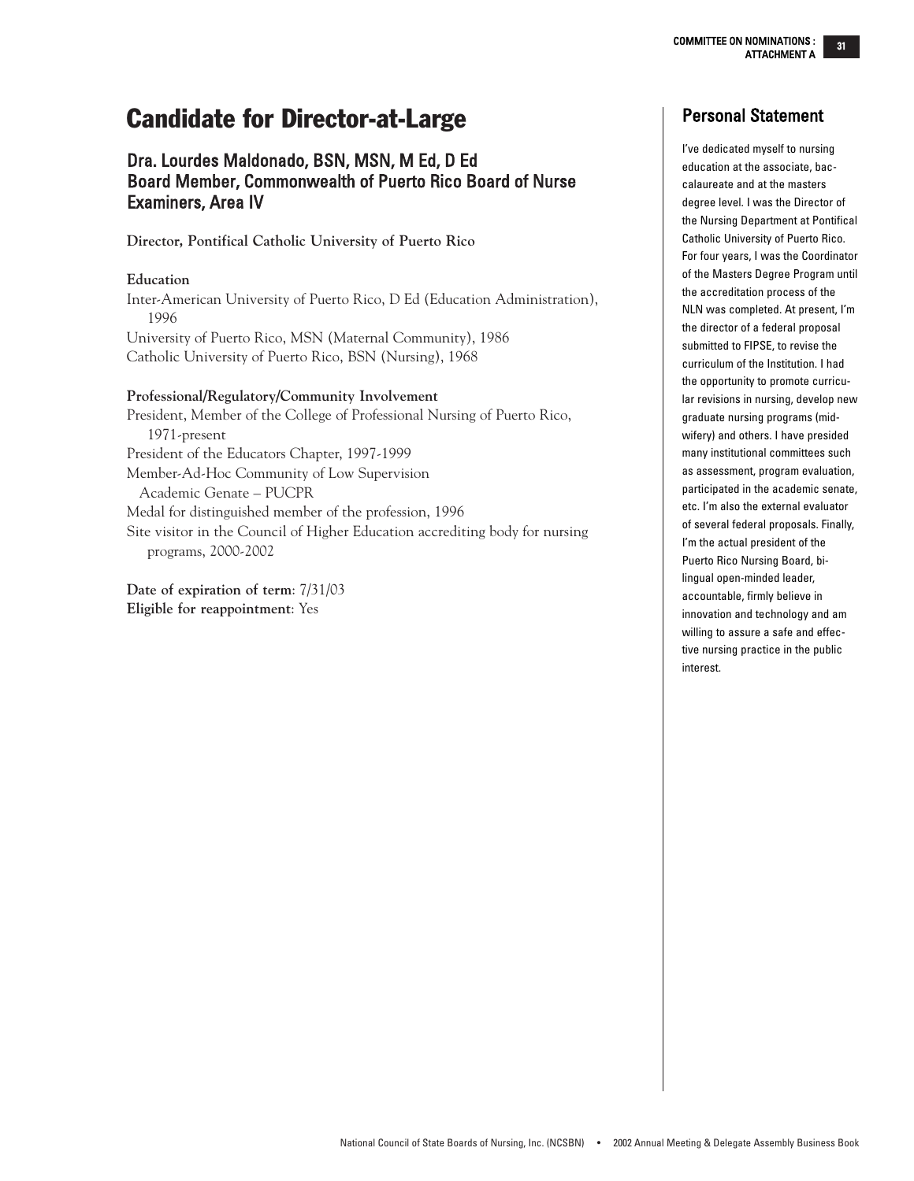# Candidate for Director-at-Large

## Dra. Lourdes Maldonado, BSN, MSN, M Ed, D Ed
## Board Member, Commonwealth of Puerto Rico Board of Nurse Examiners, Area IV

**Director, Pontifical Catholic University of Puerto Rico**

**Education**

Inter-American University of Puerto Rico, D Ed (Education Administration), 1996
University of Puerto Rico, MSN (Maternal Community), 1986
Catholic University of Puerto Rico, BSN (Nursing), 1968

**Professional/Regulatory/Community Involvement**

President, Member of the College of Professional Nursing of Puerto Rico, 1971-present
President of the Educators Chapter, 1997-1999
Member-Ad-Hoc Community of Low Supervision
Academic Genate – PUCPR
Medal for distinguished member of the profession, 1996
Site visitor in the Council of Higher Education accrediting body for nursing programs, 2000-2002

**Date of expiration of term**: 7/31/03
**Eligible for reappointment**: Yes

## Personal Statement

I've dedicated myself to nursing education at the associate, baccalaureate and at the masters degree level. I was the Director of the Nursing Department at Pontifical Catholic University of Puerto Rico. For four years, I was the Coordinator of the Masters Degree Program until the accreditation process of the NLN was completed. At present, I'm the director of a federal proposal submitted to FIPSE, to revise the curriculum of the Institution. I had the opportunity to promote curricular revisions in nursing, develop new graduate nursing programs (midwifery) and others. I have presided many institutional committees such as assessment, program evaluation, participated in the academic senate, etc. I'm also the external evaluator of several federal proposals. Finally, I'm the actual president of the Puerto Rico Nursing Board, bilingual open-minded leader, accountable, firmly believe in innovation and technology and am willing to assure a safe and effective nursing practice in the public interest.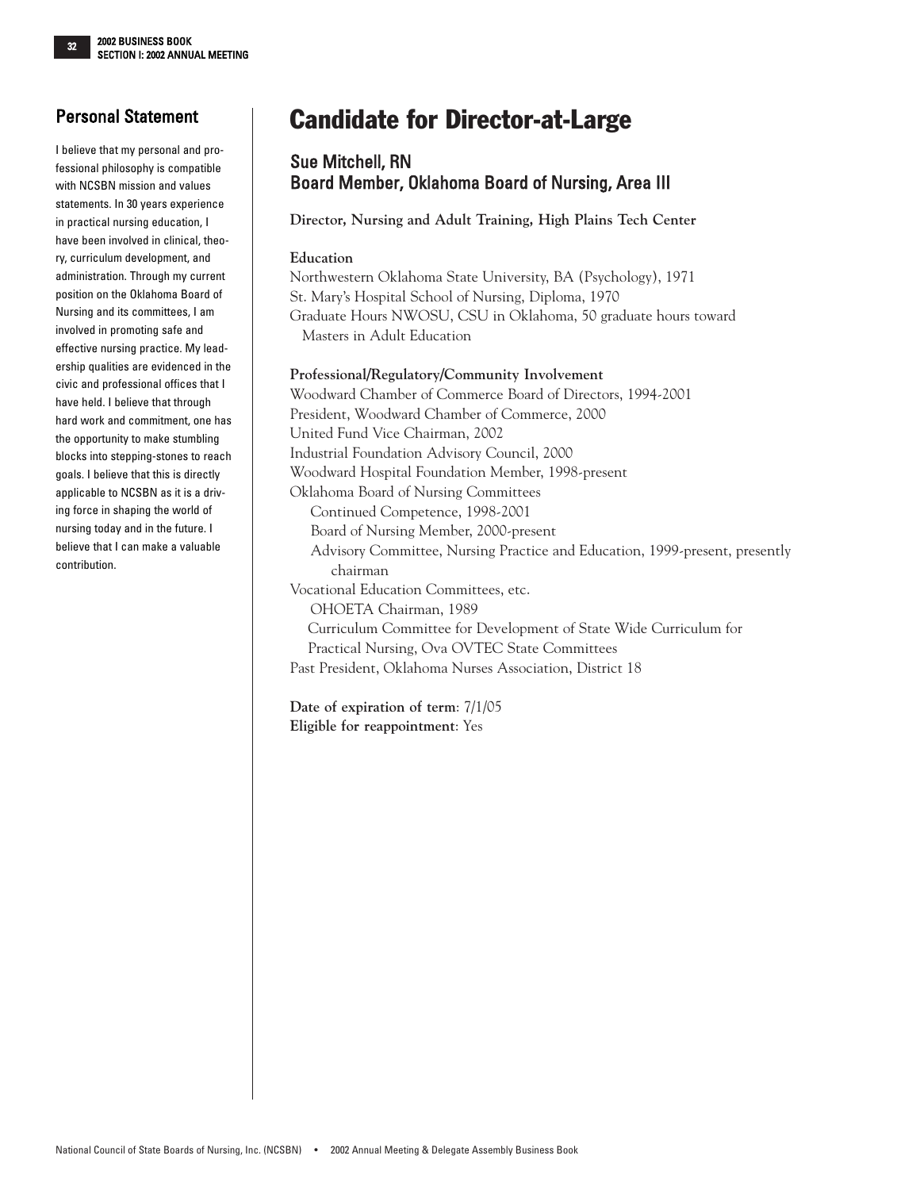## Personal Statement

I believe that my personal and professional philosophy is compatible with NCSBN mission and values statements. In 30 years experience in practical nursing education, I have been involved in clinical, theory, curriculum development, and administration. Through my current position on the Oklahoma Board of Nursing and its committees, I am involved in promoting safe and effective nursing practice. My leadership qualities are evidenced in the civic and professional offices that I have held. I believe that through hard work and commitment, one has the opportunity to make stumbling blocks into stepping-stones to reach goals. I believe that this is directly applicable to NCSBN as it is a driving force in shaping the world of nursing today and in the future. I believe that I can make a valuable contribution.

# Candidate for Director-at-Large

### Sue Mitchell, RN
### Board Member, Oklahoma Board of Nursing, Area III

**Director, Nursing and Adult Training, High Plains Tech Center**

**Education**

Northwestern Oklahoma State University, BA (Psychology), 1971
St. Mary's Hospital School of Nursing, Diploma, 1970
Graduate Hours NWOSU, CSU in Oklahoma, 50 graduate hours toward Masters in Adult Education

**Professional/Regulatory/Community Involvement**

Woodward Chamber of Commerce Board of Directors, 1994-2001
President, Woodward Chamber of Commerce, 2000
United Fund Vice Chairman, 2002
Industrial Foundation Advisory Council, 2000
Woodward Hospital Foundation Member, 1998-present
Oklahoma Board of Nursing Committees
- Continued Competence, 1998-2001
- Board of Nursing Member, 2000-present
- Advisory Committee, Nursing Practice and Education, 1999-present, presently chairman

Vocational Education Committees, etc.
- OHOETA Chairman, 1989
- Curriculum Committee for Development of State Wide Curriculum for Practical Nursing, Ova OVTEC State Committees

Past President, Oklahoma Nurses Association, District 18

**Date of expiration of term**: 7/1/05
**Eligible for reappointment**: Yes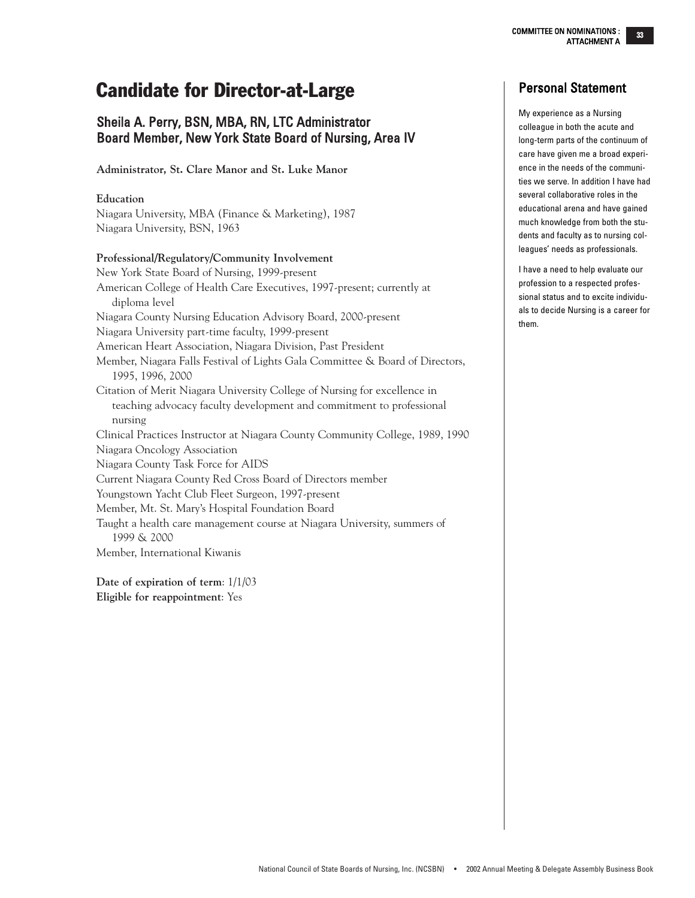# Candidate for Director-at-Large

## Sheila A. Perry, BSN, MBA, RN, LTC Administrator
## Board Member, New York State Board of Nursing, Area IV

**Administrator, St. Clare Manor and St. Luke Manor**

**Education**

Niagara University, MBA (Finance & Marketing), 1987
Niagara University, BSN, 1963

**Professional/Regulatory/Community Involvement**

New York State Board of Nursing, 1999-present
American College of Health Care Executives, 1997-present; currently at diploma level
Niagara County Nursing Education Advisory Board, 2000-present
Niagara University part-time faculty, 1999-present
American Heart Association, Niagara Division, Past President
Member, Niagara Falls Festival of Lights Gala Committee & Board of Directors, 1995, 1996, 2000
Citation of Merit Niagara University College of Nursing for excellence in teaching advocacy faculty development and commitment to professional nursing
Clinical Practices Instructor at Niagara County Community College, 1989, 1990
Niagara Oncology Association
Niagara County Task Force for AIDS
Current Niagara County Red Cross Board of Directors member
Youngstown Yacht Club Fleet Surgeon, 1997-present
Member, Mt. St. Mary's Hospital Foundation Board
Taught a health care management course at Niagara University, summers of 1999 & 2000
Member, International Kiwanis

**Date of expiration of term**: 1/1/03
**Eligible for reappointment**: Yes

## Personal Statement

My experience as a Nursing colleague in both the acute and long-term parts of the continuum of care have given me a broad experience in the needs of the communities we serve. In addition I have had several collaborative roles in the educational arena and have gained much knowledge from both the students and faculty as to nursing colleagues' needs as professionals.

I have a need to help evaluate our profession to a respected professional status and to excite individuals to decide Nursing is a career for them.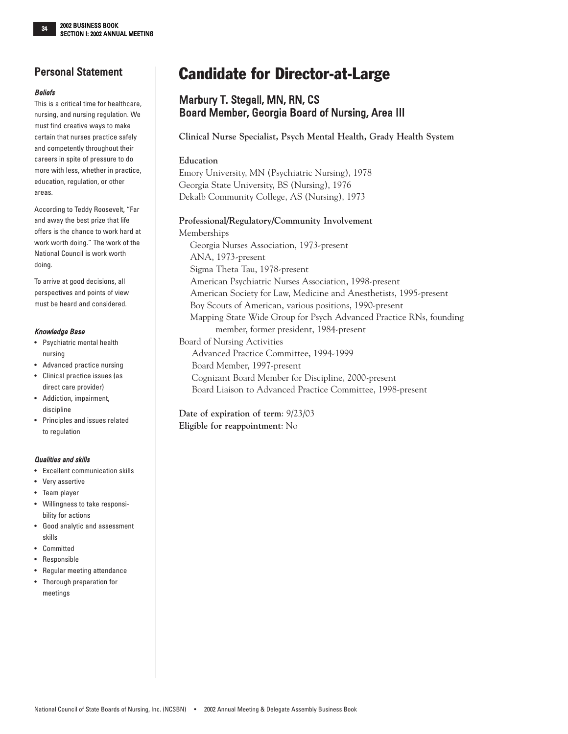# Candidate for Director-at-Large

## Marbury T. Stegall, MN, RN, CS
## Board Member, Georgia Board of Nursing, Area III

**Clinical Nurse Specialist, Psych Mental Health, Grady Health System**

**Education**

Emory University, MN (Psychiatric Nursing), 1978
Georgia State University, BS (Nursing), 1976
Dekalb Community College, AS (Nursing), 1973

**Professional/Regulatory/Community Involvement**

Memberships

- Georgia Nurses Association, 1973-present
- ANA, 1973-present
- Sigma Theta Tau, 1978-present
- American Psychiatric Nurses Association, 1998-present
- American Society for Law, Medicine and Anesthetists, 1995-present
- Boy Scouts of American, various positions, 1990-present
- Mapping State Wide Group for Psych Advanced Practice RNs, founding member, former president, 1984-present

Board of Nursing Activities

- Advanced Practice Committee, 1994-1999
- Board Member, 1997-present
- Cognizant Board Member for Discipline, 2000-present
- Board Liaison to Advanced Practice Committee, 1998-present

**Date of expiration of term**: 9/23/03
**Eligible for reappointment**: No

## Personal Statement

***Beliefs***

This is a critical time for healthcare, nursing, and nursing regulation. We must find creative ways to make certain that nurses practice safely and competently throughout their careers in spite of pressure to do more with less, whether in practice, education, regulation, or other areas.

According to Teddy Roosevelt, "Far and away the best prize that life offers is the chance to work hard at work worth doing." The work of the National Council is work worth doing.

To arrive at good decisions, all perspectives and points of view must be heard and considered.

***Knowledge Base***

- Psychiatric mental health nursing
- Advanced practice nursing
- Clinical practice issues (as direct care provider)
- Addiction, impairment, discipline
- Principles and issues related to regulation

***Qualities and skills***

- Excellent communication skills
- Very assertive
- Team player
- Willingness to take responsibility for actions
- Good analytic and assessment skills
- Committed
- Responsible
- Regular meeting attendance
- Thorough preparation for meetings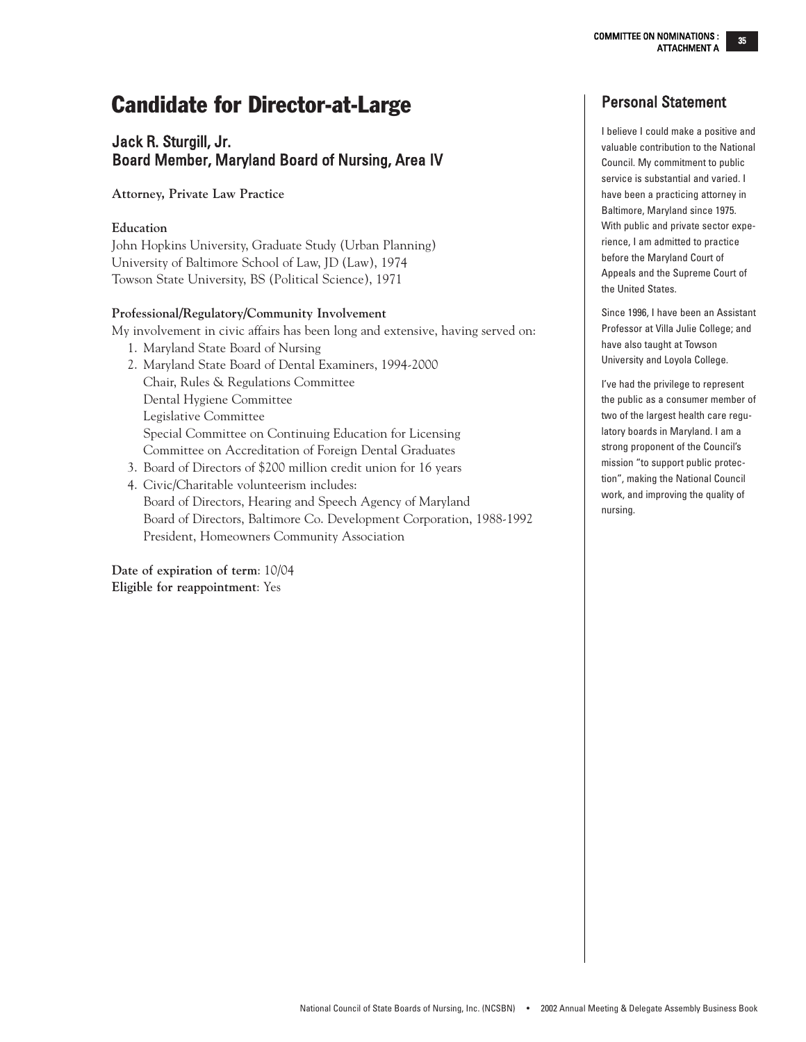# Candidate for Director-at-Large

## Jack R. Sturgill, Jr.
## Board Member, Maryland Board of Nursing, Area IV

**Attorney, Private Law Practice**

**Education**

John Hopkins University, Graduate Study (Urban Planning)
University of Baltimore School of Law, JD (Law), 1974
Towson State University, BS (Political Science), 1971

**Professional/Regulatory/Community Involvement**

My involvement in civic affairs has been long and extensive, having served on:

1. Maryland State Board of Nursing
2. Maryland State Board of Dental Examiners, 1994-2000
   Chair, Rules & Regulations Committee
   Dental Hygiene Committee
   Legislative Committee
   Special Committee on Continuing Education for Licensing
   Committee on Accreditation of Foreign Dental Graduates
3. Board of Directors of $200 million credit union for 16 years
4. Civic/Charitable volunteerism includes:
   Board of Directors, Hearing and Speech Agency of Maryland
   Board of Directors, Baltimore Co. Development Corporation, 1988-1992
   President, Homeowners Community Association

**Date of expiration of term**: 10/04
**Eligible for reappointment**: Yes

## Personal Statement

I believe I could make a positive and valuable contribution to the National Council. My commitment to public service is substantial and varied. I have been a practicing attorney in Baltimore, Maryland since 1975. With public and private sector experience, I am admitted to practice before the Maryland Court of Appeals and the Supreme Court of the United States.

Since 1996, I have been an Assistant Professor at Villa Julie College; and have also taught at Towson University and Loyola College.

I've had the privilege to represent the public as a consumer member of two of the largest health care regulatory boards in Maryland. I am a strong proponent of the Council's mission "to support public protection", making the National Council work, and improving the quality of nursing.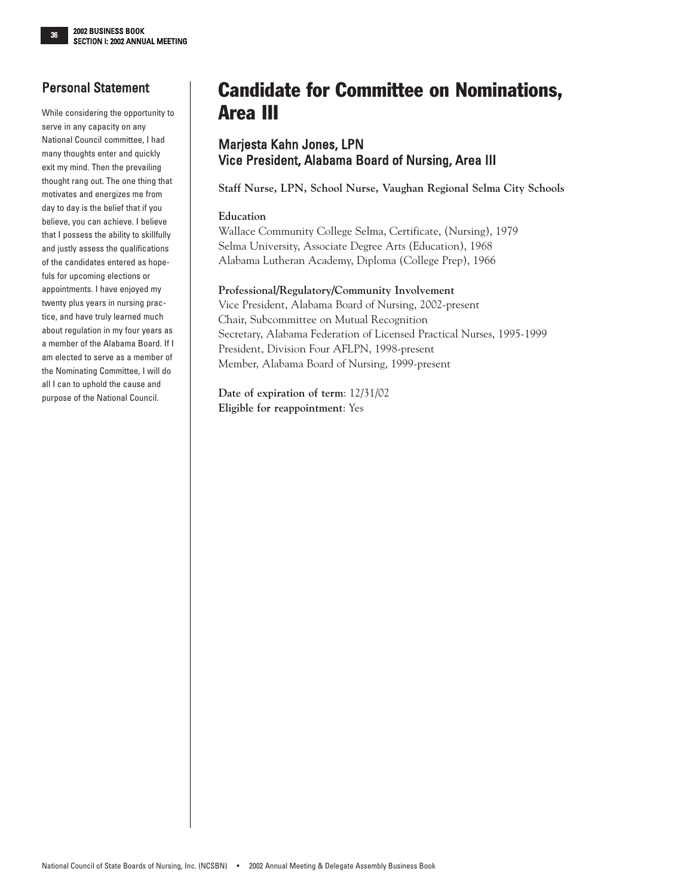# Candidate for Committee on Nominations, Area III

## Marjesta Kahn Jones, LPN
## Vice President, Alabama Board of Nursing, Area III

**Staff Nurse, LPN, School Nurse, Vaughan Regional Selma City Schools**

**Education**

Wallace Community College Selma, Certificate, (Nursing), 1979
Selma University, Associate Degree Arts (Education), 1968
Alabama Lutheran Academy, Diploma (College Prep), 1966

**Professional/Regulatory/Community Involvement**

Vice President, Alabama Board of Nursing, 2002-present
Chair, Subcommittee on Mutual Recognition
Secretary, Alabama Federation of Licensed Practical Nurses, 1995-1999
President, Division Four AFLPN, 1998-present
Member, Alabama Board of Nursing, 1999-present

**Date of expiration of term**: 12/31/02
**Eligible for reappointment**: Yes

### Personal Statement

While considering the opportunity to serve in any capacity on any National Council committee, I had many thoughts enter and quickly exit my mind. Then the prevailing thought rang out. The one thing that motivates and energizes me from day to day is the belief that if you believe, you can achieve. I believe that I possess the ability to skillfully and justly assess the qualifications of the candidates entered as hopefuls for upcoming elections or appointments. I have enjoyed my twenty plus years in nursing practice, and have truly learned much about regulation in my four years as a member of the Alabama Board. If I am elected to serve as a member of the Nominating Committee, I will do all I can to uphold the cause and purpose of the National Council.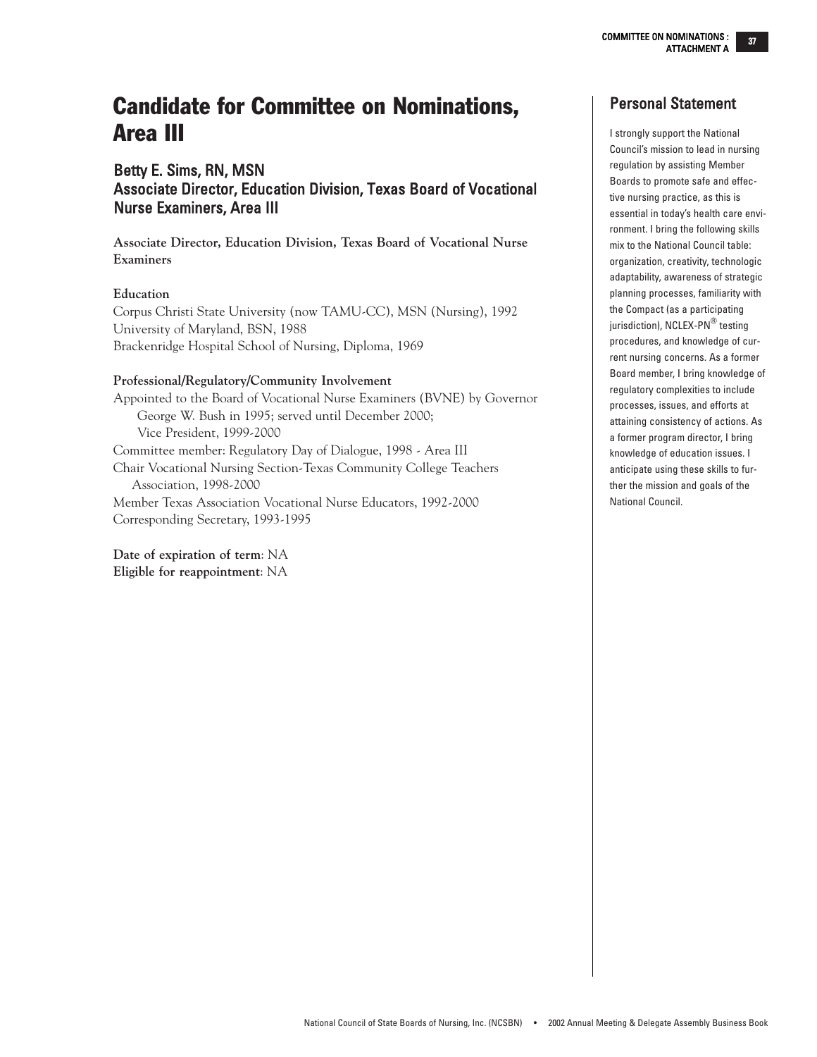# Candidate for Committee on Nominations, Area III

## Betty E. Sims, RN, MSN
## Associate Director, Education Division, Texas Board of Vocational Nurse Examiners, Area III

**Associate Director, Education Division, Texas Board of Vocational Nurse Examiners**

**Education**

Corpus Christi State University (now TAMU-CC), MSN (Nursing), 1992
University of Maryland, BSN, 1988
Brackenridge Hospital School of Nursing, Diploma, 1969

**Professional/Regulatory/Community Involvement**

Appointed to the Board of Vocational Nurse Examiners (BVNE) by Governor George W. Bush in 1995; served until December 2000; Vice President, 1999-2000
Committee member: Regulatory Day of Dialogue, 1998 - Area III
Chair Vocational Nursing Section-Texas Community College Teachers Association, 1998-2000
Member Texas Association Vocational Nurse Educators, 1992-2000
Corresponding Secretary, 1993-1995

**Date of expiration of term**: NA
**Eligible for reappointment**: NA

## Personal Statement

I strongly support the National Council's mission to lead in nursing regulation by assisting Member Boards to promote safe and effective nursing practice, as this is essential in today's health care environment. I bring the following skills mix to the National Council table: organization, creativity, technologic adaptability, awareness of strategic planning processes, familiarity with the Compact (as a participating jurisdiction), NCLEX-PN® testing procedures, and knowledge of current nursing concerns. As a former Board member, I bring knowledge of regulatory complexities to include processes, issues, and efforts at attaining consistency of actions. As a former program director, I bring knowledge of education issues. I anticipate using these skills to further the mission and goals of the National Council.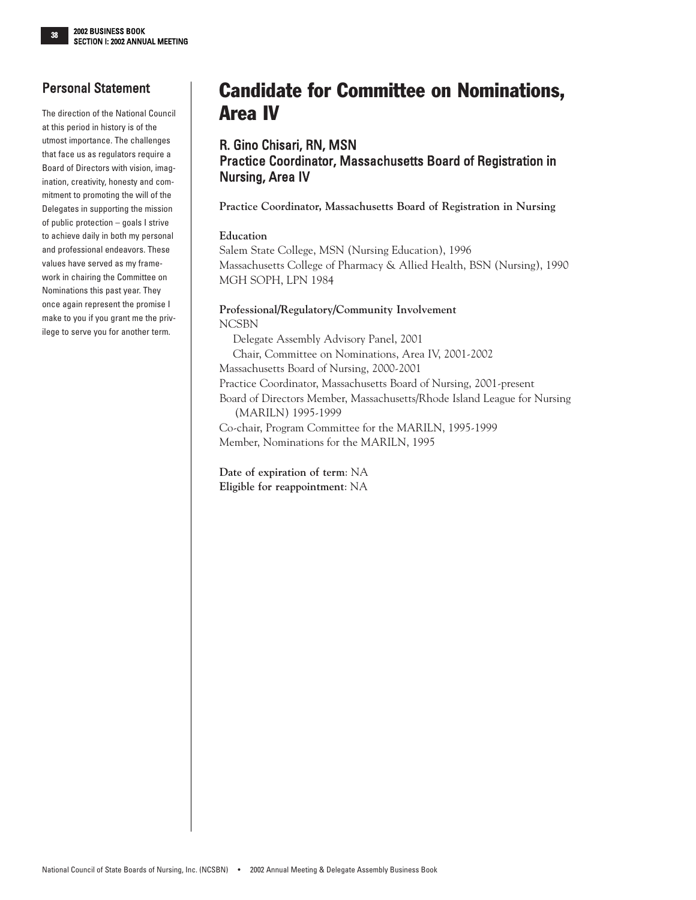# Candidate for Committee on Nominations, Area IV

## R. Gino Chisari, RN, MSN
## Practice Coordinator, Massachusetts Board of Registration in Nursing, Area IV

**Practice Coordinator, Massachusetts Board of Registration in Nursing**

**Education**

Salem State College, MSN (Nursing Education), 1996
Massachusetts College of Pharmacy & Allied Health, BSN (Nursing), 1990
MGH SOPH, LPN 1984

**Professional/Regulatory/Community Involvement**

NCSBN
  Delegate Assembly Advisory Panel, 2001
  Chair, Committee on Nominations, Area IV, 2001-2002
Massachusetts Board of Nursing, 2000-2001
Practice Coordinator, Massachusetts Board of Nursing, 2001-present
Board of Directors Member, Massachusetts/Rhode Island League for Nursing (MARILN) 1995-1999
Co-chair, Program Committee for the MARILN, 1995-1999
Member, Nominations for the MARILN, 1995

**Date of expiration of term**: NA
**Eligible for reappointment**: NA

## Personal Statement

The direction of the National Council at this period in history is of the utmost importance. The challenges that face us as regulators require a Board of Directors with vision, imagination, creativity, honesty and commitment to promoting the will of the Delegates in supporting the mission of public protection – goals I strive to achieve daily in both my personal and professional endeavors. These values have served as my framework in chairing the Committee on Nominations this past year. They once again represent the promise I make to you if you grant me the privilege to serve you for another term.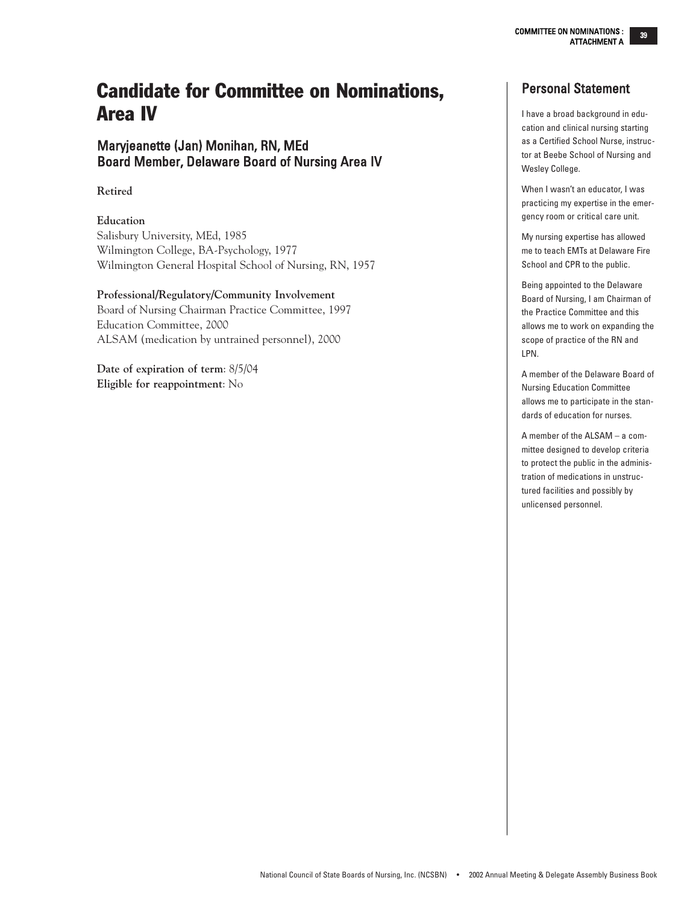# Candidate for Committee on Nominations, Area IV

## Maryjeanette (Jan) Monihan, RN, MEd
## Board Member, Delaware Board of Nursing Area IV

**Retired**

**Education**
Salisbury University, MEd, 1985
Wilmington College, BA-Psychology, 1977
Wilmington General Hospital School of Nursing, RN, 1957

**Professional/Regulatory/Community Involvement**
Board of Nursing Chairman Practice Committee, 1997
Education Committee, 2000
ALSAM (medication by untrained personnel), 2000

**Date of expiration of term**: 8/5/04
**Eligible for reappointment**: No

## Personal Statement

I have a broad background in education and clinical nursing starting as a Certified School Nurse, instructor at Beebe School of Nursing and Wesley College.

When I wasn't an educator, I was practicing my expertise in the emergency room or critical care unit.

My nursing expertise has allowed me to teach EMTs at Delaware Fire School and CPR to the public.

Being appointed to the Delaware Board of Nursing, I am Chairman of the Practice Committee and this allows me to work on expanding the scope of practice of the RN and LPN.

A member of the Delaware Board of Nursing Education Committee allows me to participate in the standards of education for nurses.

A member of the ALSAM – a committee designed to develop criteria to protect the public in the administration of medications in unstructured facilities and possibly by unlicensed personnel.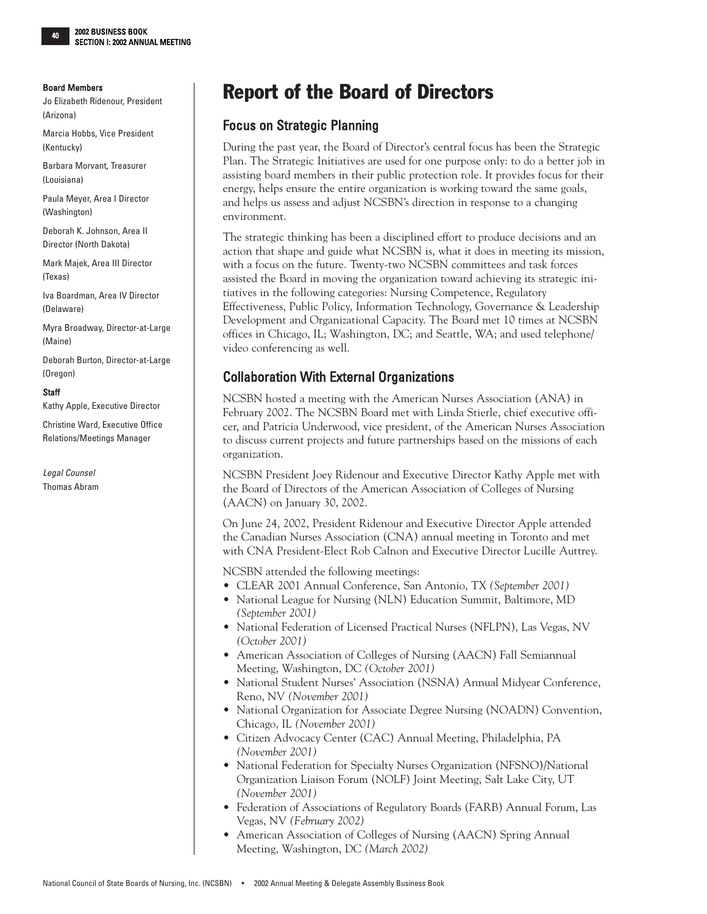**Board Members**

Jo Elizabeth Ridenour, President (Arizona)

Marcia Hobbs, Vice President (Kentucky)

Barbara Morvant, Treasurer (Louisiana)

Paula Meyer, Area I Director (Washington)

Deborah K. Johnson, Area II Director (North Dakota)

Mark Majek, Area III Director (Texas)

Iva Boardman, Area IV Director (Delaware)

Myra Broadway, Director-at-Large (Maine)

Deborah Burton, Director-at-Large (Oregon)

**Staff**

Kathy Apple, Executive Director

Christine Ward, Executive Office Relations/Meetings Manager

*Legal Counsel*

Thomas Abram

# Report of the Board of Directors

## Focus on Strategic Planning

During the past year, the Board of Director's central focus has been the Strategic Plan. The Strategic Initiatives are used for one purpose only: to do a better job in assisting board members in their public protection role. It provides focus for their energy, helps ensure the entire organization is working toward the same goals, and helps us assess and adjust NCSBN's direction in response to a changing environment.

The strategic thinking has been a disciplined effort to produce decisions and an action that shape and guide what NCSBN is, what it does in meeting its mission, with a focus on the future. Twenty-two NCSBN committees and task forces assisted the Board in moving the organization toward achieving its strategic initiatives in the following categories: Nursing Competence, Regulatory Effectiveness, Public Policy, Information Technology, Governance & Leadership Development and Organizational Capacity. The Board met 10 times at NCSBN offices in Chicago, IL; Washington, DC; and Seattle, WA; and used telephone/video conferencing as well.

## Collaboration With External Organizations

NCSBN hosted a meeting with the American Nurses Association (ANA) in February 2002. The NCSBN Board met with Linda Stierle, chief executive officer, and Patricia Underwood, vice president, of the American Nurses Association to discuss current projects and future partnerships based on the missions of each organization.

NCSBN President Joey Ridenour and Executive Director Kathy Apple met with the Board of Directors of the American Association of Colleges of Nursing (AACN) on January 30, 2002.

On June 24, 2002, President Ridenour and Executive Director Apple attended the Canadian Nurses Association (CNA) annual meeting in Toronto and met with CNA President-Elect Rob Calnon and Executive Director Lucille Auttrey.

NCSBN attended the following meetings:

- CLEAR 2001 Annual Conference, San Antonio, TX *(September 2001)*
- National League for Nursing (NLN) Education Summit, Baltimore, MD *(September 2001)*
- National Federation of Licensed Practical Nurses (NFLPN), Las Vegas, NV *(October 2001)*
- American Association of Colleges of Nursing (AACN) Fall Semiannual Meeting, Washington, DC *(October 2001)*
- National Student Nurses' Association (NSNA) Annual Midyear Conference, Reno, NV *(November 2001)*
- National Organization for Associate Degree Nursing (NOADN) Convention, Chicago, IL *(November 2001)*
- Citizen Advocacy Center (CAC) Annual Meeting, Philadelphia, PA *(November 2001)*
- National Federation for Specialty Nurses Organization (NFSNO)/National Organization Liaison Forum (NOLF) Joint Meeting, Salt Lake City, UT *(November 2001)*
- Federation of Associations of Regulatory Boards (FARB) Annual Forum, Las Vegas, NV *(February 2002)*
- American Association of Colleges of Nursing (AACN) Spring Annual Meeting, Washington, DC *(March 2002)*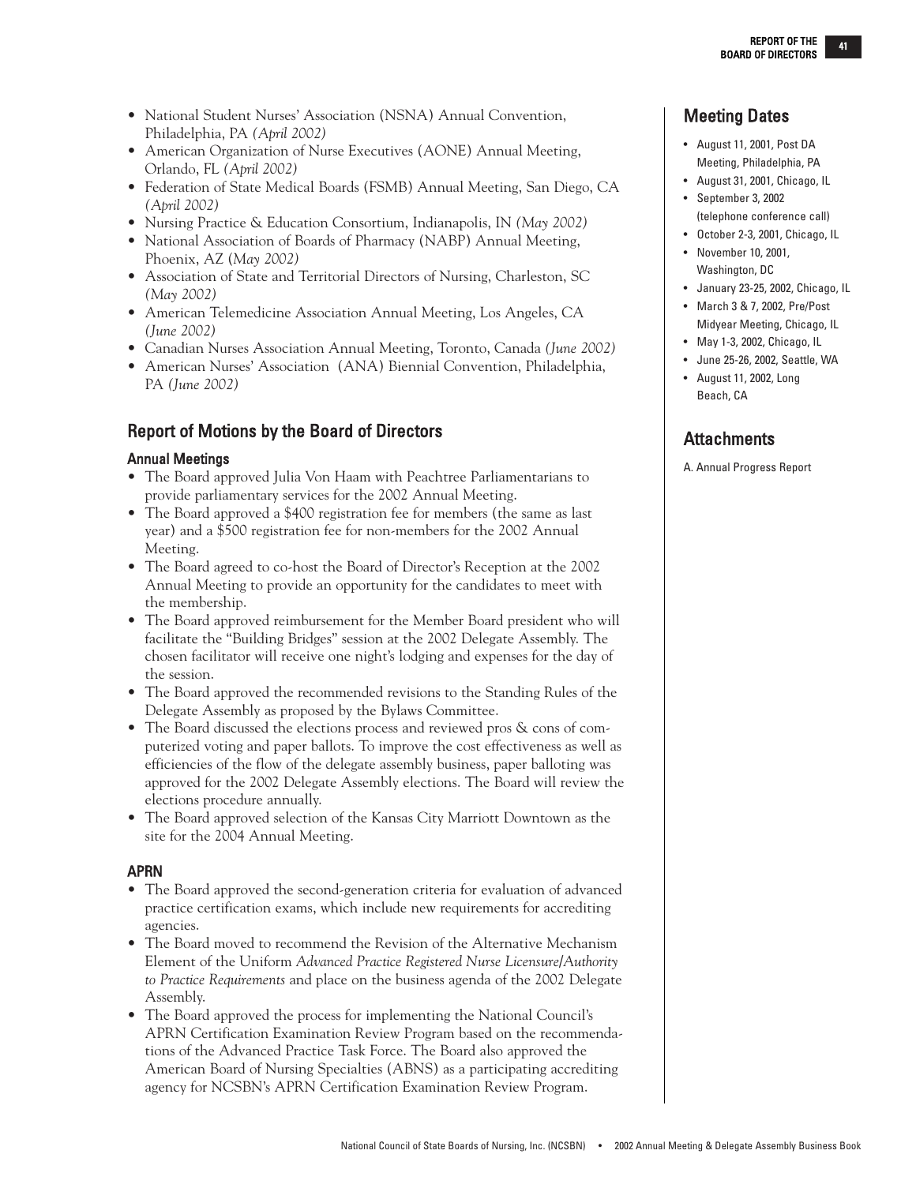- National Student Nurses' Association (NSNA) Annual Convention, Philadelphia, PA *(April 2002)*
- American Organization of Nurse Executives (AONE) Annual Meeting, Orlando, FL *(April 2002)*
- Federation of State Medical Boards (FSMB) Annual Meeting, San Diego, CA *(April 2002)*
- Nursing Practice & Education Consortium, Indianapolis, IN *(May 2002)*
- National Association of Boards of Pharmacy (NABP) Annual Meeting, Phoenix, AZ (*May 2002)*
- Association of State and Territorial Directors of Nursing, Charleston, SC *(May 2002)*
- American Telemedicine Association Annual Meeting, Los Angeles, CA *(June 2002)*
- Canadian Nurses Association Annual Meeting, Toronto, Canada *(June 2002)*
- American Nurses' Association (ANA) Biennial Convention, Philadelphia, PA *(June 2002)*

## Report of Motions by the Board of Directors

### Annual Meetings

- The Board approved Julia Von Haam with Peachtree Parliamentarians to provide parliamentary services for the 2002 Annual Meeting.
- The Board approved a $400 registration fee for members (the same as last year) and a $500 registration fee for non-members for the 2002 Annual Meeting.
- The Board agreed to co-host the Board of Director's Reception at the 2002 Annual Meeting to provide an opportunity for the candidates to meet with the membership.
- The Board approved reimbursement for the Member Board president who will facilitate the "Building Bridges" session at the 2002 Delegate Assembly. The chosen facilitator will receive one night's lodging and expenses for the day of the session.
- The Board approved the recommended revisions to the Standing Rules of the Delegate Assembly as proposed by the Bylaws Committee.
- The Board discussed the elections process and reviewed pros & cons of computerized voting and paper ballots. To improve the cost effectiveness as well as efficiencies of the flow of the delegate assembly business, paper balloting was approved for the 2002 Delegate Assembly elections. The Board will review the elections procedure annually.
- The Board approved selection of the Kansas City Marriott Downtown as the site for the 2004 Annual Meeting.

### APRN

- The Board approved the second-generation criteria for evaluation of advanced practice certification exams, which include new requirements for accrediting agencies.
- The Board moved to recommend the Revision of the Alternative Mechanism Element of the Uniform *Advanced Practice Registered Nurse Licensure/Authority to Practice Requirements* and place on the business agenda of the 2002 Delegate Assembly.
- The Board approved the process for implementing the National Council's APRN Certification Examination Review Program based on the recommendations of the Advanced Practice Task Force. The Board also approved the American Board of Nursing Specialties (ABNS) as a participating accrediting agency for NCSBN's APRN Certification Examination Review Program.

## Meeting Dates

- August 11, 2001, Post DA Meeting, Philadelphia, PA
- August 31, 2001, Chicago, IL
- September 3, 2002 (telephone conference call)
- October 2-3, 2001, Chicago, IL
- November 10, 2001, Washington, DC
- January 23-25, 2002, Chicago, IL
- March 3 & 7, 2002, Pre/Post Midyear Meeting, Chicago, IL
- May 1-3, 2002, Chicago, IL
- June 25-26, 2002, Seattle, WA
- August 11, 2002, Long Beach, CA

## Attachments

A. Annual Progress Report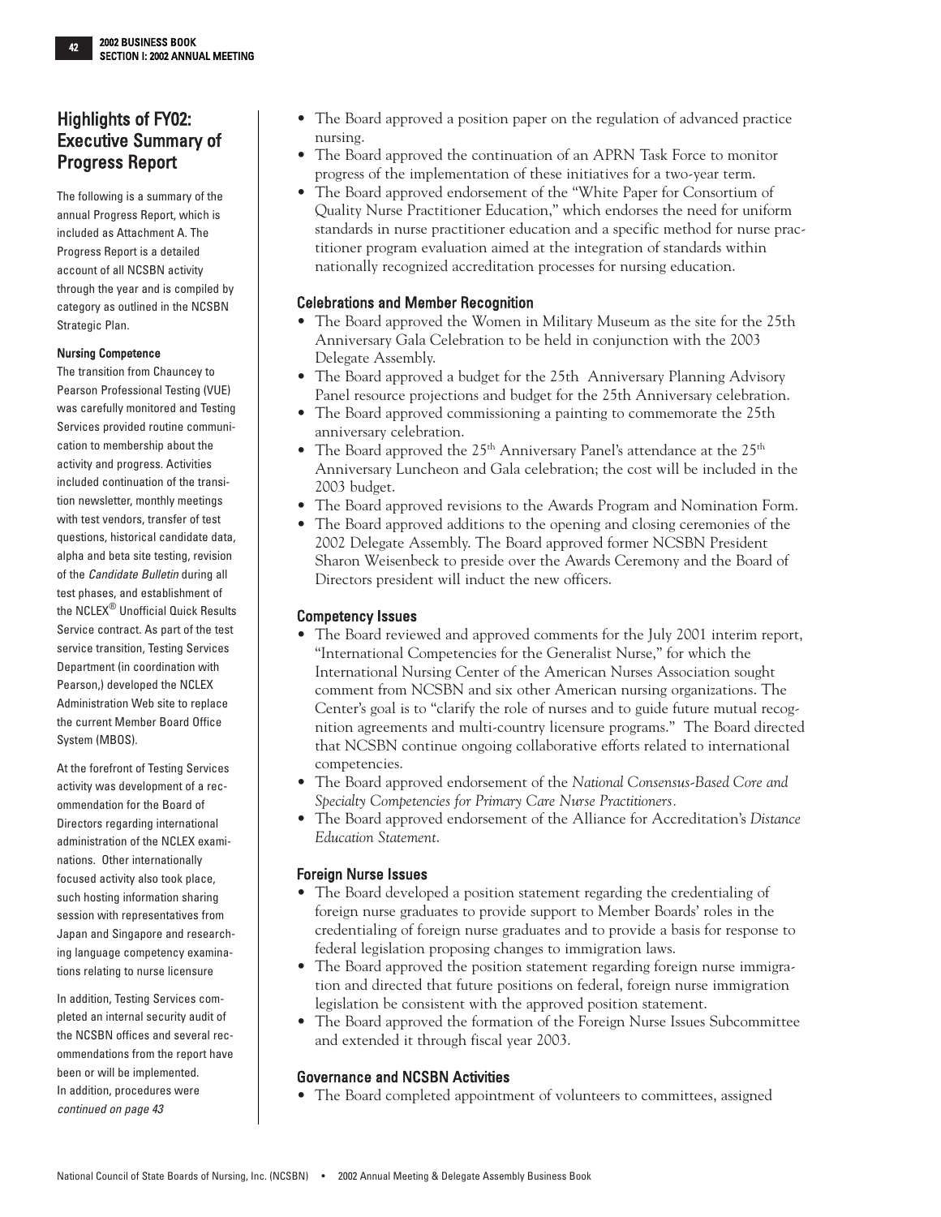## Highlights of FY02: Executive Summary of Progress Report

The following is a summary of the annual Progress Report, which is included as Attachment A. The Progress Report is a detailed account of all NCSBN activity through the year and is compiled by category as outlined in the NCSBN Strategic Plan.

#### Nursing Competence

The transition from Chauncey to Pearson Professional Testing (VUE) was carefully monitored and Testing Services provided routine communication to membership about the activity and progress. Activities included continuation of the transition newsletter, monthly meetings with test vendors, transfer of test questions, historical candidate data, alpha and beta site testing, revision of the *Candidate Bulletin* during all test phases, and establishment of the NCLEX® Unofficial Quick Results Service contract. As part of the test service transition, Testing Services Department (in coordination with Pearson,) developed the NCLEX Administration Web site to replace the current Member Board Office System (MBOS).

At the forefront of Testing Services activity was development of a recommendation for the Board of Directors regarding international administration of the NCLEX examinations. Other internationally focused activity also took place, such hosting information sharing session with representatives from Japan and Singapore and researching language competency examinations relating to nurse licensure

In addition, Testing Services completed an internal security audit of the NCSBN offices and several recommendations from the report have been or will be implemented. In addition, procedures were *continued on page 43*

- The Board approved a position paper on the regulation of advanced practice nursing.
- The Board approved the continuation of an APRN Task Force to monitor progress of the implementation of these initiatives for a two-year term.
- The Board approved endorsement of the "White Paper for Consortium of Quality Nurse Practitioner Education," which endorses the need for uniform standards in nurse practitioner education and a specific method for nurse practitioner program evaluation aimed at the integration of standards within nationally recognized accreditation processes for nursing education.

### Celebrations and Member Recognition

- The Board approved the Women in Military Museum as the site for the 25th Anniversary Gala Celebration to be held in conjunction with the 2003 Delegate Assembly.
- The Board approved a budget for the 25th Anniversary Planning Advisory Panel resource projections and budget for the 25th Anniversary celebration.
- The Board approved commissioning a painting to commemorate the 25th anniversary celebration.
- The Board approved the 25th Anniversary Panel's attendance at the 25th Anniversary Luncheon and Gala celebration; the cost will be included in the 2003 budget.
- The Board approved revisions to the Awards Program and Nomination Form.
- The Board approved additions to the opening and closing ceremonies of the 2002 Delegate Assembly. The Board approved former NCSBN President Sharon Weisenbeck to preside over the Awards Ceremony and the Board of Directors president will induct the new officers.

### Competency Issues

- The Board reviewed and approved comments for the July 2001 interim report, "International Competencies for the Generalist Nurse," for which the International Nursing Center of the American Nurses Association sought comment from NCSBN and six other American nursing organizations. The Center's goal is to "clarify the role of nurses and to guide future mutual recognition agreements and multi-country licensure programs." The Board directed that NCSBN continue ongoing collaborative efforts related to international competencies.
- The Board approved endorsement of the *National Consensus-Based Core and Specialty Competencies for Primary Care Nurse Practitioners*.
- The Board approved endorsement of the Alliance for Accreditation's *Distance Education Statement*.

### Foreign Nurse Issues

- The Board developed a position statement regarding the credentialing of foreign nurse graduates to provide support to Member Boards' roles in the credentialing of foreign nurse graduates and to provide a basis for response to federal legislation proposing changes to immigration laws.
- The Board approved the position statement regarding foreign nurse immigration and directed that future positions on federal, foreign nurse immigration legislation be consistent with the approved position statement.
- The Board approved the formation of the Foreign Nurse Issues Subcommittee and extended it through fiscal year 2003.

### Governance and NCSBN Activities

- The Board completed appointment of volunteers to committees, assigned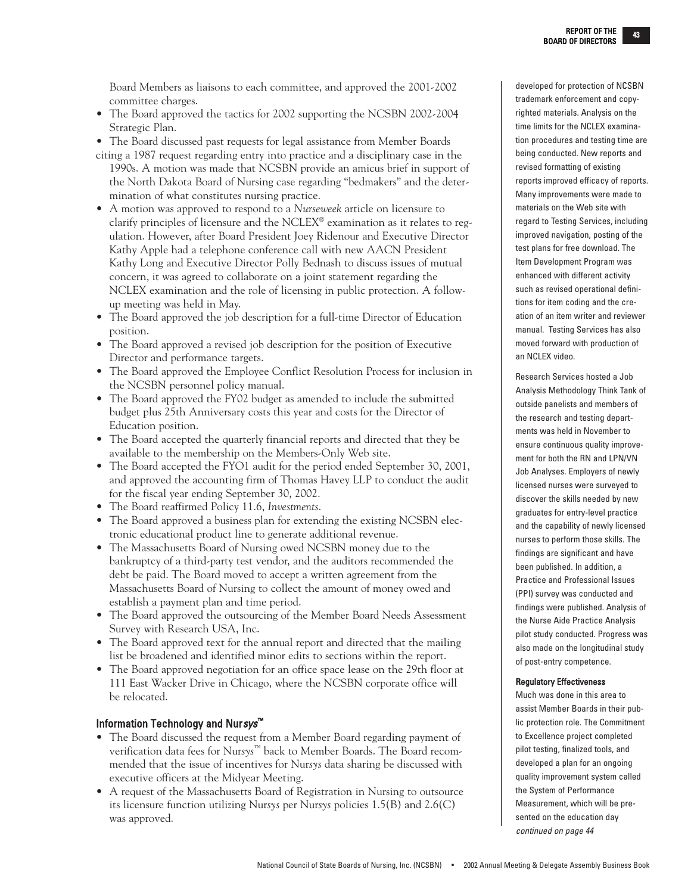Board Members as liaisons to each committee, and approved the 2001-2002 committee charges.

- The Board approved the tactics for 2002 supporting the NCSBN 2002-2004 Strategic Plan.
- The Board discussed past requests for legal assistance from Member Boards citing a 1987 request regarding entry into practice and a disciplinary case in the 1990s. A motion was made that NCSBN provide an amicus brief in support of the North Dakota Board of Nursing case regarding "bedmakers" and the determination of what constitutes nursing practice.
- A motion was approved to respond to a *Nurseweek* article on licensure to clarify principles of licensure and the NCLEX® examination as it relates to regulation. However, after Board President Joey Ridenour and Executive Director Kathy Apple had a telephone conference call with new AACN President Kathy Long and Executive Director Polly Bednash to discuss issues of mutual concern, it was agreed to collaborate on a joint statement regarding the NCLEX examination and the role of licensing in public protection. A follow-up meeting was held in May.
- The Board approved the job description for a full-time Director of Education position.
- The Board approved a revised job description for the position of Executive Director and performance targets.
- The Board approved the Employee Conflict Resolution Process for inclusion in the NCSBN personnel policy manual.
- The Board approved the FY02 budget as amended to include the submitted budget plus 25th Anniversary costs this year and costs for the Director of Education position.
- The Board accepted the quarterly financial reports and directed that they be available to the membership on the Members-Only Web site.
- The Board accepted the FYO1 audit for the period ended September 30, 2001, and approved the accounting firm of Thomas Havey LLP to conduct the audit for the fiscal year ending September 30, 2002.
- The Board reaffirmed Policy 11.6, *Investments*.
- The Board approved a business plan for extending the existing NCSBN electronic educational product line to generate additional revenue.
- The Massachusetts Board of Nursing owed NCSBN money due to the bankruptcy of a third-party test vendor, and the auditors recommended the debt be paid. The Board moved to accept a written agreement from the Massachusetts Board of Nursing to collect the amount of money owed and establish a payment plan and time period.
- The Board approved the outsourcing of the Member Board Needs Assessment Survey with Research USA, Inc.
- The Board approved text for the annual report and directed that the mailing list be broadened and identified minor edits to sections within the report.
- The Board approved negotiation for an office space lease on the 29th floor at 111 East Wacker Drive in Chicago, where the NCSBN corporate office will be relocated.

## Information Technology and Nur*sys*™

- The Board discussed the request from a Member Board regarding payment of verification data fees for Nur*sys*™ back to Member Boards. The Board recommended that the issue of incentives for Nur*sys* data sharing be discussed with executive officers at the Midyear Meeting.
- A request of the Massachusetts Board of Registration in Nursing to outsource its licensure function utilizing Nur*sys* per Nur*sys* policies 1.5(B) and 2.6(C) was approved.

developed for protection of NCSBN trademark enforcement and copyrighted materials. Analysis on the time limits for the NCLEX examination procedures and testing time are being conducted. New reports and revised formatting of existing reports improved efficacy of reports. Many improvements were made to materials on the Web site with regard to Testing Services, including improved navigation, posting of the test plans for free download. The Item Development Program was enhanced with different activity such as revised operational definitions for item coding and the creation of an item writer and reviewer manual. Testing Services has also moved forward with production of an NCLEX video.

Research Services hosted a Job Analysis Methodology Think Tank of outside panelists and members of the research and testing departments was held in November to ensure continuous quality improvement for both the RN and LPN/VN Job Analyses. Employers of newly licensed nurses were surveyed to discover the skills needed by new graduates for entry-level practice and the capability of newly licensed nurses to perform those skills. The findings are significant and have been published. In addition, a Practice and Professional Issues (PPI) survey was conducted and findings were published. Analysis of the Nurse Aide Practice Analysis pilot study conducted. Progress was also made on the longitudinal study of post-entry competence.

#### Regulatory Effectiveness

Much was done in this area to assist Member Boards in their public protection role. The Commitment to Excellence project completed pilot testing, finalized tools, and developed a plan for an ongoing quality improvement system called the System of Performance Measurement, which will be presented on the education day

*continued on page 44*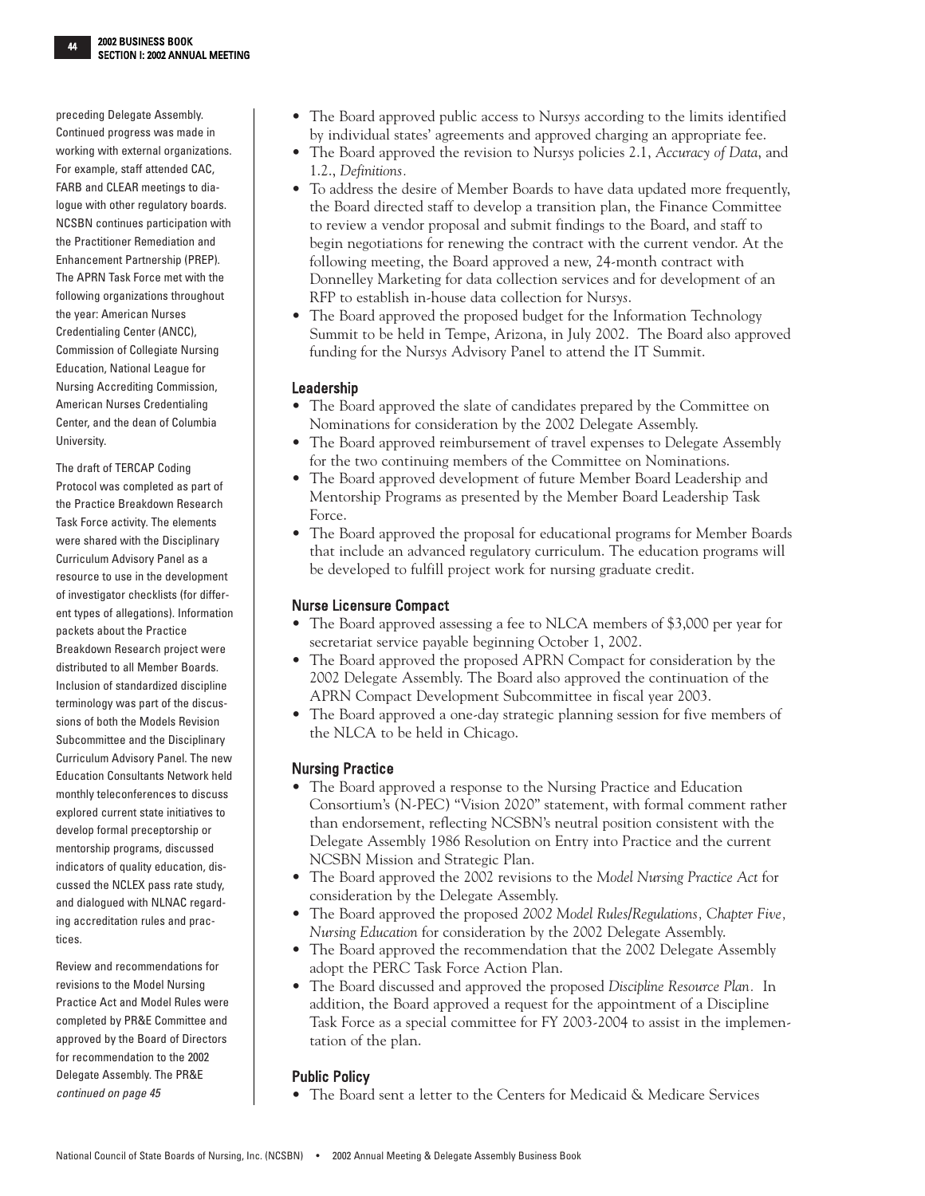preceding Delegate Assembly. Continued progress was made in working with external organizations. For example, staff attended CAC, FARB and CLEAR meetings to dialogue with other regulatory boards. NCSBN continues participation with the Practitioner Remediation and Enhancement Partnership (PREP). The APRN Task Force met with the following organizations throughout the year: American Nurses Credentialing Center (ANCC), Commission of Collegiate Nursing Education, National League for Nursing Accrediting Commission, American Nurses Credentialing Center, and the dean of Columbia University.

The draft of TERCAP Coding Protocol was completed as part of the Practice Breakdown Research Task Force activity. The elements were shared with the Disciplinary Curriculum Advisory Panel as a resource to use in the development of investigator checklists (for different types of allegations). Information packets about the Practice Breakdown Research project were distributed to all Member Boards. Inclusion of standardized discipline terminology was part of the discussions of both the Models Revision Subcommittee and the Disciplinary Curriculum Advisory Panel. The new Education Consultants Network held monthly teleconferences to discuss explored current state initiatives to develop formal preceptorship or mentorship programs, discussed indicators of quality education, discussed the NCLEX pass rate study, and dialogued with NLNAC regarding accreditation rules and practices.

Review and recommendations for revisions to the Model Nursing Practice Act and Model Rules were completed by PR&E Committee and approved by the Board of Directors for recommendation to the 2002 Delegate Assembly. The PR&E *continued on page 45*

- The Board approved public access to Nur*sys* according to the limits identified by individual states' agreements and approved charging an appropriate fee.
- The Board approved the revision to Nur*sys* policies 2.1, *Accuracy of Data*, and 1.2., *Definitions*.
- To address the desire of Member Boards to have data updated more frequently, the Board directed staff to develop a transition plan, the Finance Committee to review a vendor proposal and submit findings to the Board, and staff to begin negotiations for renewing the contract with the current vendor. At the following meeting, the Board approved a new, 24-month contract with Donnelley Marketing for data collection services and for development of an RFP to establish in-house data collection for Nur*sys*.
- The Board approved the proposed budget for the Information Technology Summit to be held in Tempe, Arizona, in July 2002. The Board also approved funding for the Nur*sys* Advisory Panel to attend the IT Summit.

### Leadership

- The Board approved the slate of candidates prepared by the Committee on Nominations for consideration by the 2002 Delegate Assembly.
- The Board approved reimbursement of travel expenses to Delegate Assembly for the two continuing members of the Committee on Nominations.
- The Board approved development of future Member Board Leadership and Mentorship Programs as presented by the Member Board Leadership Task Force.
- The Board approved the proposal for educational programs for Member Boards that include an advanced regulatory curriculum. The education programs will be developed to fulfill project work for nursing graduate credit.

### Nurse Licensure Compact

- The Board approved assessing a fee to NLCA members of $3,000 per year for secretariat service payable beginning October 1, 2002.
- The Board approved the proposed APRN Compact for consideration by the 2002 Delegate Assembly. The Board also approved the continuation of the APRN Compact Development Subcommittee in fiscal year 2003.
- The Board approved a one-day strategic planning session for five members of the NLCA to be held in Chicago.

### Nursing Practice

- The Board approved a response to the Nursing Practice and Education Consortium's (N-PEC) "Vision 2020" statement, with formal comment rather than endorsement, reflecting NCSBN's neutral position consistent with the Delegate Assembly 1986 Resolution on Entry into Practice and the current NCSBN Mission and Strategic Plan.
- The Board approved the 2002 revisions to the *Model Nursing Practice Act* for consideration by the Delegate Assembly.
- The Board approved the proposed *2002 Model Rules/Regulations, Chapter Five, Nursing Education* for consideration by the 2002 Delegate Assembly.
- The Board approved the recommendation that the 2002 Delegate Assembly adopt the PERC Task Force Action Plan.
- The Board discussed and approved the proposed *Discipline Resource Plan*. In addition, the Board approved a request for the appointment of a Discipline Task Force as a special committee for FY 2003-2004 to assist in the implementation of the plan.

### Public Policy

- The Board sent a letter to the Centers for Medicaid & Medicare Services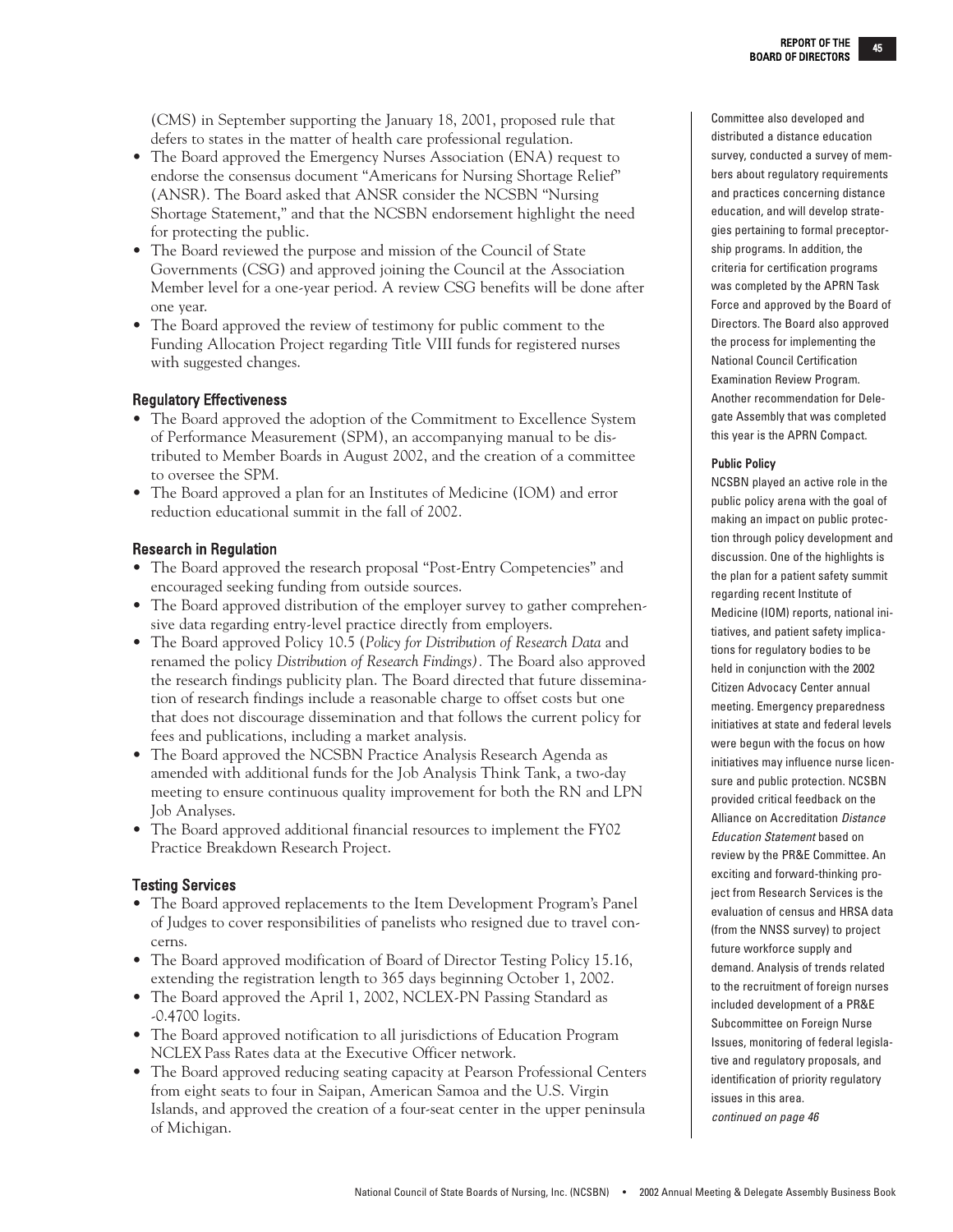(CMS) in September supporting the January 18, 2001, proposed rule that defers to states in the matter of health care professional regulation.

- The Board approved the Emergency Nurses Association (ENA) request to endorse the consensus document "Americans for Nursing Shortage Relief" (ANSR). The Board asked that ANSR consider the NCSBN "Nursing Shortage Statement," and that the NCSBN endorsement highlight the need for protecting the public.
- The Board reviewed the purpose and mission of the Council of State Governments (CSG) and approved joining the Council at the Association Member level for a one-year period. A review CSG benefits will be done after one year.
- The Board approved the review of testimony for public comment to the Funding Allocation Project regarding Title VIII funds for registered nurses with suggested changes.

### Regulatory Effectiveness

- The Board approved the adoption of the Commitment to Excellence System of Performance Measurement (SPM), an accompanying manual to be distributed to Member Boards in August 2002, and the creation of a committee to oversee the SPM.
- The Board approved a plan for an Institutes of Medicine (IOM) and error reduction educational summit in the fall of 2002.

### Research in Regulation

- The Board approved the research proposal "Post-Entry Competencies" and encouraged seeking funding from outside sources.
- The Board approved distribution of the employer survey to gather comprehensive data regarding entry-level practice directly from employers.
- The Board approved Policy 10.5 (*Policy for Distribution of Research Data* and renamed the policy *Distribution of Research Findings).* The Board also approved the research findings publicity plan. The Board directed that future dissemination of research findings include a reasonable charge to offset costs but one that does not discourage dissemination and that follows the current policy for fees and publications, including a market analysis.
- The Board approved the NCSBN Practice Analysis Research Agenda as amended with additional funds for the Job Analysis Think Tank, a two-day meeting to ensure continuous quality improvement for both the RN and LPN Job Analyses.
- The Board approved additional financial resources to implement the FY02 Practice Breakdown Research Project.

### Testing Services

- The Board approved replacements to the Item Development Program's Panel of Judges to cover responsibilities of panelists who resigned due to travel concerns.
- The Board approved modification of Board of Director Testing Policy 15.16, extending the registration length to 365 days beginning October 1, 2002.
- The Board approved the April 1, 2002, NCLEX-PN Passing Standard as -0.4700 logits.
- The Board approved notification to all jurisdictions of Education Program NCLEX Pass Rates data at the Executive Officer network.
- The Board approved reducing seating capacity at Pearson Professional Centers from eight seats to four in Saipan, American Samoa and the U.S. Virgin Islands, and approved the creation of a four-seat center in the upper peninsula of Michigan.

Committee also developed and distributed a distance education survey, conducted a survey of members about regulatory requirements and practices concerning distance education, and will develop strategies pertaining to formal preceptorship programs. In addition, the criteria for certification programs was completed by the APRN Task Force and approved by the Board of Directors. The Board also approved the process for implementing the National Council Certification Examination Review Program. Another recommendation for Delegate Assembly that was completed this year is the APRN Compact.

#### Public Policy

NCSBN played an active role in the public policy arena with the goal of making an impact on public protection through policy development and discussion. One of the highlights is the plan for a patient safety summit regarding recent Institute of Medicine (IOM) reports, national initiatives, and patient safety implications for regulatory bodies to be held in conjunction with the 2002 Citizen Advocacy Center annual meeting. Emergency preparedness initiatives at state and federal levels were begun with the focus on how initiatives may influence nurse licensure and public protection. NCSBN provided critical feedback on the Alliance on Accreditation *Distance Education Statement* based on review by the PR&E Committee. An exciting and forward-thinking project from Research Services is the evaluation of census and HRSA data (from the NNSS survey) to project future workforce supply and demand. Analysis of trends related to the recruitment of foreign nurses included development of a PR&E Subcommittee on Foreign Nurse Issues, monitoring of federal legislative and regulatory proposals, and identification of priority regulatory issues in this area.

*continued on page 46*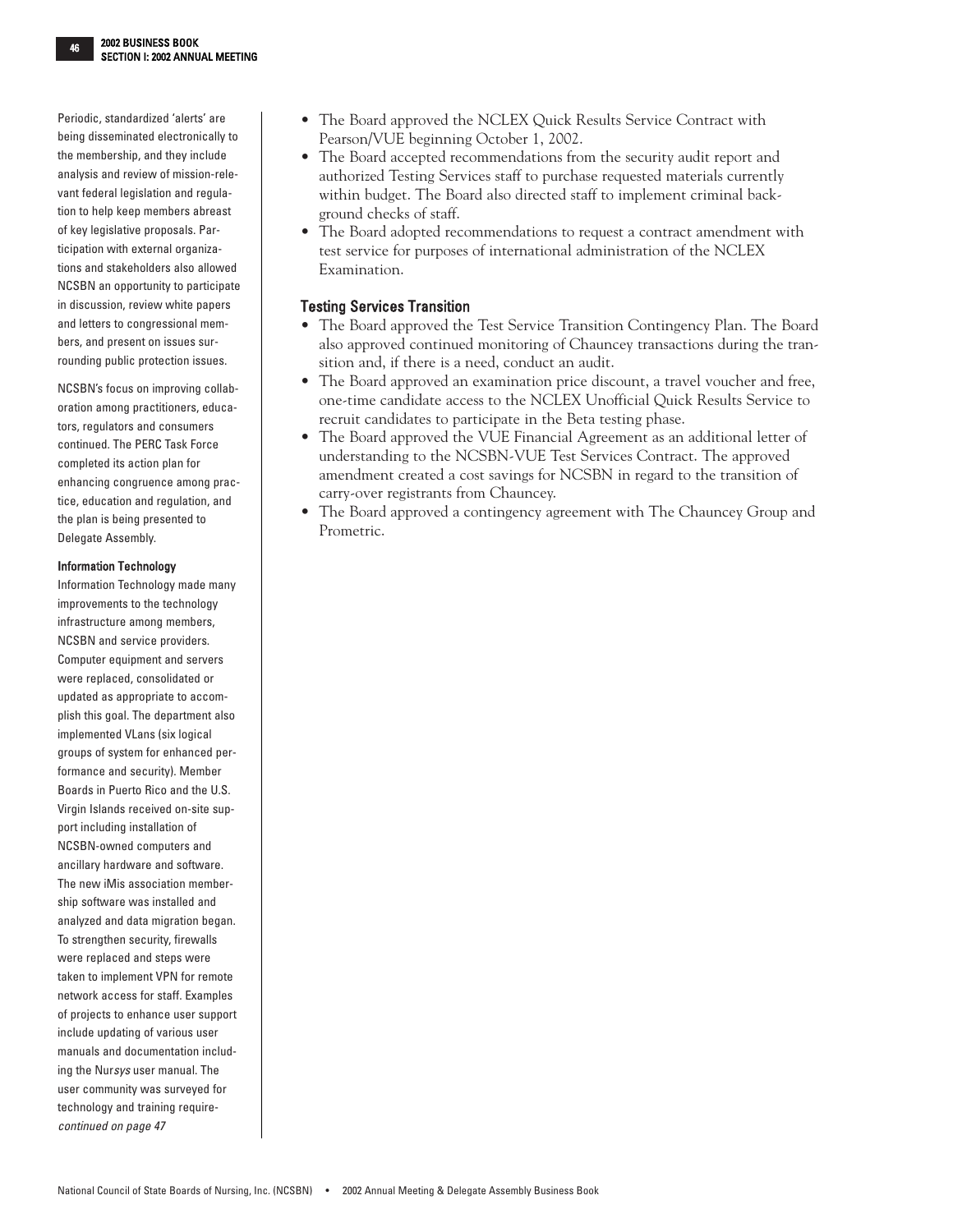Periodic, standardized 'alerts' are being disseminated electronically to the membership, and they include analysis and review of mission-relevant federal legislation and regulation to help keep members abreast of key legislative proposals. Participation with external organizations and stakeholders also allowed NCSBN an opportunity to participate in discussion, review white papers and letters to congressional members, and present on issues surrounding public protection issues.

NCSBN's focus on improving collaboration among practitioners, educators, regulators and consumers continued. The PERC Task Force completed its action plan for enhancing congruence among practice, education and regulation, and the plan is being presented to Delegate Assembly.

#### Information Technology

Information Technology made many improvements to the technology infrastructure among members, NCSBN and service providers. Computer equipment and servers were replaced, consolidated or updated as appropriate to accomplish this goal. The department also implemented VLans (six logical groups of system for enhanced performance and security). Member Boards in Puerto Rico and the U.S. Virgin Islands received on-site support including installation of NCSBN-owned computers and ancillary hardware and software. The new iMis association membership software was installed and analyzed and data migration began. To strengthen security, firewalls were replaced and steps were taken to implement VPN for remote network access for staff. Examples of projects to enhance user support include updating of various user manuals and documentation including the Nur*sys* user manual. The user community was surveyed for technology and training require-

*continued on page 47*

- The Board approved the NCLEX Quick Results Service Contract with Pearson/VUE beginning October 1, 2002.
- The Board accepted recommendations from the security audit report and authorized Testing Services staff to purchase requested materials currently within budget. The Board also directed staff to implement criminal background checks of staff.
- The Board adopted recommendations to request a contract amendment with test service for purposes of international administration of the NCLEX Examination.

#### Testing Services Transition

- The Board approved the Test Service Transition Contingency Plan. The Board also approved continued monitoring of Chauncey transactions during the transition and, if there is a need, conduct an audit.
- The Board approved an examination price discount, a travel voucher and free, one-time candidate access to the NCLEX Unofficial Quick Results Service to recruit candidates to participate in the Beta testing phase.
- The Board approved the VUE Financial Agreement as an additional letter of understanding to the NCSBN-VUE Test Services Contract. The approved amendment created a cost savings for NCSBN in regard to the transition of carry-over registrants from Chauncey.
- The Board approved a contingency agreement with The Chauncey Group and Prometric.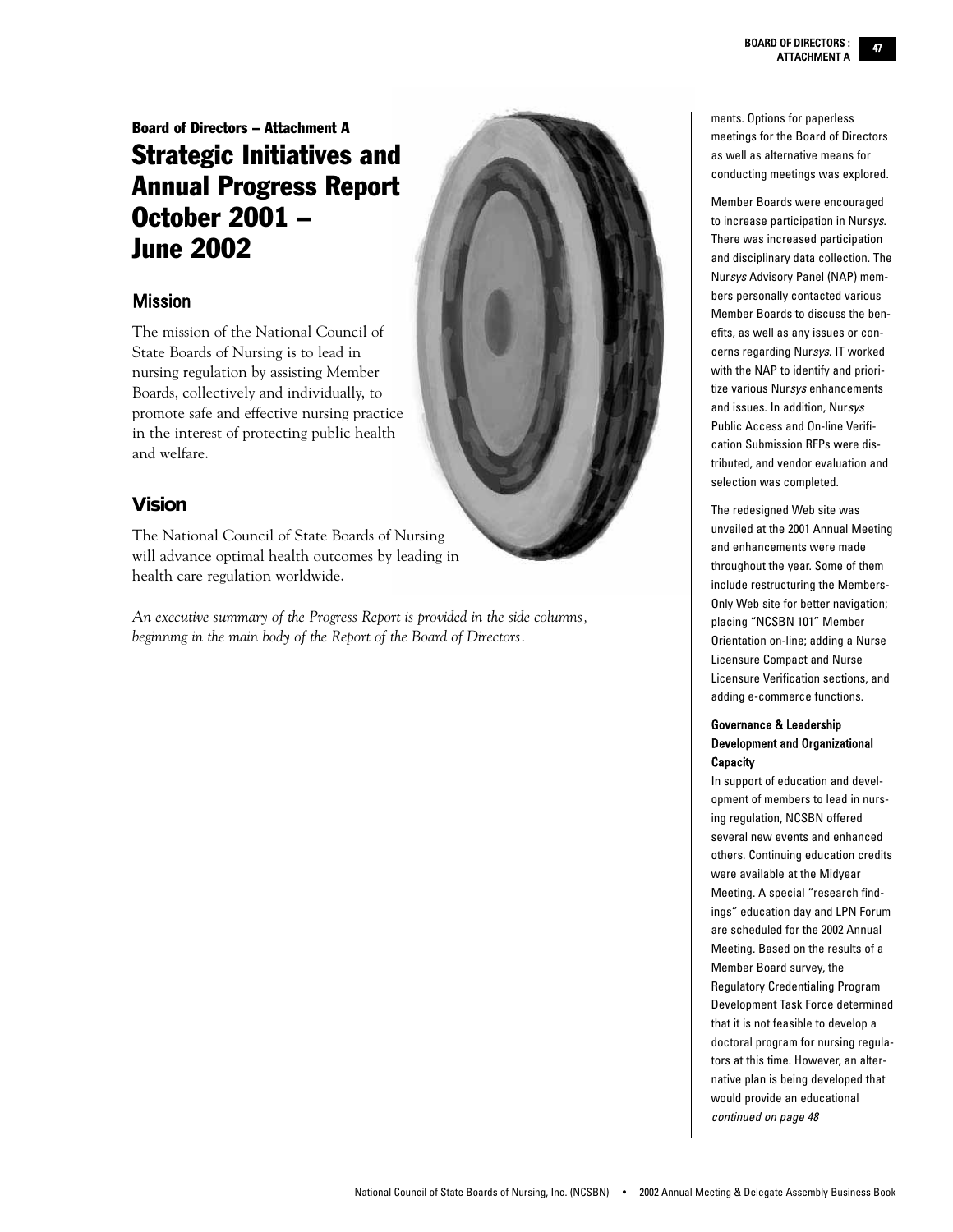## Board of Directors – Attachment A

# Strategic Initiatives and Annual Progress Report October 2001 – June 2002

### Mission

The mission of the National Council of State Boards of Nursing is to lead in nursing regulation by assisting Member Boards, collectively and individually, to promote safe and effective nursing practice in the interest of protecting public health and welfare.

### Vision

The National Council of State Boards of Nursing will advance optimal health outcomes by leading in health care regulation worldwide.

*An executive summary of the Progress Report is provided in the side columns, beginning in the main body of the Report of the Board of Directors.*

ments. Options for paperless meetings for the Board of Directors as well as alternative means for conducting meetings was explored.

Member Boards were encouraged to increase participation in Nur*sys*. There was increased participation and disciplinary data collection. The Nur*sys* Advisory Panel (NAP) members personally contacted various Member Boards to discuss the benefits, as well as any issues or concerns regarding Nur*sys*. IT worked with the NAP to identify and prioritize various Nur*sys* enhancements and issues. In addition, Nur*sys* Public Access and On-line Verification Submission RFPs were distributed, and vendor evaluation and selection was completed.

The redesigned Web site was unveiled at the 2001 Annual Meeting and enhancements were made throughout the year. Some of them include restructuring the Members-Only Web site for better navigation; placing "NCSBN 101" Member Orientation on-line; adding a Nurse Licensure Compact and Nurse Licensure Verification sections, and adding e-commerce functions.

**Governance & Leadership Development and Organizational Capacity**

In support of education and development of members to lead in nursing regulation, NCSBN offered several new events and enhanced others. Continuing education credits were available at the Midyear Meeting. A special "research findings" education day and LPN Forum are scheduled for the 2002 Annual Meeting. Based on the results of a Member Board survey, the Regulatory Credentialing Program Development Task Force determined that it is not feasible to develop a doctoral program for nursing regulators at this time. However, an alternative plan is being developed that would provide an educational

*continued on page 48*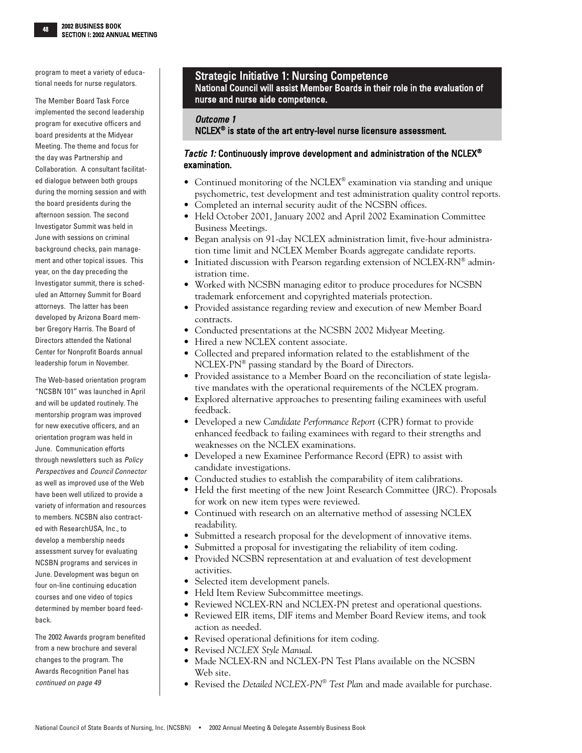program to meet a variety of educational needs for nurse regulators.

The Member Board Task Force implemented the second leadership program for executive officers and board presidents at the Midyear Meeting. The theme and focus for the day was Partnership and Collaboration. A consultant facilitated dialogue between both groups during the morning session and with the board presidents during the afternoon session. The second Investigator Summit was held in June with sessions on criminal background checks, pain management and other topical issues. This year, on the day preceding the Investigator summit, there is scheduled an Attorney Summit for Board attorneys. The latter has been developed by Arizona Board member Gregory Harris. The Board of Directors attended the National Center for Nonprofit Boards annual leadership forum in November.

The Web-based orientation program "NCSBN 101" was launched in April and will be updated routinely. The mentorship program was improved for new executive officers, and an orientation program was held in June. Communication efforts through newsletters such as *Policy Perspectives* and *Council Connector* as well as improved use of the Web have been well utilized to provide a variety of information and resources to members. NCSBN also contracted with ResearchUSA, Inc., to develop a membership needs assessment survey for evaluating NCSBN programs and services in June. Development was begun on four on-line continuing education courses and one video of topics determined by member board feedback.

The 2002 Awards program benefited from a new brochure and several changes to the program. The Awards Recognition Panel has *continued on page 49*

## Strategic Initiative 1: Nursing Competence

**National Council will assist Member Boards in their role in the evaluation of nurse and nurse aide competence.**

### *Outcome 1*

**NCLEX® is state of the art entry-level nurse licensure assessment.**

#### *Tactic 1:* Continuously improve development and administration of the NCLEX® examination.

- Continued monitoring of the NCLEX® examination via standing and unique psychometric, test development and test administration quality control reports.
- Completed an internal security audit of the NCSBN offices.
- Held October 2001, January 2002 and April 2002 Examination Committee Business Meetings.
- Began analysis on 91-day NCLEX administration limit, five-hour administration time limit and NCLEX Member Boards aggregate candidate reports.
- Initiated discussion with Pearson regarding extension of NCLEX-RN® administration time.
- Worked with NCSBN managing editor to produce procedures for NCSBN trademark enforcement and copyrighted materials protection.
- Provided assistance regarding review and execution of new Member Board contracts.
- Conducted presentations at the NCSBN 2002 Midyear Meeting.
- Hired a new NCLEX content associate.
- Collected and prepared information related to the establishment of the NCLEX-PN® passing standard by the Board of Directors.
- Provided assistance to a Member Board on the reconciliation of state legislative mandates with the operational requirements of the NCLEX program.
- Explored alternative approaches to presenting failing examinees with useful feedback.
- Developed a new *Candidate Performance Report* (CPR) format to provide enhanced feedback to failing examinees with regard to their strengths and weaknesses on the NCLEX examinations.
- Developed a new Examinee Performance Record (EPR) to assist with candidate investigations.
- Conducted studies to establish the comparability of item calibrations.
- Held the first meeting of the new Joint Research Committee (JRC). Proposals for work on new item types were reviewed.
- Continued with research on an alternative method of assessing NCLEX readability.
- Submitted a research proposal for the development of innovative items.
- Submitted a proposal for investigating the reliability of item coding.
- Provided NCSBN representation at and evaluation of test development activities.
- Selected item development panels.
- Held Item Review Subcommittee meetings.
- Reviewed NCLEX-RN and NCLEX-PN pretest and operational questions.
- Reviewed EIR items, DIF items and Member Board Review items, and took action as needed.
- Revised operational definitions for item coding.
- Revised *NCLEX Style Manual.*
- Made NCLEX-RN and NCLEX-PN Test Plans available on the NCSBN Web site.
- Revised the *Detailed NCLEX-PN® Test Plan* and made available for purchase.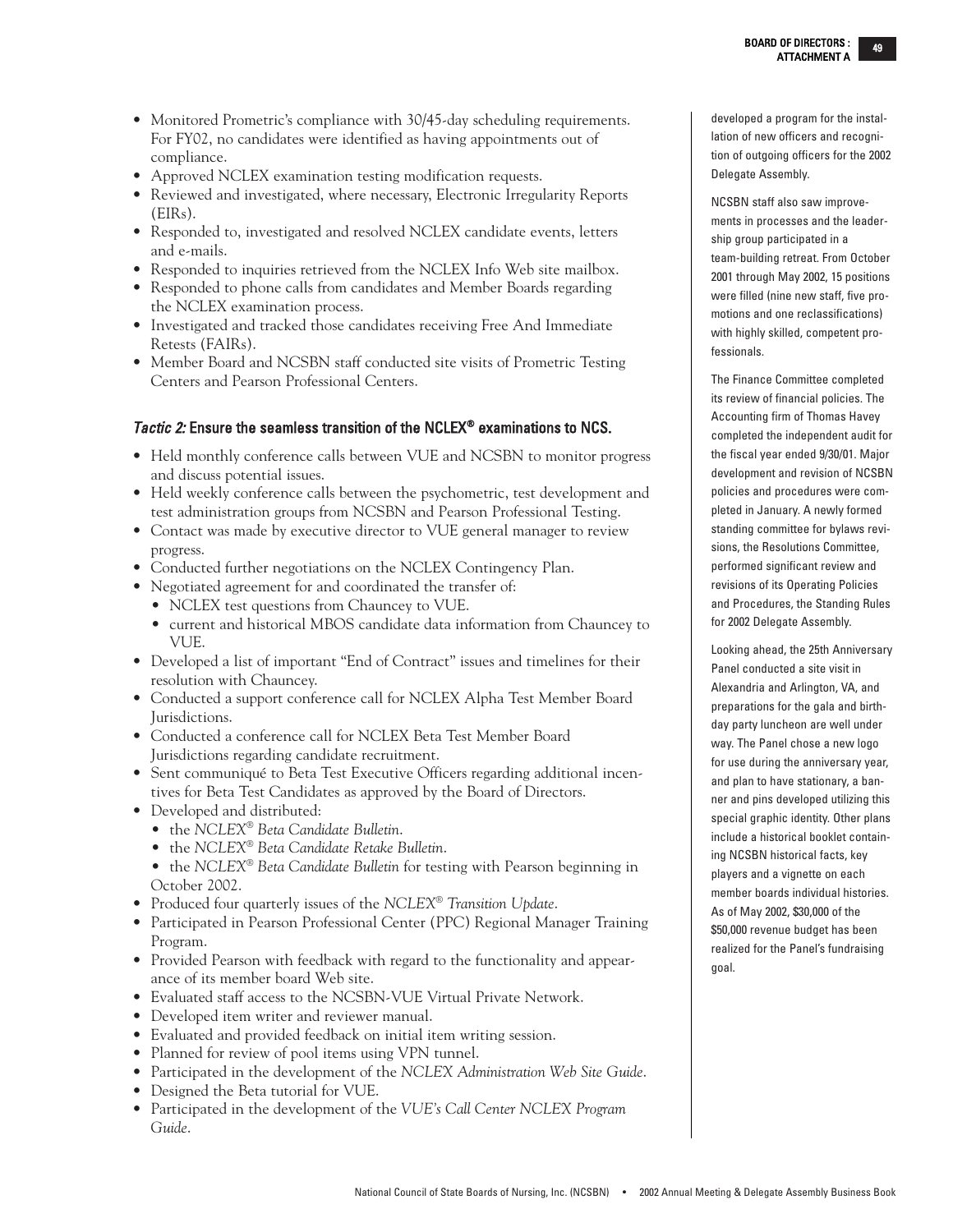- Monitored Prometric's compliance with 30/45-day scheduling requirements. For FY02, no candidates were identified as having appointments out of compliance.
- Approved NCLEX examination testing modification requests.
- Reviewed and investigated, where necessary, Electronic Irregularity Reports (EIRs).
- Responded to, investigated and resolved NCLEX candidate events, letters and e-mails.
- Responded to inquiries retrieved from the NCLEX Info Web site mailbox.
- Responded to phone calls from candidates and Member Boards regarding the NCLEX examination process.
- Investigated and tracked those candidates receiving Free And Immediate Retests (FAIRs).
- Member Board and NCSBN staff conducted site visits of Prometric Testing Centers and Pearson Professional Centers.

### *Tactic 2:* Ensure the seamless transition of the NCLEX® examinations to NCS.

- Held monthly conference calls between VUE and NCSBN to monitor progress and discuss potential issues.
- Held weekly conference calls between the psychometric, test development and test administration groups from NCSBN and Pearson Professional Testing.
- Contact was made by executive director to VUE general manager to review progress.
- Conducted further negotiations on the NCLEX Contingency Plan.
- Negotiated agreement for and coordinated the transfer of:
  - NCLEX test questions from Chauncey to VUE.
  - current and historical MBOS candidate data information from Chauncey to VUE.
- Developed a list of important "End of Contract" issues and timelines for their resolution with Chauncey.
- Conducted a support conference call for NCLEX Alpha Test Member Board Jurisdictions.
- Conducted a conference call for NCLEX Beta Test Member Board Jurisdictions regarding candidate recruitment.
- Sent communiqué to Beta Test Executive Officers regarding additional incentives for Beta Test Candidates as approved by the Board of Directors.
- Developed and distributed:
  - the *NCLEX® Beta Candidate Bulletin*.
  - the *NCLEX® Beta Candidate Retake Bulletin*.
  - the *NCLEX® Beta Candidate Bulletin* for testing with Pearson beginning in October 2002.
- Produced four quarterly issues of the *NCLEX® Transition Update*.
- Participated in Pearson Professional Center (PPC) Regional Manager Training Program.
- Provided Pearson with feedback with regard to the functionality and appearance of its member board Web site.
- Evaluated staff access to the NCSBN-VUE Virtual Private Network.
- Developed item writer and reviewer manual.
- Evaluated and provided feedback on initial item writing session.
- Planned for review of pool items using VPN tunnel.
- Participated in the development of the *NCLEX Administration Web Site Guide*.
- Designed the Beta tutorial for VUE.
- Participated in the development of the *VUE's Call Center NCLEX Program Guide*.

developed a program for the installation of new officers and recognition of outgoing officers for the 2002 Delegate Assembly.

NCSBN staff also saw improvements in processes and the leadership group participated in a team-building retreat. From October 2001 through May 2002, 15 positions were filled (nine new staff, five promotions and one reclassifications) with highly skilled, competent professionals.

The Finance Committee completed its review of financial policies. The Accounting firm of Thomas Havey completed the independent audit for the fiscal year ended 9/30/01. Major development and revision of NCSBN policies and procedures were completed in January. A newly formed standing committee for bylaws revisions, the Resolutions Committee, performed significant review and revisions of its Operating Policies and Procedures, the Standing Rules for 2002 Delegate Assembly.

Looking ahead, the 25th Anniversary Panel conducted a site visit in Alexandria and Arlington, VA, and preparations for the gala and birthday party luncheon are well under way. The Panel chose a new logo for use during the anniversary year, and plan to have stationary, a banner and pins developed utilizing this special graphic identity. Other plans include a historical booklet containing NCSBN historical facts, key players and a vignette on each member boards individual histories. As of May 2002, $30,000 of the $50,000 revenue budget has been realized for the Panel's fundraising goal.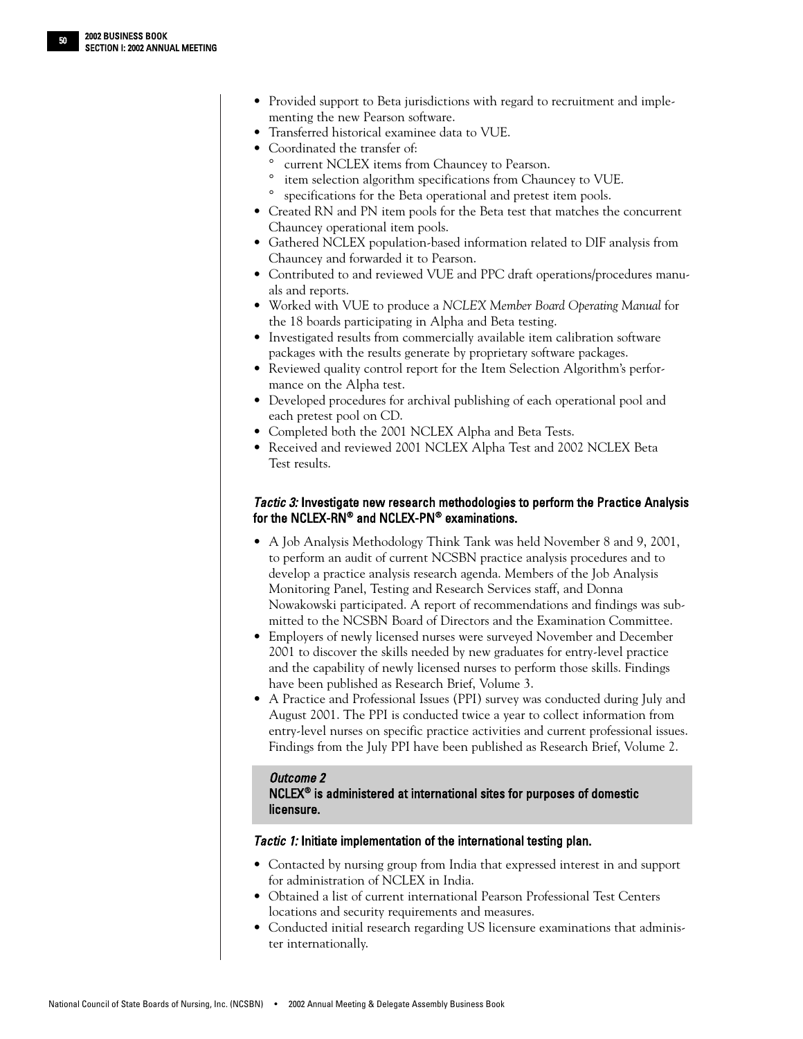- Provided support to Beta jurisdictions with regard to recruitment and implementing the new Pearson software.
- Transferred historical examinee data to VUE.
- Coordinated the transfer of:
  - current NCLEX items from Chauncey to Pearson.
  - item selection algorithm specifications from Chauncey to VUE.
  - specifications for the Beta operational and pretest item pools.
- Created RN and PN item pools for the Beta test that matches the concurrent Chauncey operational item pools.
- Gathered NCLEX population-based information related to DIF analysis from Chauncey and forwarded it to Pearson.
- Contributed to and reviewed VUE and PPC draft operations/procedures manuals and reports.
- Worked with VUE to produce a *NCLEX Member Board Operating Manual* for the 18 boards participating in Alpha and Beta testing.
- Investigated results from commercially available item calibration software packages with the results generate by proprietary software packages.
- Reviewed quality control report for the Item Selection Algorithm's performance on the Alpha test.
- Developed procedures for archival publishing of each operational pool and each pretest pool on CD.
- Completed both the 2001 NCLEX Alpha and Beta Tests.
- Received and reviewed 2001 NCLEX Alpha Test and 2002 NCLEX Beta Test results.

### *Tactic 3:* Investigate new research methodologies to perform the Practice Analysis for the NCLEX-RN® and NCLEX-PN® examinations.

- A Job Analysis Methodology Think Tank was held November 8 and 9, 2001, to perform an audit of current NCSBN practice analysis procedures and to develop a practice analysis research agenda. Members of the Job Analysis Monitoring Panel, Testing and Research Services staff, and Donna Nowakowski participated. A report of recommendations and findings was submitted to the NCSBN Board of Directors and the Examination Committee.
- Employers of newly licensed nurses were surveyed November and December 2001 to discover the skills needed by new graduates for entry-level practice and the capability of newly licensed nurses to perform those skills. Findings have been published as Research Brief, Volume 3.
- A Practice and Professional Issues (PPI) survey was conducted during July and August 2001. The PPI is conducted twice a year to collect information from entry-level nurses on specific practice activities and current professional issues. Findings from the July PPI have been published as Research Brief, Volume 2.

## *Outcome 2*
## NCLEX® is administered at international sites for purposes of domestic licensure.

### *Tactic 1:* Initiate implementation of the international testing plan.

- Contacted by nursing group from India that expressed interest in and support for administration of NCLEX in India.
- Obtained a list of current international Pearson Professional Test Centers locations and security requirements and measures.
- Conducted initial research regarding US licensure examinations that administer internationally.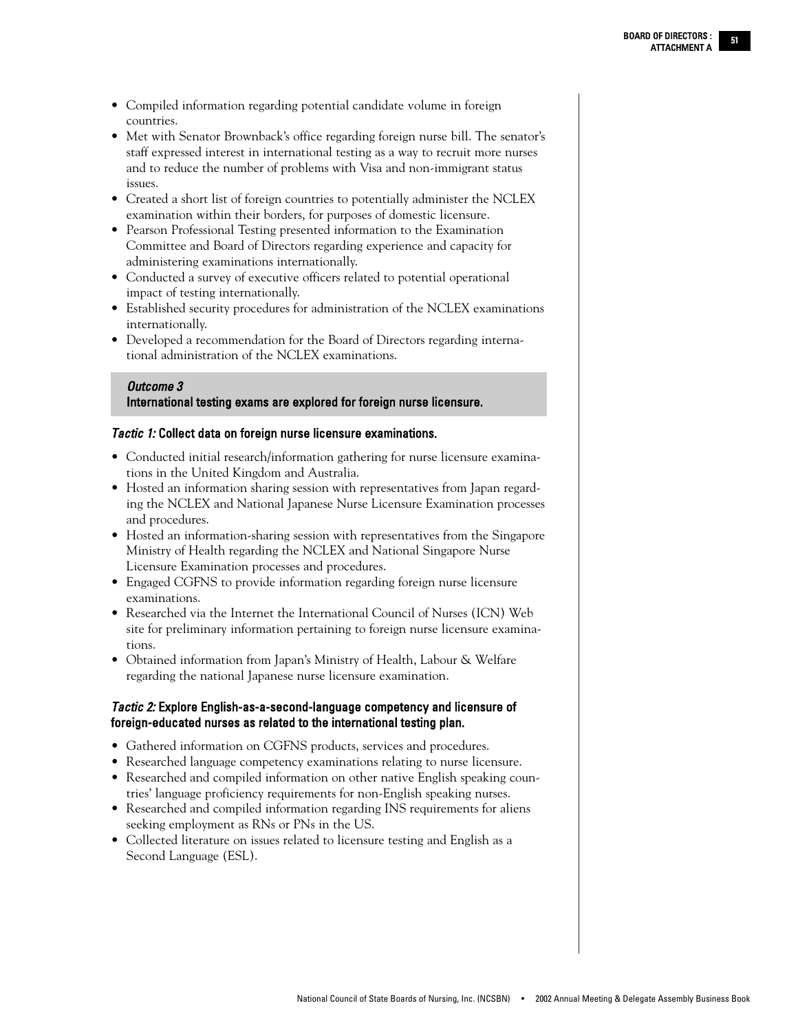- Compiled information regarding potential candidate volume in foreign countries.
- Met with Senator Brownback's office regarding foreign nurse bill. The senator's staff expressed interest in international testing as a way to recruit more nurses and to reduce the number of problems with Visa and non-immigrant status issues.
- Created a short list of foreign countries to potentially administer the NCLEX examination within their borders, for purposes of domestic licensure.
- Pearson Professional Testing presented information to the Examination Committee and Board of Directors regarding experience and capacity for administering examinations internationally.
- Conducted a survey of executive officers related to potential operational impact of testing internationally.
- Established security procedures for administration of the NCLEX examinations internationally.
- Developed a recommendation for the Board of Directors regarding international administration of the NCLEX examinations.

### *Outcome 3*
**International testing exams are explored for foreign nurse licensure.**

#### *Tactic 1:* Collect data on foreign nurse licensure examinations.

- Conducted initial research/information gathering for nurse licensure examinations in the United Kingdom and Australia.
- Hosted an information sharing session with representatives from Japan regarding the NCLEX and National Japanese Nurse Licensure Examination processes and procedures.
- Hosted an information-sharing session with representatives from the Singapore Ministry of Health regarding the NCLEX and National Singapore Nurse Licensure Examination processes and procedures.
- Engaged CGFNS to provide information regarding foreign nurse licensure examinations.
- Researched via the Internet the International Council of Nurses (ICN) Web site for preliminary information pertaining to foreign nurse licensure examinations.
- Obtained information from Japan's Ministry of Health, Labour & Welfare regarding the national Japanese nurse licensure examination.

#### *Tactic 2:* Explore English-as-a-second-language competency and licensure of foreign-educated nurses as related to the international testing plan.

- Gathered information on CGFNS products, services and procedures.
- Researched language competency examinations relating to nurse licensure.
- Researched and compiled information on other native English speaking countries' language proficiency requirements for non-English speaking nurses.
- Researched and compiled information regarding INS requirements for aliens seeking employment as RNs or PNs in the US.
- Collected literature on issues related to licensure testing and English as a Second Language (ESL).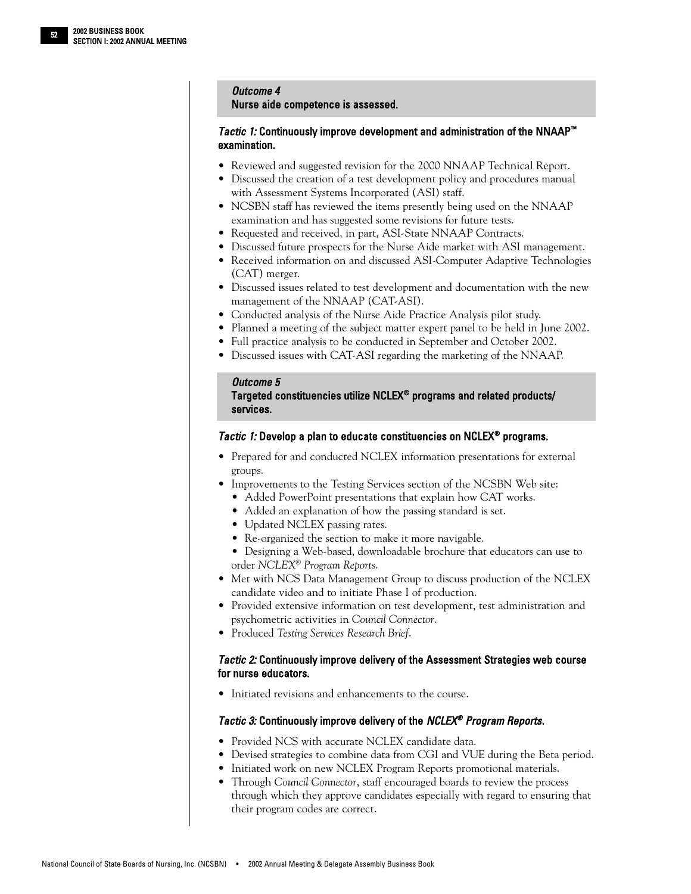### *Outcome 4*
### Nurse aide competence is assessed.

#### *Tactic 1:* Continuously improve development and administration of the NNAAP™ examination.

- Reviewed and suggested revision for the 2000 NNAAP Technical Report.
- Discussed the creation of a test development policy and procedures manual with Assessment Systems Incorporated (ASI) staff.
- NCSBN staff has reviewed the items presently being used on the NNAAP examination and has suggested some revisions for future tests.
- Requested and received, in part, ASI-State NNAAP Contracts.
- Discussed future prospects for the Nurse Aide market with ASI management.
- Received information on and discussed ASI-Computer Adaptive Technologies (CAT) merger.
- Discussed issues related to test development and documentation with the new management of the NNAAP (CAT-ASI).
- Conducted analysis of the Nurse Aide Practice Analysis pilot study.
- Planned a meeting of the subject matter expert panel to be held in June 2002.
- Full practice analysis to be conducted in September and October 2002.
- Discussed issues with CAT-ASI regarding the marketing of the NNAAP.

### *Outcome 5*
### Targeted constituencies utilize NCLEX® programs and related products/ services.

#### *Tactic 1:* Develop a plan to educate constituencies on NCLEX® programs.

- Prepared for and conducted NCLEX information presentations for external groups.
- Improvements to the Testing Services section of the NCSBN Web site:
  - Added PowerPoint presentations that explain how CAT works.
  - Added an explanation of how the passing standard is set.
  - Updated NCLEX passing rates.
  - Re-organized the section to make it more navigable.
  - Designing a Web-based, downloadable brochure that educators can use to order *NCLEX® Program Reports*.
- Met with NCS Data Management Group to discuss production of the NCLEX candidate video and to initiate Phase I of production.
- Provided extensive information on test development, test administration and psychometric activities in *Council Connector*.
- Produced *Testing Services Research Brief*.

#### *Tactic 2:* Continuously improve delivery of the Assessment Strategies web course for nurse educators.

- Initiated revisions and enhancements to the course.

#### *Tactic 3:* Continuously improve delivery of the *NCLEX® Program Reports*.

- Provided NCS with accurate NCLEX candidate data.
- Devised strategies to combine data from CGI and VUE during the Beta period.
- Initiated work on new NCLEX Program Reports promotional materials.
- Through *Council Connector*, staff encouraged boards to review the process through which they approve candidates especially with regard to ensuring that their program codes are correct.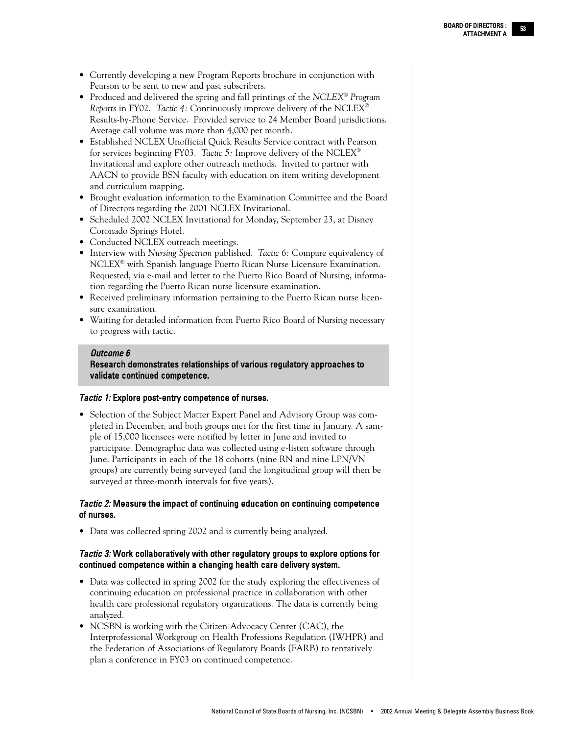- Currently developing a new Program Reports brochure in conjunction with Pearson to be sent to new and past subscribers.
- Produced and delivered the spring and fall printings of the *NCLEX® Program Reports* in FY02. *Tactic 4:* Continuously improve delivery of the NCLEX® Results-by-Phone Service. Provided service to 24 Member Board jurisdictions. Average call volume was more than 4,000 per month.
- Established NCLEX Unofficial Quick Results Service contract with Pearson for services beginning FY03. *Tactic 5:* Improve delivery of the NCLEX® Invitational and explore other outreach methods. Invited to partner with AACN to provide BSN faculty with education on item writing development and curriculum mapping.
- Brought evaluation information to the Examination Committee and the Board of Directors regarding the 2001 NCLEX Invitational.
- Scheduled 2002 NCLEX Invitational for Monday, September 23, at Disney Coronado Springs Hotel.
- Conducted NCLEX outreach meetings.
- Interview with *Nursing Spectrum* published. *Tactic 6:* Compare equivalency of NCLEX® with Spanish language Puerto Rican Nurse Licensure Examination. Requested, via e-mail and letter to the Puerto Rico Board of Nursing, information regarding the Puerto Rican nurse licensure examination.
- Received preliminary information pertaining to the Puerto Rican nurse licensure examination.
- Waiting for detailed information from Puerto Rico Board of Nursing necessary to progress with tactic.

### *Outcome 6*
**Research demonstrates relationships of various regulatory approaches to validate continued competence.**

#### *Tactic 1:* Explore post-entry competence of nurses.

- Selection of the Subject Matter Expert Panel and Advisory Group was completed in December, and both groups met for the first time in January. A sample of 15,000 licensees were notified by letter in June and invited to participate. Demographic data was collected using e-listen software through June. Participants in each of the 18 cohorts (nine RN and nine LPN/VN groups) are currently being surveyed (and the longitudinal group will then be surveyed at three-month intervals for five years).

#### *Tactic 2:* Measure the impact of continuing education on continuing competence of nurses.

- Data was collected spring 2002 and is currently being analyzed.

#### *Tactic 3:* Work collaboratively with other regulatory groups to explore options for continued competence within a changing health care delivery system.

- Data was collected in spring 2002 for the study exploring the effectiveness of continuing education on professional practice in collaboration with other health care professional regulatory organizations. The data is currently being analyzed.
- NCSBN is working with the Citizen Advocacy Center (CAC), the Interprofessional Workgroup on Health Professions Regulation (IWHPR) and the Federation of Associations of Regulatory Boards (FARB) to tentatively plan a conference in FY03 on continued competence.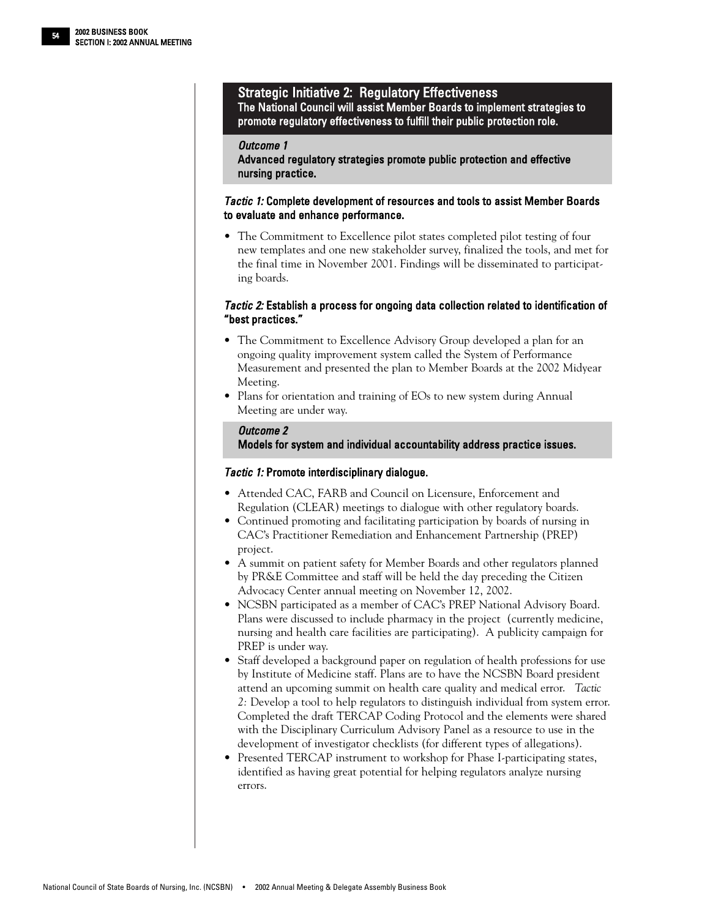## Strategic Initiative 2: Regulatory Effectiveness

**The National Council will assist Member Boards to implement strategies to promote regulatory effectiveness to fulfill their public protection role.**

### *Outcome 1*

**Advanced regulatory strategies promote public protection and effective nursing practice.**

***Tactic 1:*** **Complete development of resources and tools to assist Member Boards to evaluate and enhance performance.**

- The Commitment to Excellence pilot states completed pilot testing of four new templates and one new stakeholder survey, finalized the tools, and met for the final time in November 2001. Findings will be disseminated to participating boards.

***Tactic 2:*** **Establish a process for ongoing data collection related to identification of "best practices."**

- The Commitment to Excellence Advisory Group developed a plan for an ongoing quality improvement system called the System of Performance Measurement and presented the plan to Member Boards at the 2002 Midyear Meeting.
- Plans for orientation and training of EOs to new system during Annual Meeting are under way.

### *Outcome 2*

**Models for system and individual accountability address practice issues.**

***Tactic 1:*** **Promote interdisciplinary dialogue.**

- Attended CAC, FARB and Council on Licensure, Enforcement and Regulation (CLEAR) meetings to dialogue with other regulatory boards.
- Continued promoting and facilitating participation by boards of nursing in CAC's Practitioner Remediation and Enhancement Partnership (PREP) project.
- A summit on patient safety for Member Boards and other regulators planned by PR&E Committee and staff will be held the day preceding the Citizen Advocacy Center annual meeting on November 12, 2002.
- NCSBN participated as a member of CAC's PREP National Advisory Board. Plans were discussed to include pharmacy in the project (currently medicine, nursing and health care facilities are participating). A publicity campaign for PREP is under way.
- Staff developed a background paper on regulation of health professions for use by Institute of Medicine staff. Plans are to have the NCSBN Board president attend an upcoming summit on health care quality and medical error. *Tactic 2:* Develop a tool to help regulators to distinguish individual from system error. Completed the draft TERCAP Coding Protocol and the elements were shared with the Disciplinary Curriculum Advisory Panel as a resource to use in the development of investigator checklists (for different types of allegations).
- Presented TERCAP instrument to workshop for Phase I-participating states, identified as having great potential for helping regulators analyze nursing errors.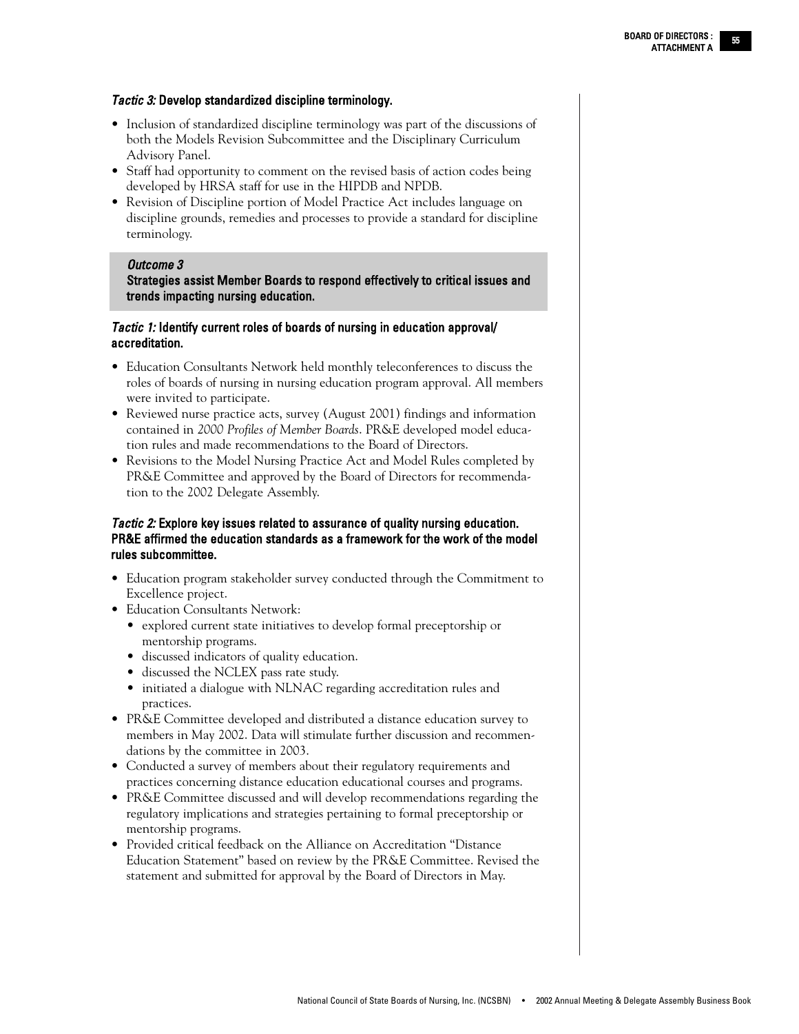### *Tactic 3:* Develop standardized discipline terminology.

- Inclusion of standardized discipline terminology was part of the discussions of both the Models Revision Subcommittee and the Disciplinary Curriculum Advisory Panel.
- Staff had opportunity to comment on the revised basis of action codes being developed by HRSA staff for use in the HIPDB and NPDB.
- Revision of Discipline portion of Model Practice Act includes language on discipline grounds, remedies and processes to provide a standard for discipline terminology.

## *Outcome 3*
## Strategies assist Member Boards to respond effectively to critical issues and trends impacting nursing education.

### *Tactic 1:* Identify current roles of boards of nursing in education approval/ accreditation.

- Education Consultants Network held monthly teleconferences to discuss the roles of boards of nursing in nursing education program approval. All members were invited to participate.
- Reviewed nurse practice acts, survey (August 2001) findings and information contained in *2000 Profiles of Member Boards*. PR&E developed model education rules and made recommendations to the Board of Directors.
- Revisions to the Model Nursing Practice Act and Model Rules completed by PR&E Committee and approved by the Board of Directors for recommendation to the 2002 Delegate Assembly.

### *Tactic 2:* Explore key issues related to assurance of quality nursing education. PR&E affirmed the education standards as a framework for the work of the model rules subcommittee.

- Education program stakeholder survey conducted through the Commitment to Excellence project.
- Education Consultants Network:
  - explored current state initiatives to develop formal preceptorship or mentorship programs.
  - discussed indicators of quality education.
  - discussed the NCLEX pass rate study.
  - initiated a dialogue with NLNAC regarding accreditation rules and practices.
- PR&E Committee developed and distributed a distance education survey to members in May 2002. Data will stimulate further discussion and recommendations by the committee in 2003.
- Conducted a survey of members about their regulatory requirements and practices concerning distance education educational courses and programs.
- PR&E Committee discussed and will develop recommendations regarding the regulatory implications and strategies pertaining to formal preceptorship or mentorship programs.
- Provided critical feedback on the Alliance on Accreditation "Distance Education Statement" based on review by the PR&E Committee. Revised the statement and submitted for approval by the Board of Directors in May.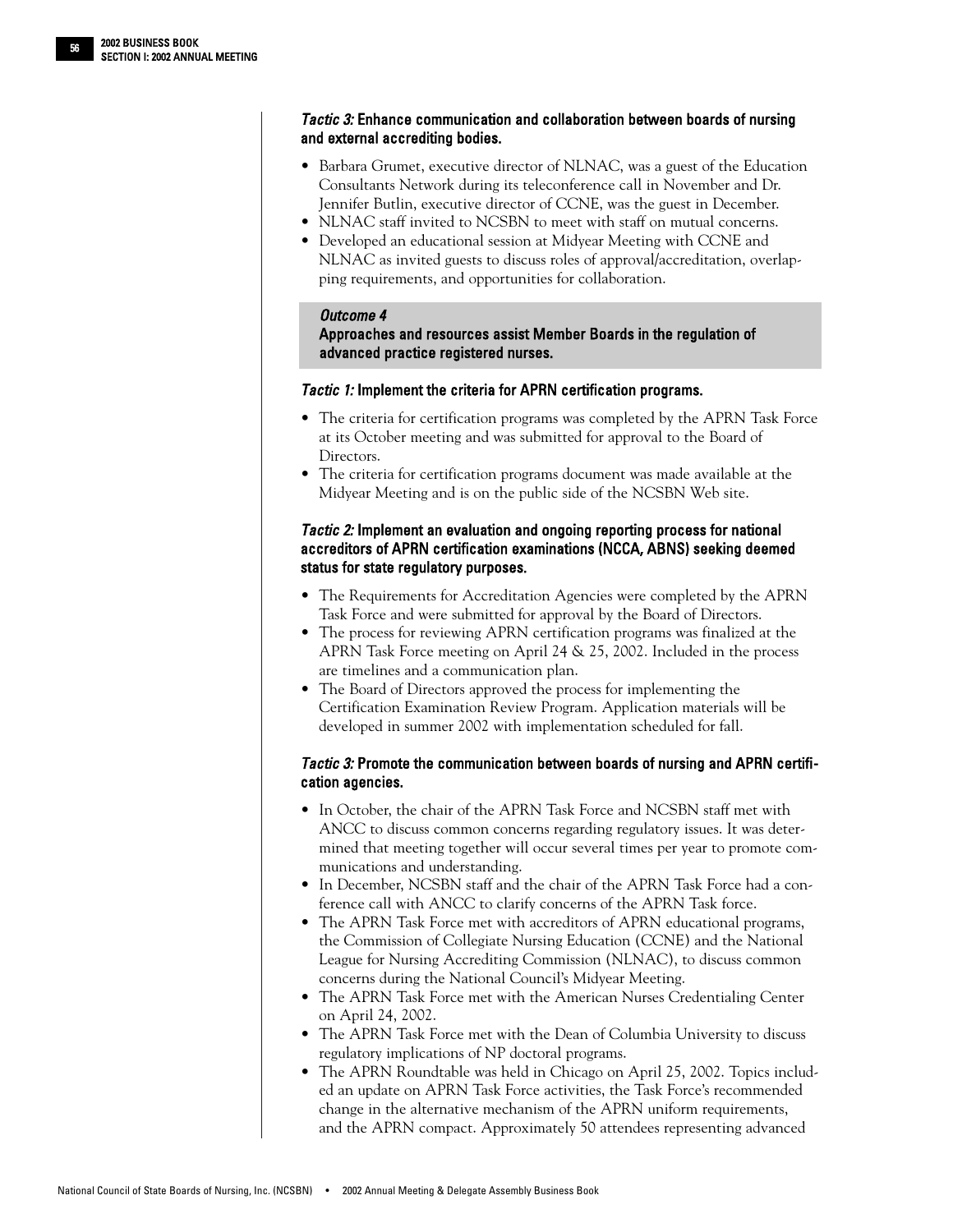### *Tactic 3:* Enhance communication and collaboration between boards of nursing and external accrediting bodies.

- Barbara Grumet, executive director of NLNAC, was a guest of the Education Consultants Network during its teleconference call in November and Dr. Jennifer Butlin, executive director of CCNE, was the guest in December.
- NLNAC staff invited to NCSBN to meet with staff on mutual concerns.
- Developed an educational session at Midyear Meeting with CCNE and NLNAC as invited guests to discuss roles of approval/accreditation, overlapping requirements, and opportunities for collaboration.

## *Outcome 4*
## Approaches and resources assist Member Boards in the regulation of advanced practice registered nurses.

### *Tactic 1:* Implement the criteria for APRN certification programs.

- The criteria for certification programs was completed by the APRN Task Force at its October meeting and was submitted for approval to the Board of Directors.
- The criteria for certification programs document was made available at the Midyear Meeting and is on the public side of the NCSBN Web site.

### *Tactic 2:* Implement an evaluation and ongoing reporting process for national accreditors of APRN certification examinations (NCCA, ABNS) seeking deemed status for state regulatory purposes.

- The Requirements for Accreditation Agencies were completed by the APRN Task Force and were submitted for approval by the Board of Directors.
- The process for reviewing APRN certification programs was finalized at the APRN Task Force meeting on April 24 & 25, 2002. Included in the process are timelines and a communication plan.
- The Board of Directors approved the process for implementing the Certification Examination Review Program. Application materials will be developed in summer 2002 with implementation scheduled for fall.

### *Tactic 3:* Promote the communication between boards of nursing and APRN certification agencies.

- In October, the chair of the APRN Task Force and NCSBN staff met with ANCC to discuss common concerns regarding regulatory issues. It was determined that meeting together will occur several times per year to promote communications and understanding.
- In December, NCSBN staff and the chair of the APRN Task Force had a conference call with ANCC to clarify concerns of the APRN Task force.
- The APRN Task Force met with accreditors of APRN educational programs, the Commission of Collegiate Nursing Education (CCNE) and the National League for Nursing Accrediting Commission (NLNAC), to discuss common concerns during the National Council's Midyear Meeting.
- The APRN Task Force met with the American Nurses Credentialing Center on April 24, 2002.
- The APRN Task Force met with the Dean of Columbia University to discuss regulatory implications of NP doctoral programs.
- The APRN Roundtable was held in Chicago on April 25, 2002. Topics included an update on APRN Task Force activities, the Task Force's recommended change in the alternative mechanism of the APRN uniform requirements, and the APRN compact. Approximately 50 attendees representing advanced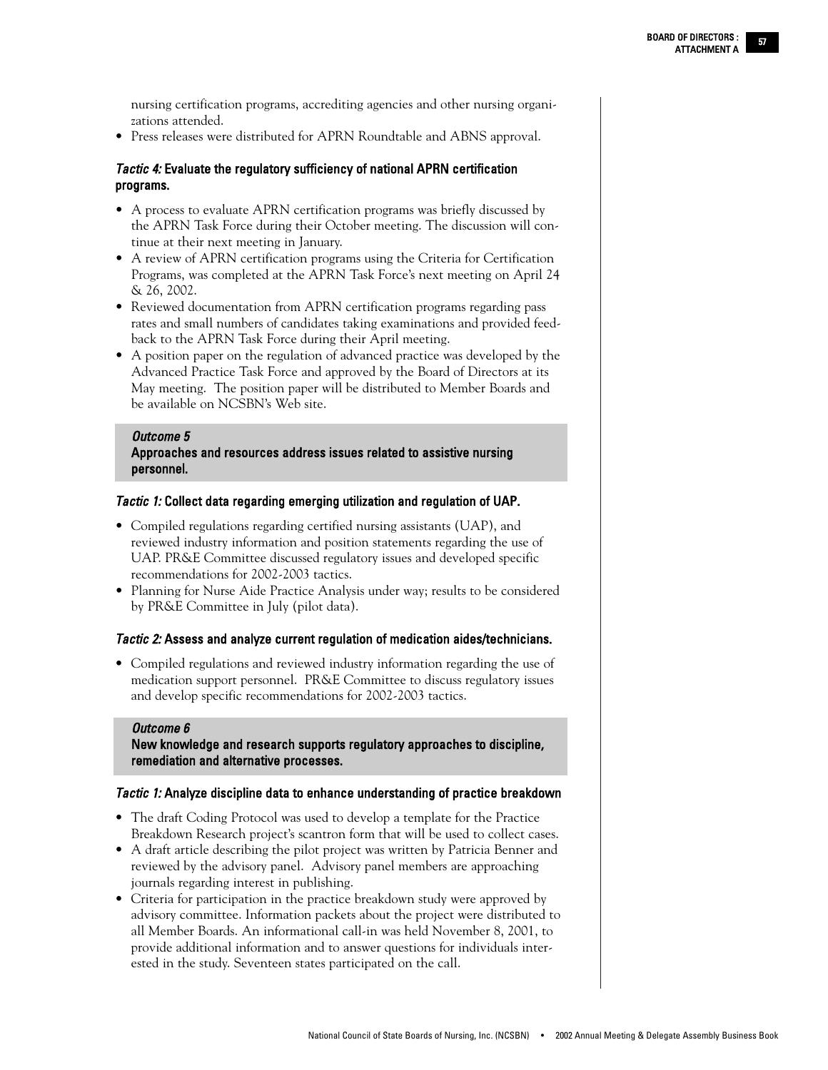nursing certification programs, accrediting agencies and other nursing organizations attended.

- Press releases were distributed for APRN Roundtable and ABNS approval.

### *Tactic 4:* Evaluate the regulatory sufficiency of national APRN certification programs.

- A process to evaluate APRN certification programs was briefly discussed by the APRN Task Force during their October meeting. The discussion will continue at their next meeting in January.
- A review of APRN certification programs using the Criteria for Certification Programs, was completed at the APRN Task Force's next meeting on April 24 & 26, 2002.
- Reviewed documentation from APRN certification programs regarding pass rates and small numbers of candidates taking examinations and provided feedback to the APRN Task Force during their April meeting.
- A position paper on the regulation of advanced practice was developed by the Advanced Practice Task Force and approved by the Board of Directors at its May meeting. The position paper will be distributed to Member Boards and be available on NCSBN's Web site.

## *Outcome 5*
## Approaches and resources address issues related to assistive nursing personnel.

### *Tactic 1:* Collect data regarding emerging utilization and regulation of UAP.

- Compiled regulations regarding certified nursing assistants (UAP), and reviewed industry information and position statements regarding the use of UAP. PR&E Committee discussed regulatory issues and developed specific recommendations for 2002-2003 tactics.
- Planning for Nurse Aide Practice Analysis under way; results to be considered by PR&E Committee in July (pilot data).

### *Tactic 2:* Assess and analyze current regulation of medication aides/technicians.

- Compiled regulations and reviewed industry information regarding the use of medication support personnel. PR&E Committee to discuss regulatory issues and develop specific recommendations for 2002-2003 tactics.

## *Outcome 6*
## New knowledge and research supports regulatory approaches to discipline, remediation and alternative processes.

### *Tactic 1:* Analyze discipline data to enhance understanding of practice breakdown

- The draft Coding Protocol was used to develop a template for the Practice Breakdown Research project's scantron form that will be used to collect cases.
- A draft article describing the pilot project was written by Patricia Benner and reviewed by the advisory panel. Advisory panel members are approaching journals regarding interest in publishing.
- Criteria for participation in the practice breakdown study were approved by advisory committee. Information packets about the project were distributed to all Member Boards. An informational call-in was held November 8, 2001, to provide additional information and to answer questions for individuals interested in the study. Seventeen states participated on the call.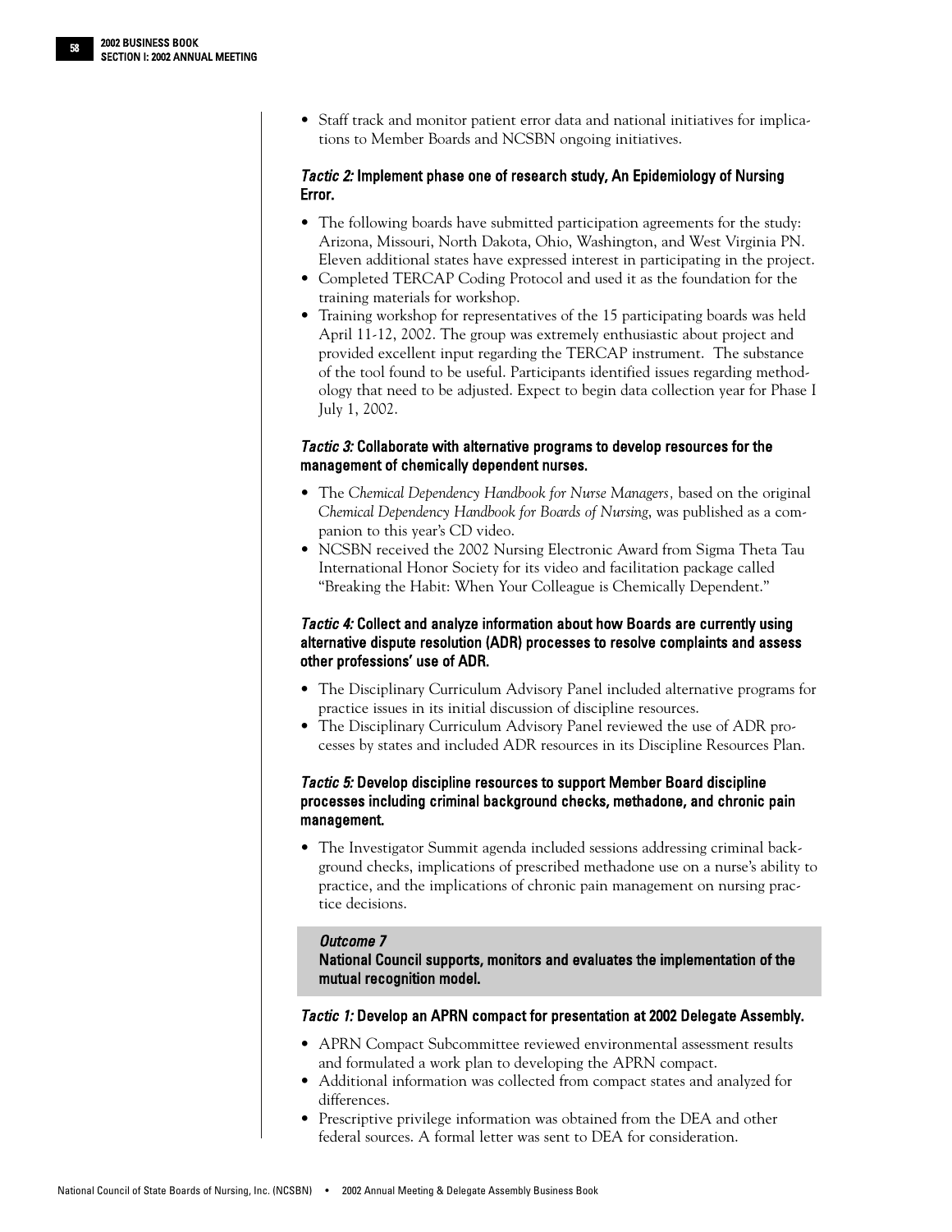- Staff track and monitor patient error data and national initiatives for implications to Member Boards and NCSBN ongoing initiatives.

### *Tactic 2:* Implement phase one of research study, An Epidemiology of Nursing Error.

- The following boards have submitted participation agreements for the study: Arizona, Missouri, North Dakota, Ohio, Washington, and West Virginia PN. Eleven additional states have expressed interest in participating in the project.
- Completed TERCAP Coding Protocol and used it as the foundation for the training materials for workshop.
- Training workshop for representatives of the 15 participating boards was held April 11-12, 2002. The group was extremely enthusiastic about project and provided excellent input regarding the TERCAP instrument. The substance of the tool found to be useful. Participants identified issues regarding methodology that need to be adjusted. Expect to begin data collection year for Phase I July 1, 2002.

### *Tactic 3:* Collaborate with alternative programs to develop resources for the management of chemically dependent nurses.

- The *Chemical Dependency Handbook for Nurse Managers,* based on the original *Chemical Dependency Handbook for Boards of Nursing,* was published as a companion to this year's CD video.
- NCSBN received the 2002 Nursing Electronic Award from Sigma Theta Tau International Honor Society for its video and facilitation package called "Breaking the Habit: When Your Colleague is Chemically Dependent."

### *Tactic 4:* Collect and analyze information about how Boards are currently using alternative dispute resolution (ADR) processes to resolve complaints and assess other professions' use of ADR.

- The Disciplinary Curriculum Advisory Panel included alternative programs for practice issues in its initial discussion of discipline resources.
- The Disciplinary Curriculum Advisory Panel reviewed the use of ADR processes by states and included ADR resources in its Discipline Resources Plan.

### *Tactic 5:* Develop discipline resources to support Member Board discipline processes including criminal background checks, methadone, and chronic pain management.

- The Investigator Summit agenda included sessions addressing criminal background checks, implications of prescribed methadone use on a nurse's ability to practice, and the implications of chronic pain management on nursing practice decisions.

## *Outcome 7*
## National Council supports, monitors and evaluates the implementation of the mutual recognition model.

### *Tactic 1:* Develop an APRN compact for presentation at 2002 Delegate Assembly.

- APRN Compact Subcommittee reviewed environmental assessment results and formulated a work plan to developing the APRN compact.
- Additional information was collected from compact states and analyzed for differences.
- Prescriptive privilege information was obtained from the DEA and other federal sources. A formal letter was sent to DEA for consideration.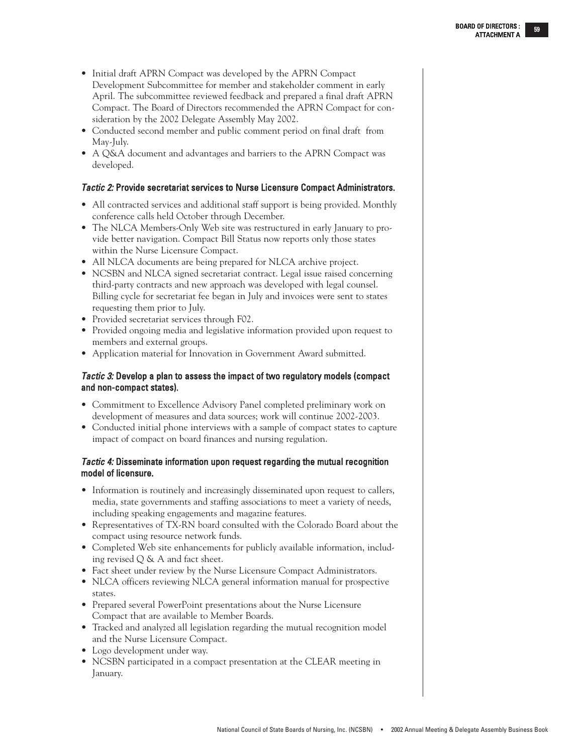- Initial draft APRN Compact was developed by the APRN Compact Development Subcommittee for member and stakeholder comment in early April. The subcommittee reviewed feedback and prepared a final draft APRN Compact. The Board of Directors recommended the APRN Compact for consideration by the 2002 Delegate Assembly May 2002.
- Conducted second member and public comment period on final draft from May-July.
- A Q&A document and advantages and barriers to the APRN Compact was developed.

#### *Tactic 2:* Provide secretariat services to Nurse Licensure Compact Administrators.

- All contracted services and additional staff support is being provided. Monthly conference calls held October through December.
- The NLCA Members-Only Web site was restructured in early January to provide better navigation. Compact Bill Status now reports only those states within the Nurse Licensure Compact.
- All NLCA documents are being prepared for NLCA archive project.
- NCSBN and NLCA signed secretariat contract. Legal issue raised concerning third-party contracts and new approach was developed with legal counsel. Billing cycle for secretariat fee began in July and invoices were sent to states requesting them prior to July.
- Provided secretariat services through F02.
- Provided ongoing media and legislative information provided upon request to members and external groups.
- Application material for Innovation in Government Award submitted.

#### *Tactic 3:* Develop a plan to assess the impact of two regulatory models (compact and non-compact states).

- Commitment to Excellence Advisory Panel completed preliminary work on development of measures and data sources; work will continue 2002-2003.
- Conducted initial phone interviews with a sample of compact states to capture impact of compact on board finances and nursing regulation.

#### *Tactic 4:* Disseminate information upon request regarding the mutual recognition model of licensure.

- Information is routinely and increasingly disseminated upon request to callers, media, state governments and staffing associations to meet a variety of needs, including speaking engagements and magazine features.
- Representatives of TX-RN board consulted with the Colorado Board about the compact using resource network funds.
- Completed Web site enhancements for publicly available information, including revised Q & A and fact sheet.
- Fact sheet under review by the Nurse Licensure Compact Administrators.
- NLCA officers reviewing NLCA general information manual for prospective states.
- Prepared several PowerPoint presentations about the Nurse Licensure Compact that are available to Member Boards.
- Tracked and analyzed all legislation regarding the mutual recognition model and the Nurse Licensure Compact.
- Logo development under way.
- NCSBN participated in a compact presentation at the CLEAR meeting in January.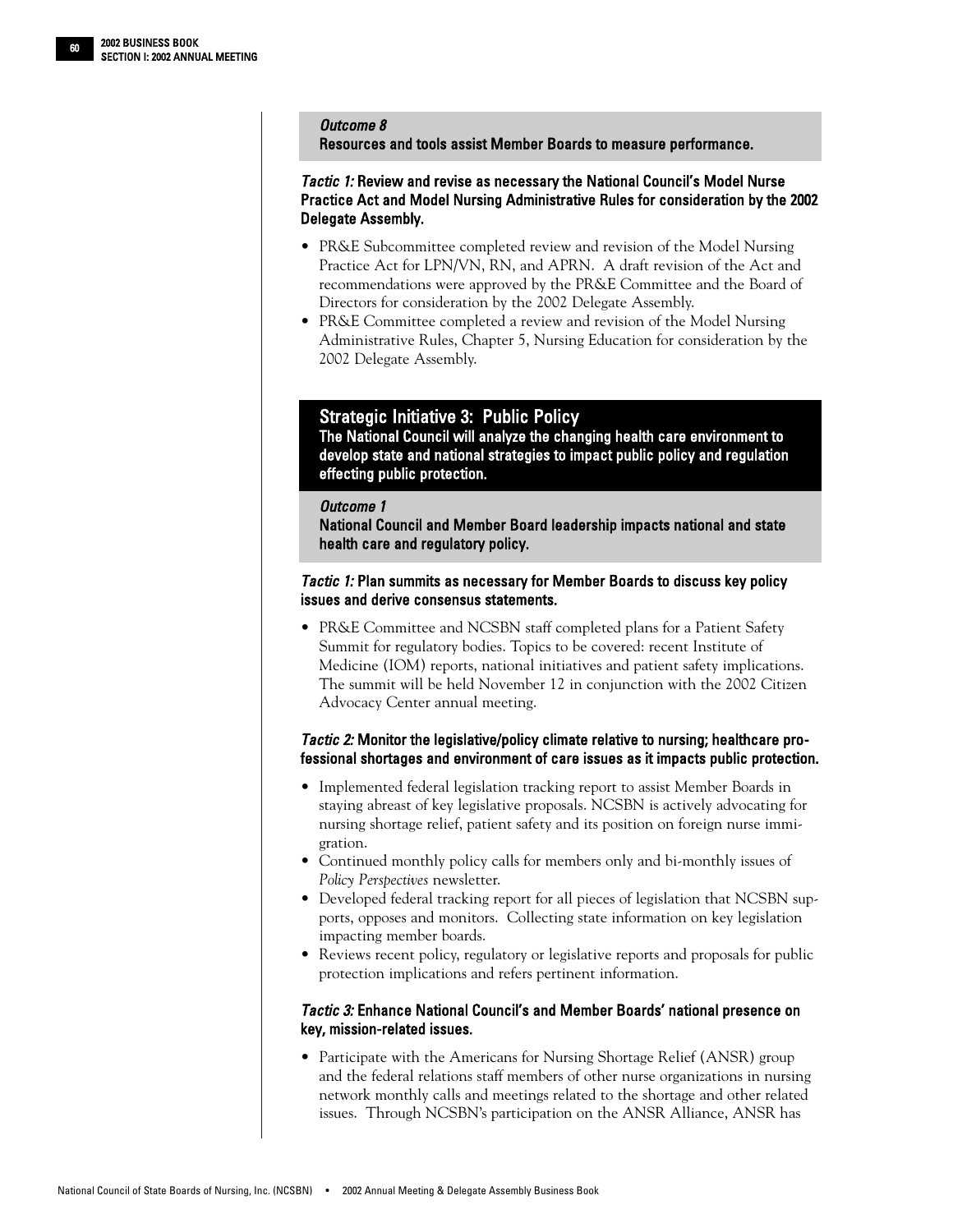*Outcome 8*
**Resources and tools assist Member Boards to measure performance.**

***Tactic 1:* Review and revise as necessary the National Council's Model Nurse Practice Act and Model Nursing Administrative Rules for consideration by the 2002 Delegate Assembly.**

- PR&E Subcommittee completed review and revision of the Model Nursing Practice Act for LPN/VN, RN, and APRN. A draft revision of the Act and recommendations were approved by the PR&E Committee and the Board of Directors for consideration by the 2002 Delegate Assembly.
- PR&E Committee completed a review and revision of the Model Nursing Administrative Rules, Chapter 5, Nursing Education for consideration by the 2002 Delegate Assembly.

## Strategic Initiative 3: Public Policy

**The National Council will analyze the changing health care environment to develop state and national strategies to impact public policy and regulation effecting public protection.**

*Outcome 1*
**National Council and Member Board leadership impacts national and state health care and regulatory policy.**

***Tactic 1:* Plan summits as necessary for Member Boards to discuss key policy issues and derive consensus statements.**

- PR&E Committee and NCSBN staff completed plans for a Patient Safety Summit for regulatory bodies. Topics to be covered: recent Institute of Medicine (IOM) reports, national initiatives and patient safety implications. The summit will be held November 12 in conjunction with the 2002 Citizen Advocacy Center annual meeting.

***Tactic 2:* Monitor the legislative/policy climate relative to nursing; healthcare professional shortages and environment of care issues as it impacts public protection.**

- Implemented federal legislation tracking report to assist Member Boards in staying abreast of key legislative proposals. NCSBN is actively advocating for nursing shortage relief, patient safety and its position on foreign nurse immigration.
- Continued monthly policy calls for members only and bi-monthly issues of *Policy Perspectives* newsletter.
- Developed federal tracking report for all pieces of legislation that NCSBN supports, opposes and monitors. Collecting state information on key legislation impacting member boards.
- Reviews recent policy, regulatory or legislative reports and proposals for public protection implications and refers pertinent information.

***Tactic 3:* Enhance National Council's and Member Boards' national presence on key, mission-related issues.**

- Participate with the Americans for Nursing Shortage Relief (ANSR) group and the federal relations staff members of other nurse organizations in nursing network monthly calls and meetings related to the shortage and other related issues. Through NCSBN's participation on the ANSR Alliance, ANSR has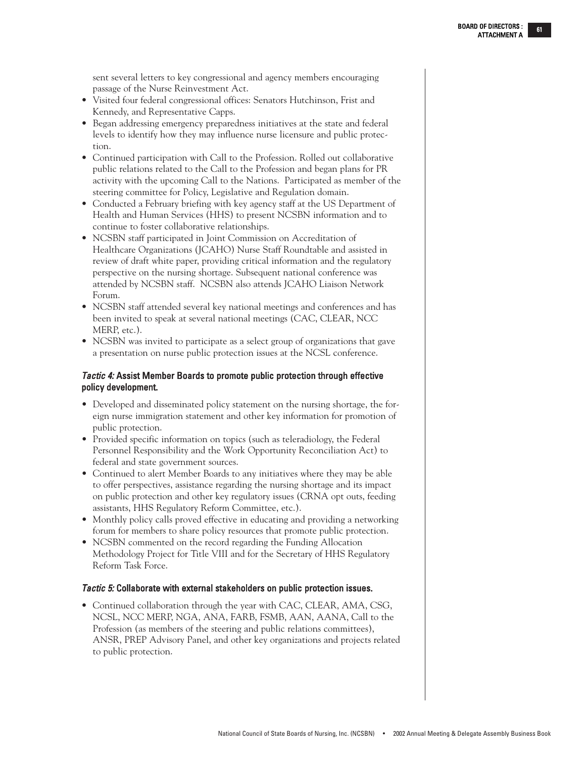sent several letters to key congressional and agency members encouraging passage of the Nurse Reinvestment Act.

- Visited four federal congressional offices: Senators Hutchinson, Frist and Kennedy, and Representative Capps.
- Began addressing emergency preparedness initiatives at the state and federal levels to identify how they may influence nurse licensure and public protection.
- Continued participation with Call to the Profession. Rolled out collaborative public relations related to the Call to the Profession and began plans for PR activity with the upcoming Call to the Nations. Participated as member of the steering committee for Policy, Legislative and Regulation domain.
- Conducted a February briefing with key agency staff at the US Department of Health and Human Services (HHS) to present NCSBN information and to continue to foster collaborative relationships.
- NCSBN staff participated in Joint Commission on Accreditation of Healthcare Organizations (JCAHO) Nurse Staff Roundtable and assisted in review of draft white paper, providing critical information and the regulatory perspective on the nursing shortage. Subsequent national conference was attended by NCSBN staff. NCSBN also attends JCAHO Liaison Network Forum.
- NCSBN staff attended several key national meetings and conferences and has been invited to speak at several national meetings (CAC, CLEAR, NCC MERP, etc.).
- NCSBN was invited to participate as a select group of organizations that gave a presentation on nurse public protection issues at the NCSL conference.

### *Tactic 4:* Assist Member Boards to promote public protection through effective policy development.

- Developed and disseminated policy statement on the nursing shortage, the foreign nurse immigration statement and other key information for promotion of public protection.
- Provided specific information on topics (such as teleradiology, the Federal Personnel Responsibility and the Work Opportunity Reconciliation Act) to federal and state government sources.
- Continued to alert Member Boards to any initiatives where they may be able to offer perspectives, assistance regarding the nursing shortage and its impact on public protection and other key regulatory issues (CRNA opt outs, feeding assistants, HHS Regulatory Reform Committee, etc.).
- Monthly policy calls proved effective in educating and providing a networking forum for members to share policy resources that promote public protection.
- NCSBN commented on the record regarding the Funding Allocation Methodology Project for Title VIII and for the Secretary of HHS Regulatory Reform Task Force.

### *Tactic 5:* Collaborate with external stakeholders on public protection issues.

- Continued collaboration through the year with CAC, CLEAR, AMA, CSG, NCSL, NCC MERP, NGA, ANA, FARB, FSMB, AAN, AANA, Call to the Profession (as members of the steering and public relations committees), ANSR, PREP Advisory Panel, and other key organizations and projects related to public protection.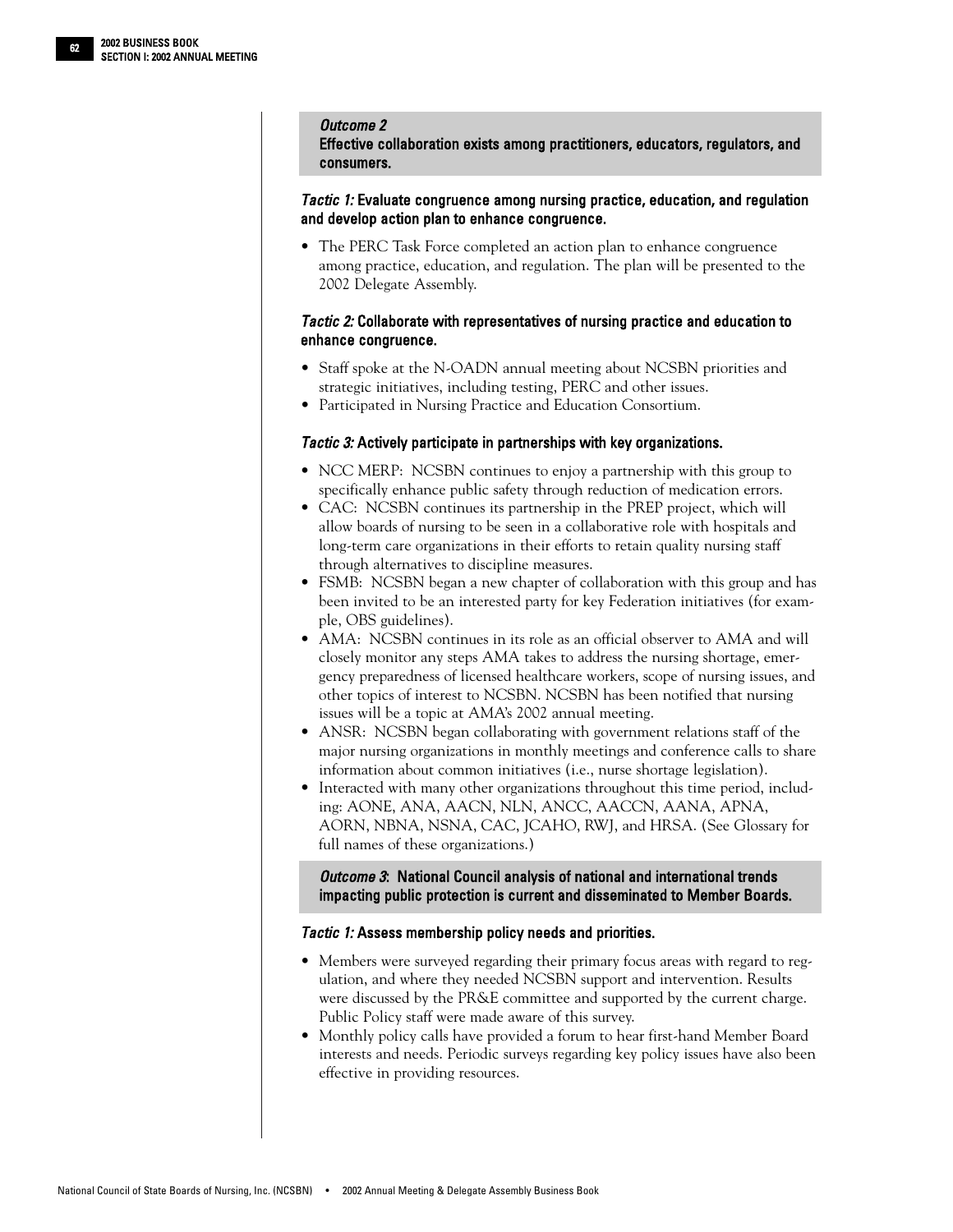### *Outcome 2*
**Effective collaboration exists among practitioners, educators, regulators, and consumers.**

#### *Tactic 1:* Evaluate congruence among nursing practice, education, and regulation and develop action plan to enhance congruence.

- The PERC Task Force completed an action plan to enhance congruence among practice, education, and regulation. The plan will be presented to the 2002 Delegate Assembly.

#### *Tactic 2:* Collaborate with representatives of nursing practice and education to enhance congruence.

- Staff spoke at the N-OADN annual meeting about NCSBN priorities and strategic initiatives, including testing, PERC and other issues.
- Participated in Nursing Practice and Education Consortium.

#### *Tactic 3:* Actively participate in partnerships with key organizations.

- NCC MERP: NCSBN continues to enjoy a partnership with this group to specifically enhance public safety through reduction of medication errors.
- CAC: NCSBN continues its partnership in the PREP project, which will allow boards of nursing to be seen in a collaborative role with hospitals and long-term care organizations in their efforts to retain quality nursing staff through alternatives to discipline measures.
- FSMB: NCSBN began a new chapter of collaboration with this group and has been invited to be an interested party for key Federation initiatives (for example, OBS guidelines).
- AMA: NCSBN continues in its role as an official observer to AMA and will closely monitor any steps AMA takes to address the nursing shortage, emergency preparedness of licensed healthcare workers, scope of nursing issues, and other topics of interest to NCSBN. NCSBN has been notified that nursing issues will be a topic at AMA's 2002 annual meeting.
- ANSR: NCSBN began collaborating with government relations staff of the major nursing organizations in monthly meetings and conference calls to share information about common initiatives (i.e., nurse shortage legislation).
- Interacted with many other organizations throughout this time period, including: AONE, ANA, AACN, NLN, ANCC, AACCN, AANA, APNA, AORN, NBNA, NSNA, CAC, JCAHO, RWJ, and HRSA. (See Glossary for full names of these organizations.)

### *Outcome 3*: National Council analysis of national and international trends impacting public protection is current and disseminated to Member Boards.

#### *Tactic 1:* Assess membership policy needs and priorities.

- Members were surveyed regarding their primary focus areas with regard to regulation, and where they needed NCSBN support and intervention. Results were discussed by the PR&E committee and supported by the current charge. Public Policy staff were made aware of this survey.
- Monthly policy calls have provided a forum to hear first-hand Member Board interests and needs. Periodic surveys regarding key policy issues have also been effective in providing resources.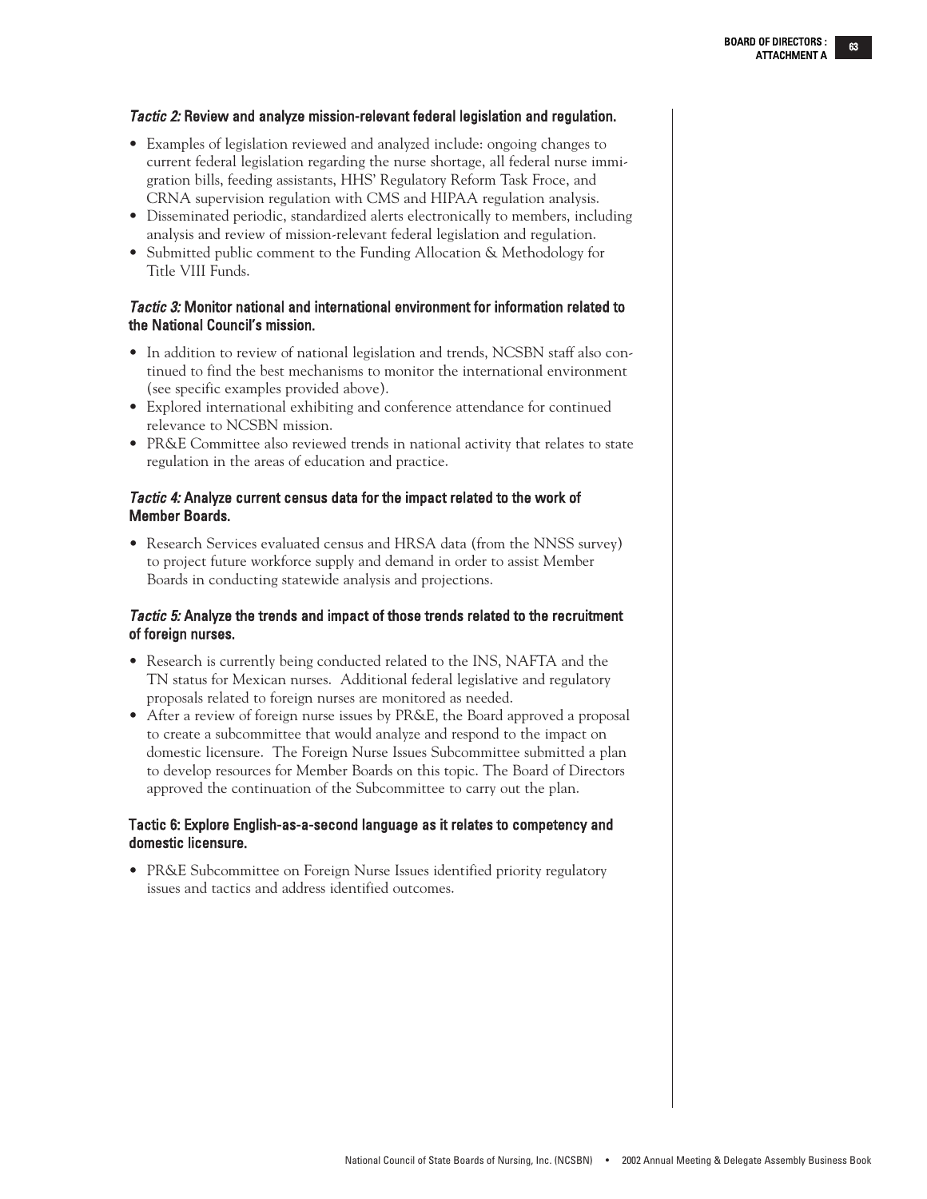*Tactic 2:* **Review and analyze mission-relevant federal legislation and regulation.**

- Examples of legislation reviewed and analyzed include: ongoing changes to current federal legislation regarding the nurse shortage, all federal nurse immigration bills, feeding assistants, HHS' Regulatory Reform Task Froce, and CRNA supervision regulation with CMS and HIPAA regulation analysis.
- Disseminated periodic, standardized alerts electronically to members, including analysis and review of mission-relevant federal legislation and regulation.
- Submitted public comment to the Funding Allocation & Methodology for Title VIII Funds.

*Tactic 3:* **Monitor national and international environment for information related to the National Council's mission.**

- In addition to review of national legislation and trends, NCSBN staff also continued to find the best mechanisms to monitor the international environment (see specific examples provided above).
- Explored international exhibiting and conference attendance for continued relevance to NCSBN mission.
- PR&E Committee also reviewed trends in national activity that relates to state regulation in the areas of education and practice.

*Tactic 4:* **Analyze current census data for the impact related to the work of Member Boards.**

- Research Services evaluated census and HRSA data (from the NNSS survey) to project future workforce supply and demand in order to assist Member Boards in conducting statewide analysis and projections.

*Tactic 5:* **Analyze the trends and impact of those trends related to the recruitment of foreign nurses.**

- Research is currently being conducted related to the INS, NAFTA and the TN status for Mexican nurses. Additional federal legislative and regulatory proposals related to foreign nurses are monitored as needed.
- After a review of foreign nurse issues by PR&E, the Board approved a proposal to create a subcommittee that would analyze and respond to the impact on domestic licensure. The Foreign Nurse Issues Subcommittee submitted a plan to develop resources for Member Boards on this topic. The Board of Directors approved the continuation of the Subcommittee to carry out the plan.

**Tactic 6: Explore English-as-a-second language as it relates to competency and domestic licensure.**

- PR&E Subcommittee on Foreign Nurse Issues identified priority regulatory issues and tactics and address identified outcomes.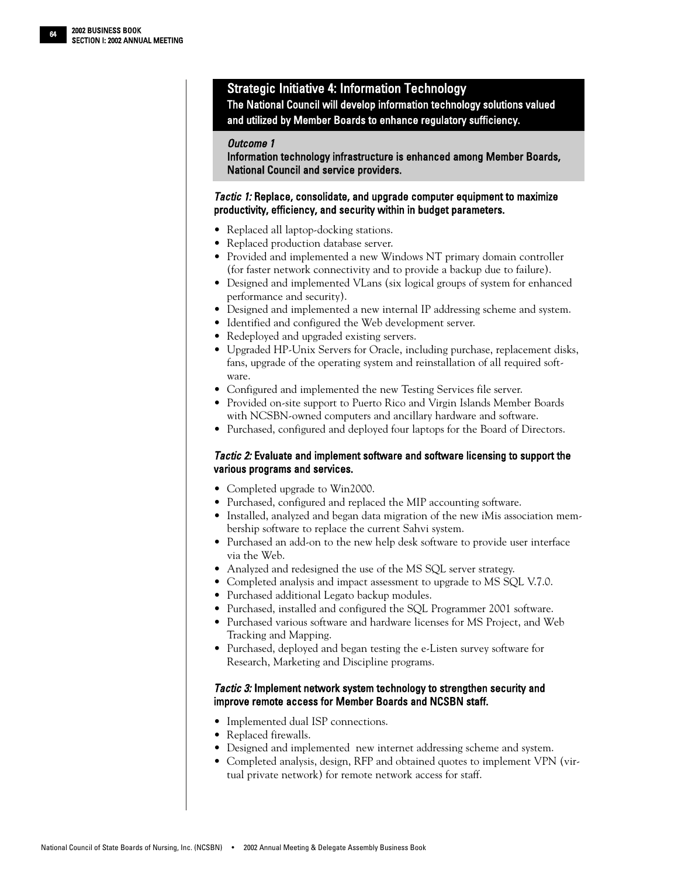## Strategic Initiative 4: Information Technology

**The National Council will develop information technology solutions valued and utilized by Member Boards to enhance regulatory sufficiency.**

### *Outcome 1*

**Information technology infrastructure is enhanced among Member Boards, National Council and service providers.**

#### *Tactic 1:* Replace, consolidate, and upgrade computer equipment to maximize productivity, efficiency, and security within in budget parameters.

- Replaced all laptop-docking stations.
- Replaced production database server.
- Provided and implemented a new Windows NT primary domain controller (for faster network connectivity and to provide a backup due to failure).
- Designed and implemented VLans (six logical groups of system for enhanced performance and security).
- Designed and implemented a new internal IP addressing scheme and system.
- Identified and configured the Web development server.
- Redeployed and upgraded existing servers.
- Upgraded HP-Unix Servers for Oracle, including purchase, replacement disks, fans, upgrade of the operating system and reinstallation of all required software.
- Configured and implemented the new Testing Services file server.
- Provided on-site support to Puerto Rico and Virgin Islands Member Boards with NCSBN-owned computers and ancillary hardware and software.
- Purchased, configured and deployed four laptops for the Board of Directors.

#### *Tactic 2:* Evaluate and implement software and software licensing to support the various programs and services.

- Completed upgrade to Win2000.
- Purchased, configured and replaced the MIP accounting software.
- Installed, analyzed and began data migration of the new iMis association membership software to replace the current Sahvi system.
- Purchased an add-on to the new help desk software to provide user interface via the Web.
- Analyzed and redesigned the use of the MS SQL server strategy.
- Completed analysis and impact assessment to upgrade to MS SQL V.7.0.
- Purchased additional Legato backup modules.
- Purchased, installed and configured the SQL Programmer 2001 software.
- Purchased various software and hardware licenses for MS Project, and Web Tracking and Mapping.
- Purchased, deployed and began testing the e-Listen survey software for Research, Marketing and Discipline programs.

#### *Tactic 3:* Implement network system technology to strengthen security and improve remote access for Member Boards and NCSBN staff.

- Implemented dual ISP connections.
- Replaced firewalls.
- Designed and implemented new internet addressing scheme and system.
- Completed analysis, design, RFP and obtained quotes to implement VPN (virtual private network) for remote network access for staff.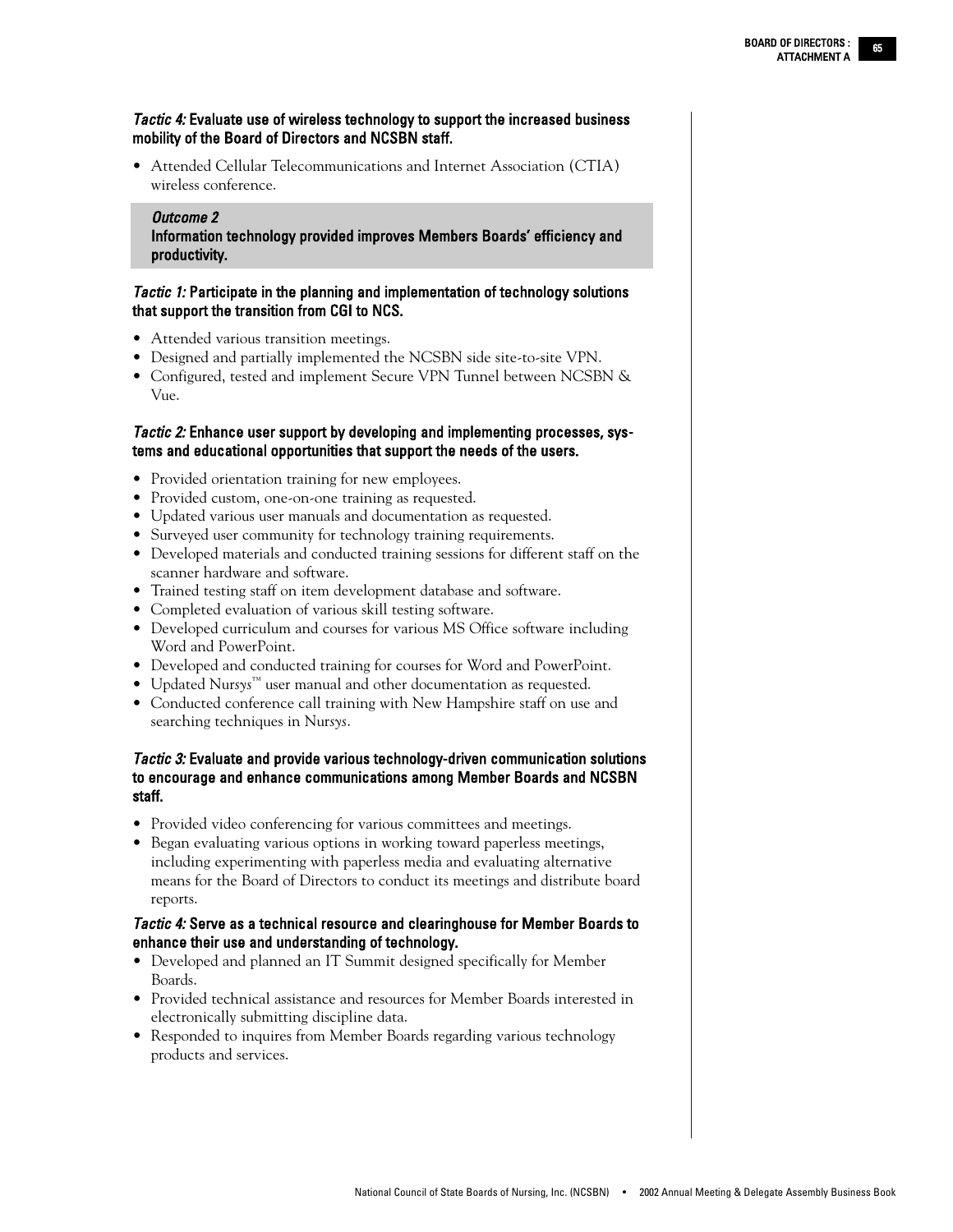***Tactic 4:* Evaluate use of wireless technology to support the increased business mobility of the Board of Directors and NCSBN staff.**

- Attended Cellular Telecommunications and Internet Association (CTIA) wireless conference.

### *Outcome 2*
### Information technology provided improves Members Boards' efficiency and productivity.

***Tactic 1:* Participate in the planning and implementation of technology solutions that support the transition from CGI to NCS.**

- Attended various transition meetings.
- Designed and partially implemented the NCSBN side site-to-site VPN.
- Configured, tested and implement Secure VPN Tunnel between NCSBN & Vue.

***Tactic 2:* Enhance user support by developing and implementing processes, systems and educational opportunities that support the needs of the users.**

- Provided orientation training for new employees.
- Provided custom, one-on-one training as requested.
- Updated various user manuals and documentation as requested.
- Surveyed user community for technology training requirements.
- Developed materials and conducted training sessions for different staff on the scanner hardware and software.
- Trained testing staff on item development database and software.
- Completed evaluation of various skill testing software.
- Developed curriculum and courses for various MS Office software including Word and PowerPoint.
- Developed and conducted training for courses for Word and PowerPoint.
- Updated Nur*sys*™ user manual and other documentation as requested.
- Conducted conference call training with New Hampshire staff on use and searching techniques in Nur*sys*.

***Tactic 3:* Evaluate and provide various technology-driven communication solutions to encourage and enhance communications among Member Boards and NCSBN staff.**

- Provided video conferencing for various committees and meetings.
- Began evaluating various options in working toward paperless meetings, including experimenting with paperless media and evaluating alternative means for the Board of Directors to conduct its meetings and distribute board reports.

***Tactic 4:* Serve as a technical resource and clearinghouse for Member Boards to enhance their use and understanding of technology.**

- Developed and planned an IT Summit designed specifically for Member Boards.
- Provided technical assistance and resources for Member Boards interested in electronically submitting discipline data.
- Responded to inquires from Member Boards regarding various technology products and services.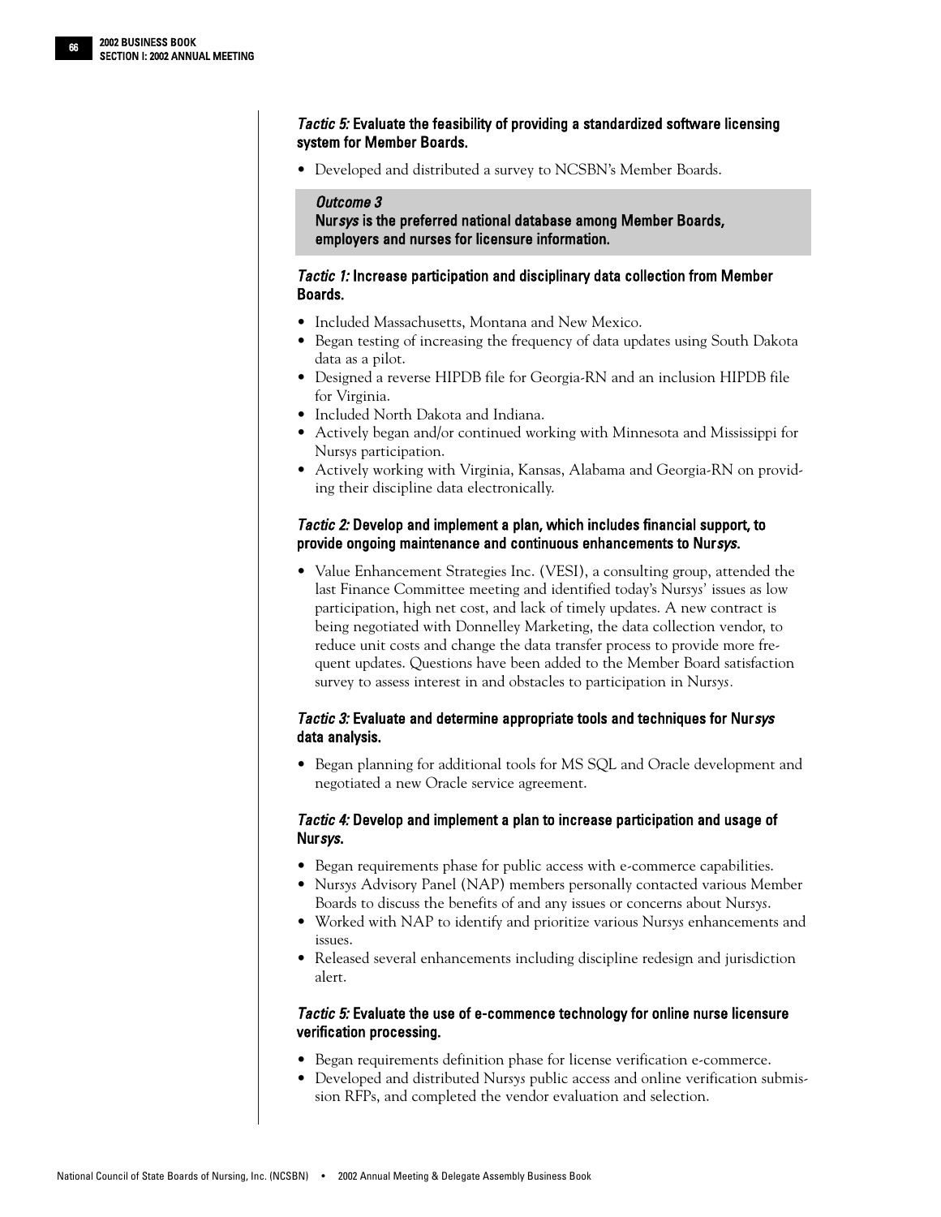### *Tactic 5:* Evaluate the feasibility of providing a standardized software licensing system for Member Boards.

- Developed and distributed a survey to NCSBN's Member Boards.

## *Outcome 3*
## Nur*sys* is the preferred national database among Member Boards, employers and nurses for licensure information.

### *Tactic 1:* Increase participation and disciplinary data collection from Member Boards.

- Included Massachusetts, Montana and New Mexico.
- Began testing of increasing the frequency of data updates using South Dakota data as a pilot.
- Designed a reverse HIPDB file for Georgia-RN and an inclusion HIPDB file for Virginia.
- Included North Dakota and Indiana.
- Actively began and/or continued working with Minnesota and Mississippi for Nursys participation.
- Actively working with Virginia, Kansas, Alabama and Georgia-RN on providing their discipline data electronically.

### *Tactic 2:* Develop and implement a plan, which includes financial support, to provide ongoing maintenance and continuous enhancements to Nur*sys*.

- Value Enhancement Strategies Inc. (VESI), a consulting group, attended the last Finance Committee meeting and identified today's Nur*sys*' issues as low participation, high net cost, and lack of timely updates. A new contract is being negotiated with Donnelley Marketing, the data collection vendor, to reduce unit costs and change the data transfer process to provide more frequent updates. Questions have been added to the Member Board satisfaction survey to assess interest in and obstacles to participation in Nur*sys*.

### *Tactic 3:* Evaluate and determine appropriate tools and techniques for Nur*sys* data analysis.

- Began planning for additional tools for MS SQL and Oracle development and negotiated a new Oracle service agreement.

### *Tactic 4:* Develop and implement a plan to increase participation and usage of Nur*sys*.

- Began requirements phase for public access with e-commerce capabilities.
- Nur*sys* Advisory Panel (NAP) members personally contacted various Member Boards to discuss the benefits of and any issues or concerns about Nur*sys*.
- Worked with NAP to identify and prioritize various Nur*sys* enhancements and issues.
- Released several enhancements including discipline redesign and jurisdiction alert.

### *Tactic 5:* Evaluate the use of e-commence technology for online nurse licensure verification processing.

- Began requirements definition phase for license verification e-commerce.
- Developed and distributed Nur*sys* public access and online verification submission RFPs, and completed the vendor evaluation and selection.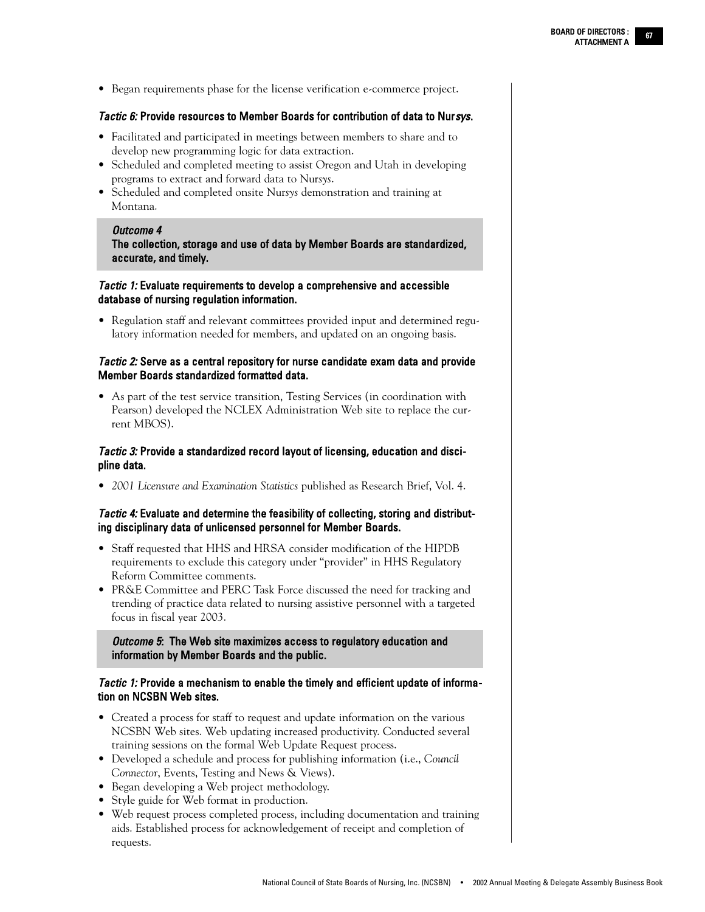- Began requirements phase for the license verification e-commerce project.

### *Tactic 6:* Provide resources to Member Boards for contribution of data to Nur*sys*.

- Facilitated and participated in meetings between members to share and to develop new programming logic for data extraction.
- Scheduled and completed meeting to assist Oregon and Utah in developing programs to extract and forward data to Nur*sys*.
- Scheduled and completed onsite Nur*sys* demonstration and training at Montana.

## *Outcome 4*
## The collection, storage and use of data by Member Boards are standardized, accurate, and timely.

### *Tactic 1:* Evaluate requirements to develop a comprehensive and accessible database of nursing regulation information.

- Regulation staff and relevant committees provided input and determined regulatory information needed for members, and updated on an ongoing basis.

### *Tactic 2:* Serve as a central repository for nurse candidate exam data and provide Member Boards standardized formatted data.

- As part of the test service transition, Testing Services (in coordination with Pearson) developed the NCLEX Administration Web site to replace the current MBOS).

### *Tactic 3:* Provide a standardized record layout of licensing, education and discipline data.

- *2001 Licensure and Examination Statistics* published as Research Brief, Vol. 4.

### *Tactic 4:* Evaluate and determine the feasibility of collecting, storing and distributing disciplinary data of unlicensed personnel for Member Boards.

- Staff requested that HHS and HRSA consider modification of the HIPDB requirements to exclude this category under "provider" in HHS Regulatory Reform Committee comments.
- PR&E Committee and PERC Task Force discussed the need for tracking and trending of practice data related to nursing assistive personnel with a targeted focus in fiscal year 2003.

## *Outcome 5*: The Web site maximizes access to regulatory education and information by Member Boards and the public.

### *Tactic 1:* Provide a mechanism to enable the timely and efficient update of information on NCSBN Web sites.

- Created a process for staff to request and update information on the various NCSBN Web sites. Web updating increased productivity. Conducted several training sessions on the formal Web Update Request process.
- Developed a schedule and process for publishing information (i.e., *Council Connector*, Events, Testing and News & Views).
- Began developing a Web project methodology.
- Style guide for Web format in production.
- Web request process completed process, including documentation and training aids. Established process for acknowledgement of receipt and completion of requests.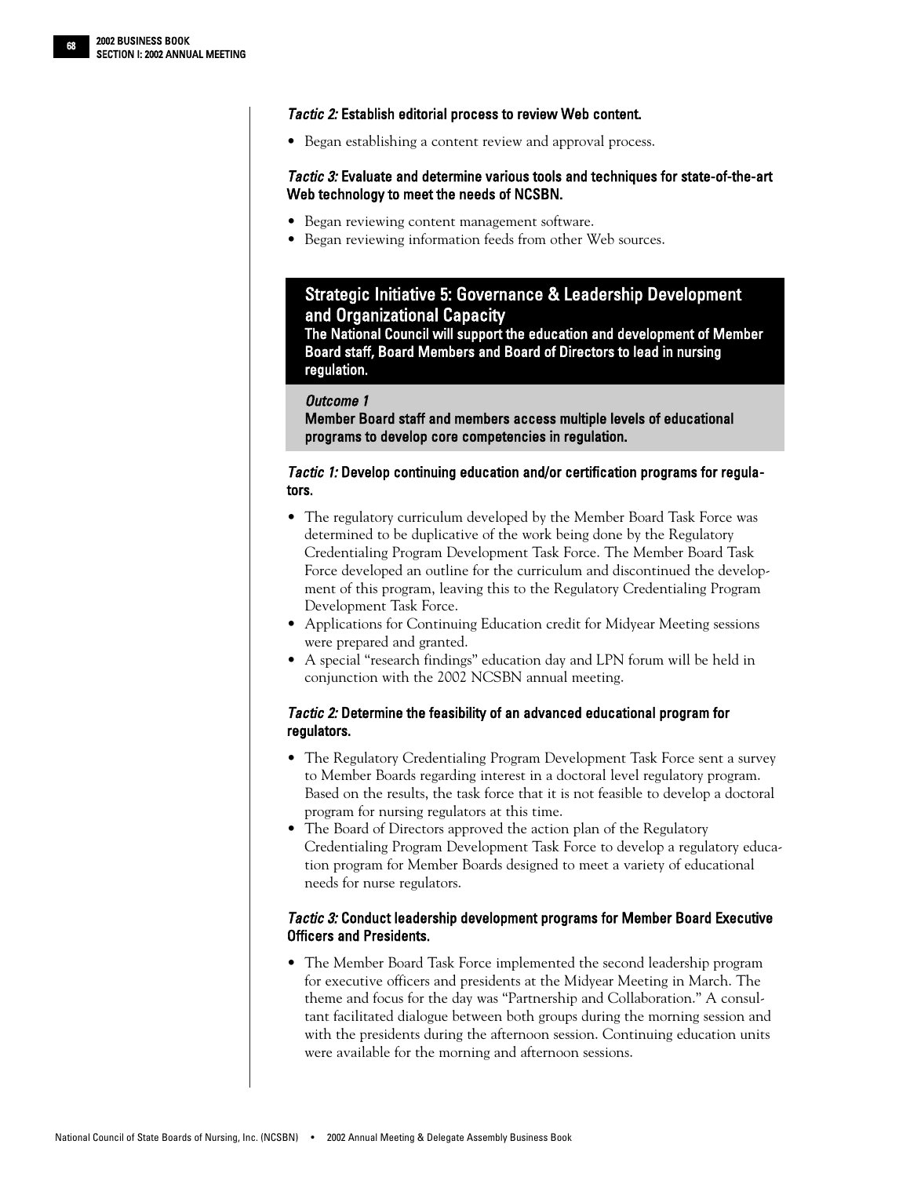***Tactic 2:* Establish editorial process to review Web content.**

- Began establishing a content review and approval process.

***Tactic 3:* Evaluate and determine various tools and techniques for state-of-the-art Web technology to meet the needs of NCSBN.**

- Began reviewing content management software.
- Began reviewing information feeds from other Web sources.

## Strategic Initiative 5: Governance & Leadership Development and Organizational Capacity

**The National Council will support the education and development of Member Board staff, Board Members and Board of Directors to lead in nursing regulation.**

### *Outcome 1*

**Member Board staff and members access multiple levels of educational programs to develop core competencies in regulation.**

***Tactic 1:* Develop continuing education and/or certification programs for regulators.**

- The regulatory curriculum developed by the Member Board Task Force was determined to be duplicative of the work being done by the Regulatory Credentialing Program Development Task Force. The Member Board Task Force developed an outline for the curriculum and discontinued the development of this program, leaving this to the Regulatory Credentialing Program Development Task Force.
- Applications for Continuing Education credit for Midyear Meeting sessions were prepared and granted.
- A special "research findings" education day and LPN forum will be held in conjunction with the 2002 NCSBN annual meeting.

***Tactic 2:* Determine the feasibility of an advanced educational program for regulators.**

- The Regulatory Credentialing Program Development Task Force sent a survey to Member Boards regarding interest in a doctoral level regulatory program. Based on the results, the task force that it is not feasible to develop a doctoral program for nursing regulators at this time.
- The Board of Directors approved the action plan of the Regulatory Credentialing Program Development Task Force to develop a regulatory education program for Member Boards designed to meet a variety of educational needs for nurse regulators.

***Tactic 3:* Conduct leadership development programs for Member Board Executive Officers and Presidents.**

- The Member Board Task Force implemented the second leadership program for executive officers and presidents at the Midyear Meeting in March. The theme and focus for the day was "Partnership and Collaboration." A consultant facilitated dialogue between both groups during the morning session and with the presidents during the afternoon session. Continuing education units were available for the morning and afternoon sessions.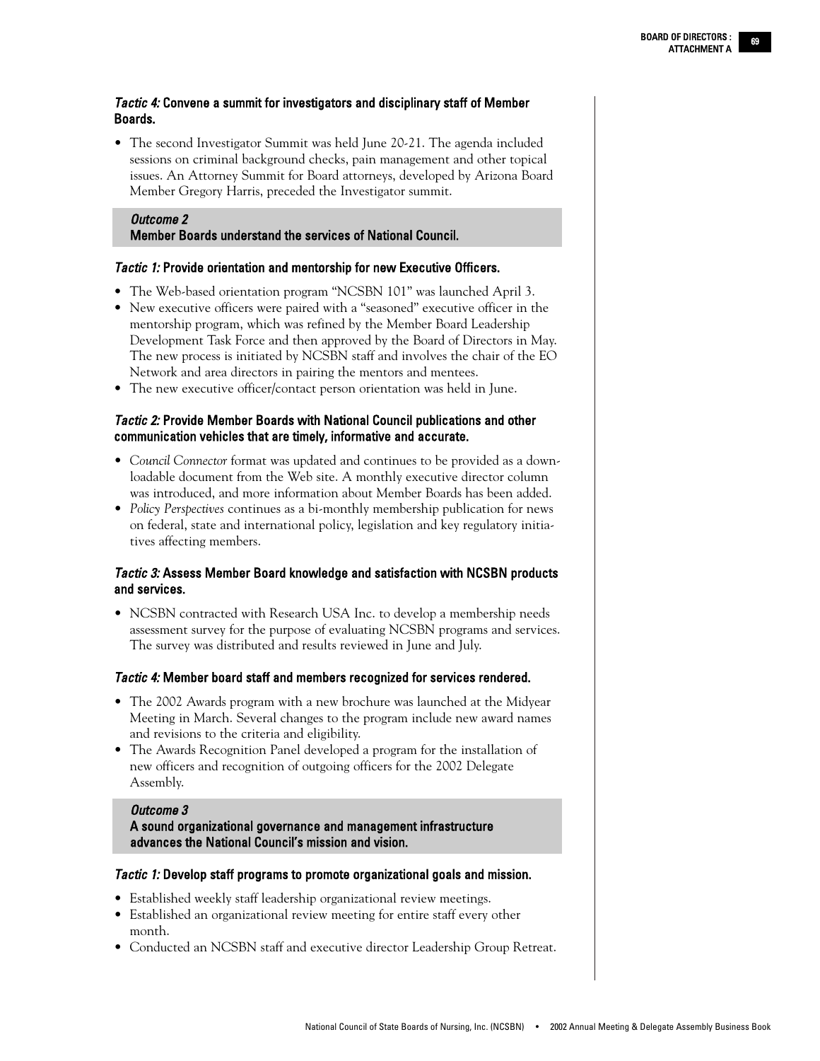#### *Tactic 4:* Convene a summit for investigators and disciplinary staff of Member Boards.

- The second Investigator Summit was held June 20-21. The agenda included sessions on criminal background checks, pain management and other topical issues. An Attorney Summit for Board attorneys, developed by Arizona Board Member Gregory Harris, preceded the Investigator summit.

### *Outcome 2*
### Member Boards understand the services of National Council.

#### *Tactic 1:* Provide orientation and mentorship for new Executive Officers.

- The Web-based orientation program "NCSBN 101" was launched April 3.
- New executive officers were paired with a "seasoned" executive officer in the mentorship program, which was refined by the Member Board Leadership Development Task Force and then approved by the Board of Directors in May. The new process is initiated by NCSBN staff and involves the chair of the EO Network and area directors in pairing the mentors and mentees.
- The new executive officer/contact person orientation was held in June.

#### *Tactic 2:* Provide Member Boards with National Council publications and other communication vehicles that are timely, informative and accurate.

- *Council Connector* format was updated and continues to be provided as a downloadable document from the Web site. A monthly executive director column was introduced, and more information about Member Boards has been added.
- *Policy Perspectives* continues as a bi-monthly membership publication for news on federal, state and international policy, legislation and key regulatory initiatives affecting members.

#### *Tactic 3:* Assess Member Board knowledge and satisfaction with NCSBN products and services.

- NCSBN contracted with Research USA Inc. to develop a membership needs assessment survey for the purpose of evaluating NCSBN programs and services. The survey was distributed and results reviewed in June and July.

#### *Tactic 4:* Member board staff and members recognized for services rendered.

- The 2002 Awards program with a new brochure was launched at the Midyear Meeting in March. Several changes to the program include new award names and revisions to the criteria and eligibility.
- The Awards Recognition Panel developed a program for the installation of new officers and recognition of outgoing officers for the 2002 Delegate Assembly.

### *Outcome 3*
### A sound organizational governance and management infrastructure advances the National Council's mission and vision.

#### *Tactic 1:* Develop staff programs to promote organizational goals and mission.

- Established weekly staff leadership organizational review meetings.
- Established an organizational review meeting for entire staff every other month.
- Conducted an NCSBN staff and executive director Leadership Group Retreat.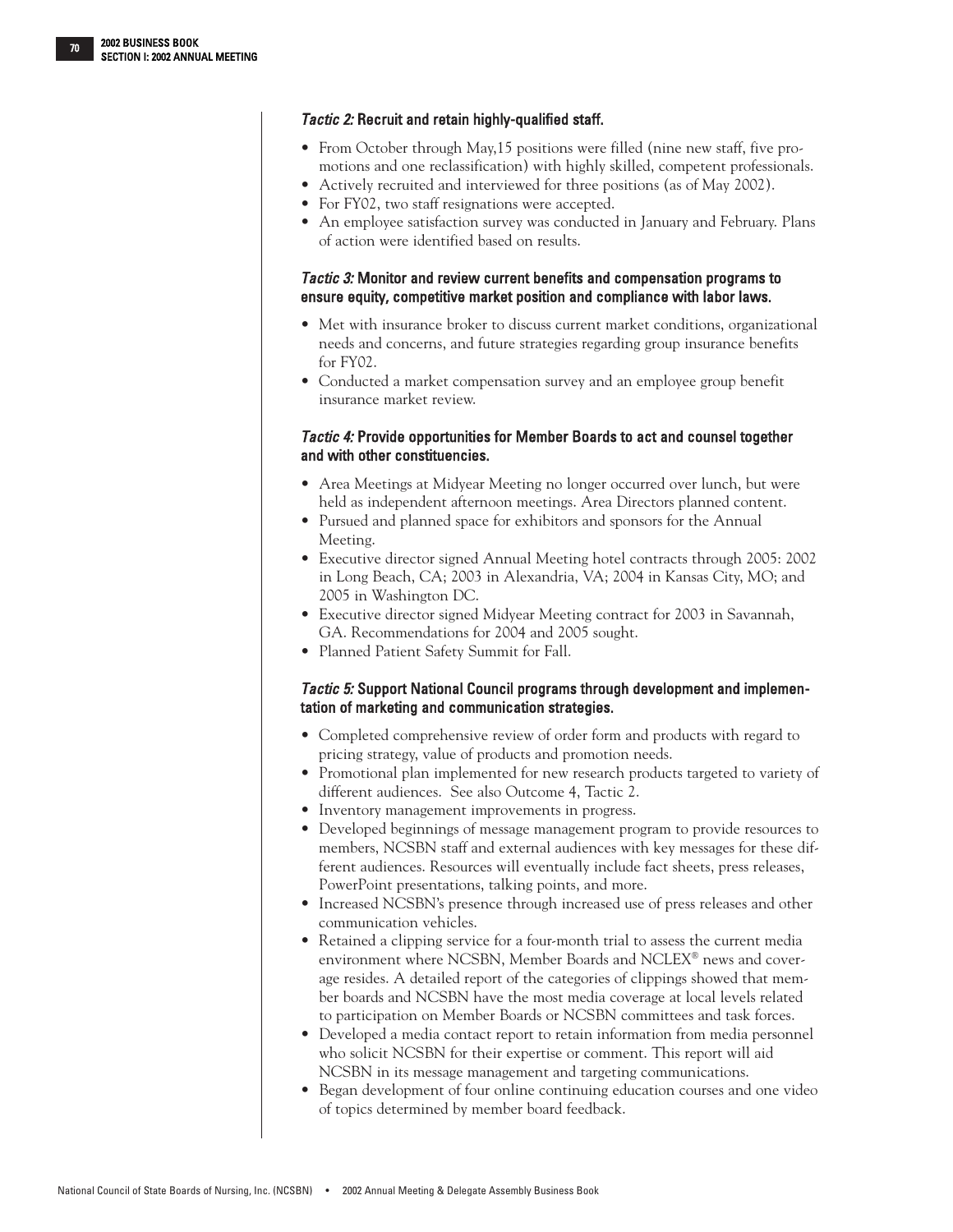### *Tactic 2:* Recruit and retain highly-qualified staff.

- From October through May,15 positions were filled (nine new staff, five promotions and one reclassification) with highly skilled, competent professionals.
- Actively recruited and interviewed for three positions (as of May 2002).
- For FY02, two staff resignations were accepted.
- An employee satisfaction survey was conducted in January and February. Plans of action were identified based on results.

### *Tactic 3:* Monitor and review current benefits and compensation programs to ensure equity, competitive market position and compliance with labor laws.

- Met with insurance broker to discuss current market conditions, organizational needs and concerns, and future strategies regarding group insurance benefits for FY02.
- Conducted a market compensation survey and an employee group benefit insurance market review.

### *Tactic 4:* Provide opportunities for Member Boards to act and counsel together and with other constituencies.

- Area Meetings at Midyear Meeting no longer occurred over lunch, but were held as independent afternoon meetings. Area Directors planned content.
- Pursued and planned space for exhibitors and sponsors for the Annual Meeting.
- Executive director signed Annual Meeting hotel contracts through 2005: 2002 in Long Beach, CA; 2003 in Alexandria, VA; 2004 in Kansas City, MO; and 2005 in Washington DC.
- Executive director signed Midyear Meeting contract for 2003 in Savannah, GA. Recommendations for 2004 and 2005 sought.
- Planned Patient Safety Summit for Fall.

### *Tactic 5:* Support National Council programs through development and implementation of marketing and communication strategies.

- Completed comprehensive review of order form and products with regard to pricing strategy, value of products and promotion needs.
- Promotional plan implemented for new research products targeted to variety of different audiences. See also Outcome 4, Tactic 2.
- Inventory management improvements in progress.
- Developed beginnings of message management program to provide resources to members, NCSBN staff and external audiences with key messages for these different audiences. Resources will eventually include fact sheets, press releases, PowerPoint presentations, talking points, and more.
- Increased NCSBN's presence through increased use of press releases and other communication vehicles.
- Retained a clipping service for a four-month trial to assess the current media environment where NCSBN, Member Boards and NCLEX® news and coverage resides. A detailed report of the categories of clippings showed that member boards and NCSBN have the most media coverage at local levels related to participation on Member Boards or NCSBN committees and task forces.
- Developed a media contact report to retain information from media personnel who solicit NCSBN for their expertise or comment. This report will aid NCSBN in its message management and targeting communications.
- Began development of four online continuing education courses and one video of topics determined by member board feedback.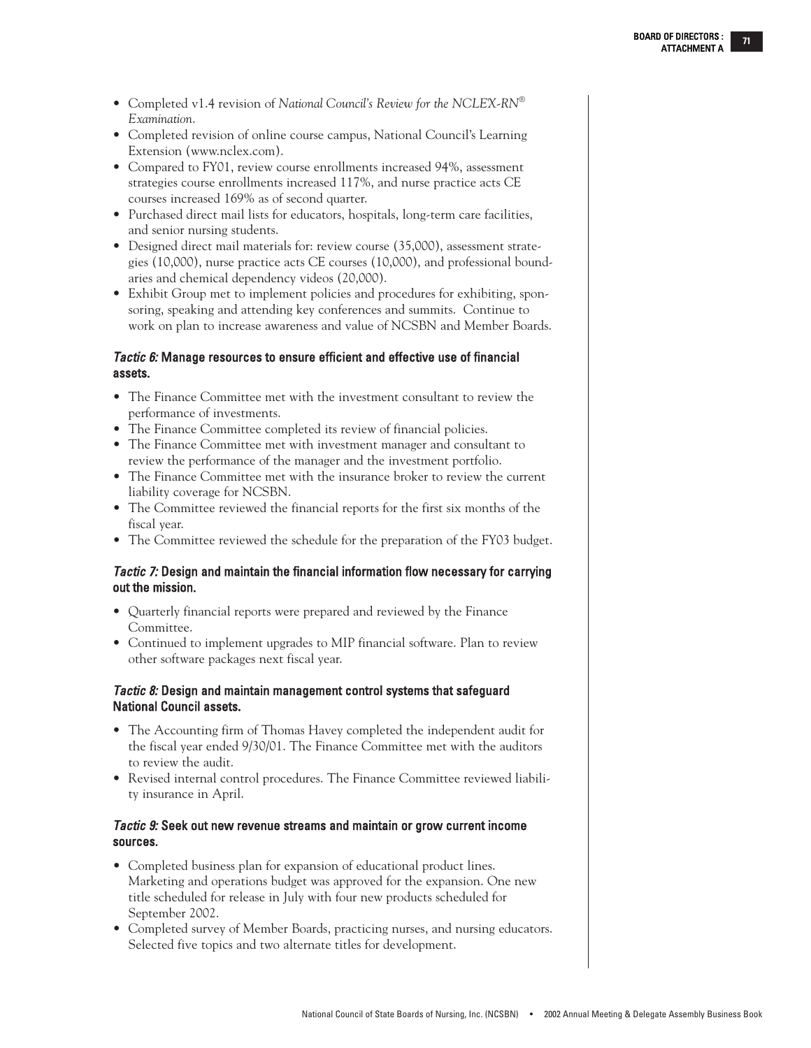- Completed v1.4 revision of *National Council's Review for the NCLEX-RN® Examination*.
- Completed revision of online course campus, National Council's Learning Extension (www.nclex.com).
- Compared to FY01, review course enrollments increased 94%, assessment strategies course enrollments increased 117%, and nurse practice acts CE courses increased 169% as of second quarter.
- Purchased direct mail lists for educators, hospitals, long-term care facilities, and senior nursing students.
- Designed direct mail materials for: review course (35,000), assessment strategies (10,000), nurse practice acts CE courses (10,000), and professional boundaries and chemical dependency videos (20,000).
- Exhibit Group met to implement policies and procedures for exhibiting, sponsoring, speaking and attending key conferences and summits. Continue to work on plan to increase awareness and value of NCSBN and Member Boards.

### *Tactic 6:* Manage resources to ensure efficient and effective use of financial assets.

- The Finance Committee met with the investment consultant to review the performance of investments.
- The Finance Committee completed its review of financial policies.
- The Finance Committee met with investment manager and consultant to review the performance of the manager and the investment portfolio.
- The Finance Committee met with the insurance broker to review the current liability coverage for NCSBN.
- The Committee reviewed the financial reports for the first six months of the fiscal year.
- The Committee reviewed the schedule for the preparation of the FY03 budget.

### *Tactic 7:* Design and maintain the financial information flow necessary for carrying out the mission.

- Quarterly financial reports were prepared and reviewed by the Finance Committee.
- Continued to implement upgrades to MIP financial software. Plan to review other software packages next fiscal year.

### *Tactic 8:* Design and maintain management control systems that safeguard National Council assets.

- The Accounting firm of Thomas Havey completed the independent audit for the fiscal year ended 9/30/01. The Finance Committee met with the auditors to review the audit.
- Revised internal control procedures. The Finance Committee reviewed liability insurance in April.

### *Tactic 9:* Seek out new revenue streams and maintain or grow current income sources.

- Completed business plan for expansion of educational product lines. Marketing and operations budget was approved for the expansion. One new title scheduled for release in July with four new products scheduled for September 2002.
- Completed survey of Member Boards, practicing nurses, and nursing educators. Selected five topics and two alternate titles for development.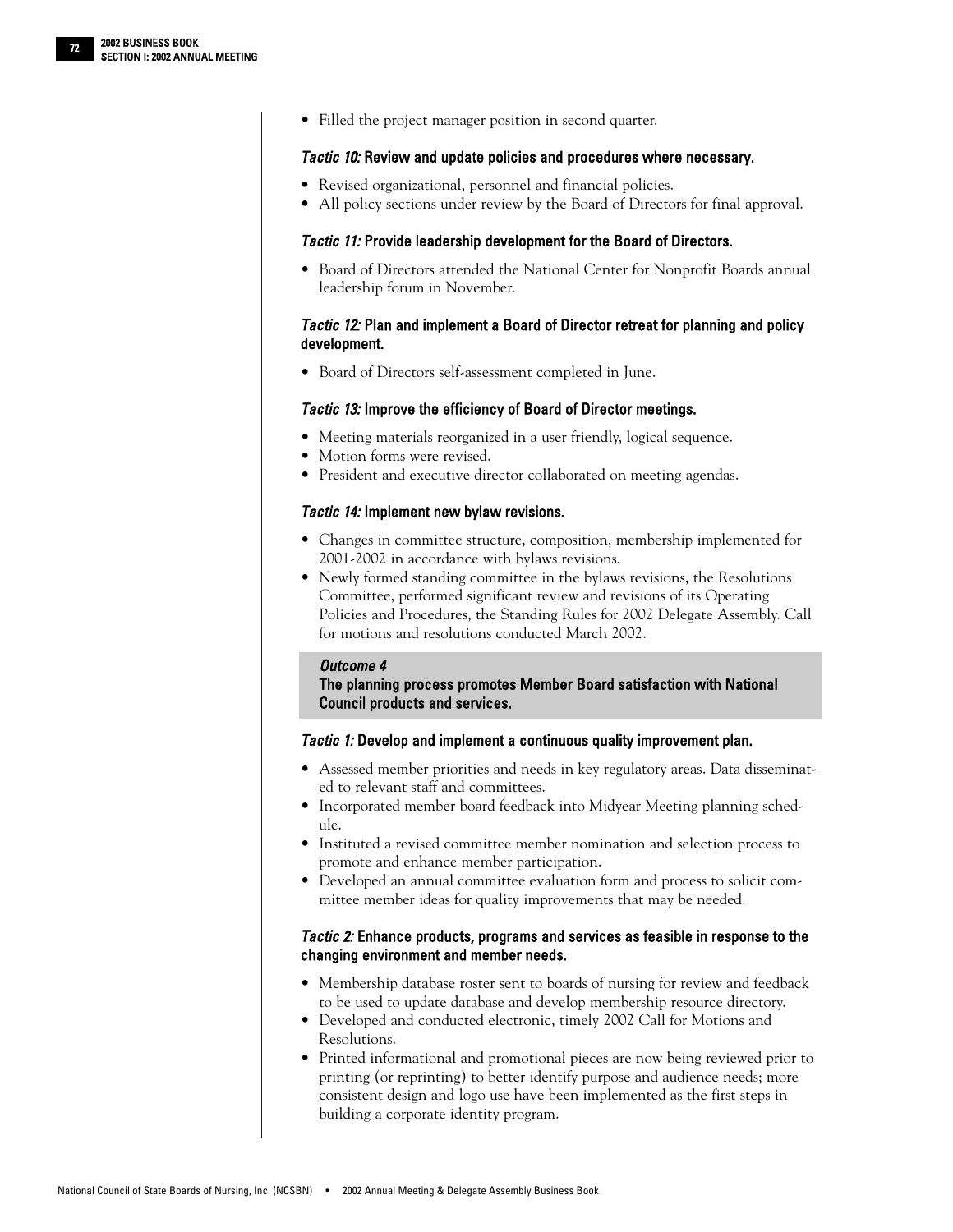- Filled the project manager position in second quarter.

#### *Tactic 10:* Review and update policies and procedures where necessary.

- Revised organizational, personnel and financial policies.
- All policy sections under review by the Board of Directors for final approval.

#### *Tactic 11:* Provide leadership development for the Board of Directors.

- Board of Directors attended the National Center for Nonprofit Boards annual leadership forum in November.

#### *Tactic 12:* Plan and implement a Board of Director retreat for planning and policy development.

- Board of Directors self-assessment completed in June.

#### *Tactic 13:* Improve the efficiency of Board of Director meetings.

- Meeting materials reorganized in a user friendly, logical sequence.
- Motion forms were revised.
- President and executive director collaborated on meeting agendas.

#### *Tactic 14:* Implement new bylaw revisions.

- Changes in committee structure, composition, membership implemented for 2001-2002 in accordance with bylaws revisions.
- Newly formed standing committee in the bylaws revisions, the Resolutions Committee, performed significant review and revisions of its Operating Policies and Procedures, the Standing Rules for 2002 Delegate Assembly. Call for motions and resolutions conducted March 2002.

### *Outcome 4*
### The planning process promotes Member Board satisfaction with National Council products and services.

#### *Tactic 1:* Develop and implement a continuous quality improvement plan.

- Assessed member priorities and needs in key regulatory areas. Data disseminated to relevant staff and committees.
- Incorporated member board feedback into Midyear Meeting planning schedule.
- Instituted a revised committee member nomination and selection process to promote and enhance member participation.
- Developed an annual committee evaluation form and process to solicit committee member ideas for quality improvements that may be needed.

#### *Tactic 2:* Enhance products, programs and services as feasible in response to the changing environment and member needs.

- Membership database roster sent to boards of nursing for review and feedback to be used to update database and develop membership resource directory.
- Developed and conducted electronic, timely 2002 Call for Motions and Resolutions.
- Printed informational and promotional pieces are now being reviewed prior to printing (or reprinting) to better identify purpose and audience needs; more consistent design and logo use have been implemented as the first steps in building a corporate identity program.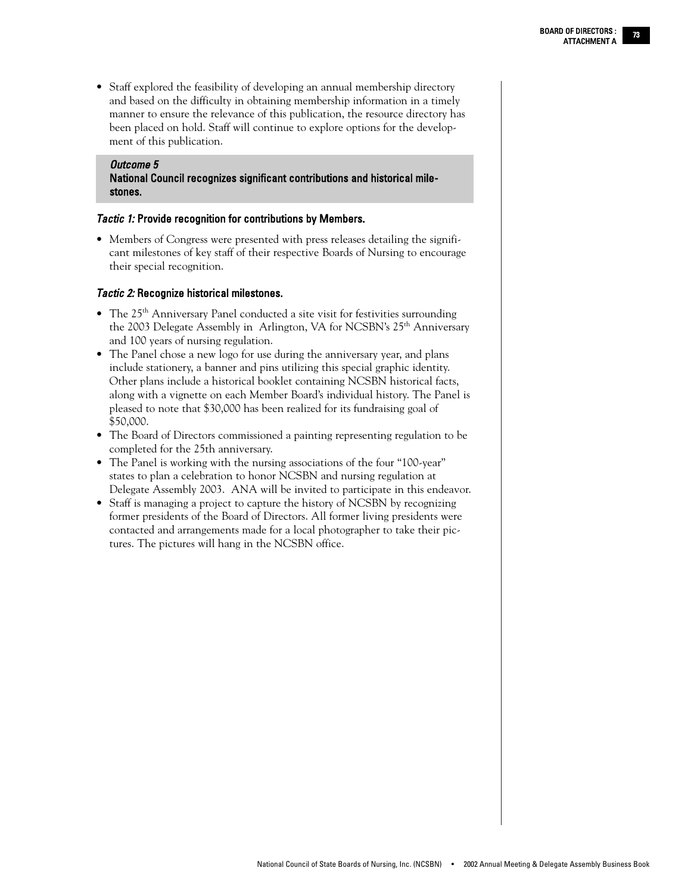- Staff explored the feasibility of developing an annual membership directory and based on the difficulty in obtaining membership information in a timely manner to ensure the relevance of this publication, the resource directory has been placed on hold. Staff will continue to explore options for the development of this publication.

### *Outcome 5*
### National Council recognizes significant contributions and historical milestones.

#### *Tactic 1:* Provide recognition for contributions by Members.

- Members of Congress were presented with press releases detailing the significant milestones of key staff of their respective Boards of Nursing to encourage their special recognition.

#### *Tactic 2:* Recognize historical milestones.

- The 25th Anniversary Panel conducted a site visit for festivities surrounding the 2003 Delegate Assembly in Arlington, VA for NCSBN's 25th Anniversary and 100 years of nursing regulation.
- The Panel chose a new logo for use during the anniversary year, and plans include stationery, a banner and pins utilizing this special graphic identity. Other plans include a historical booklet containing NCSBN historical facts, along with a vignette on each Member Board's individual history. The Panel is pleased to note that $30,000 has been realized for its fundraising goal of $50,000.
- The Board of Directors commissioned a painting representing regulation to be completed for the 25th anniversary.
- The Panel is working with the nursing associations of the four "100-year" states to plan a celebration to honor NCSBN and nursing regulation at Delegate Assembly 2003. ANA will be invited to participate in this endeavor.
- Staff is managing a project to capture the history of NCSBN by recognizing former presidents of the Board of Directors. All former living presidents were contacted and arrangements made for a local photographer to take their pictures. The pictures will hang in the NCSBN office.